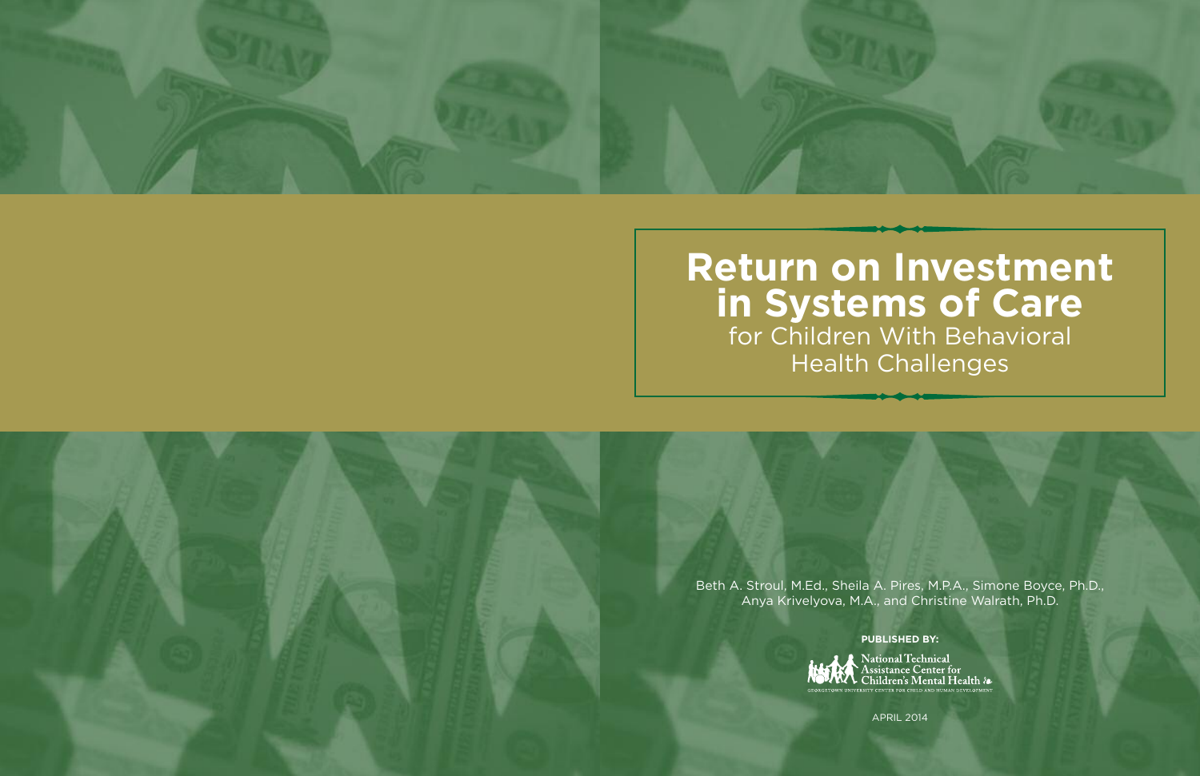# Return on Investment in Systems of Care

for Children With Behavioral Health Challenges

Beth A. Stroul, M.Ed., Sheila A. Pires, M.P.A., Simone Boyce, Ph.D., Anya Krivelyova, M.A., and Christine Walrath, Ph.D.

**PUBLISHED BY:**

National Technical Assistance Center for Children's Mental Health

GEORGETOWN UNIVERSITY CENTER FOR CHILD AND HUMAN DEVELOPMENT

APRIL 2014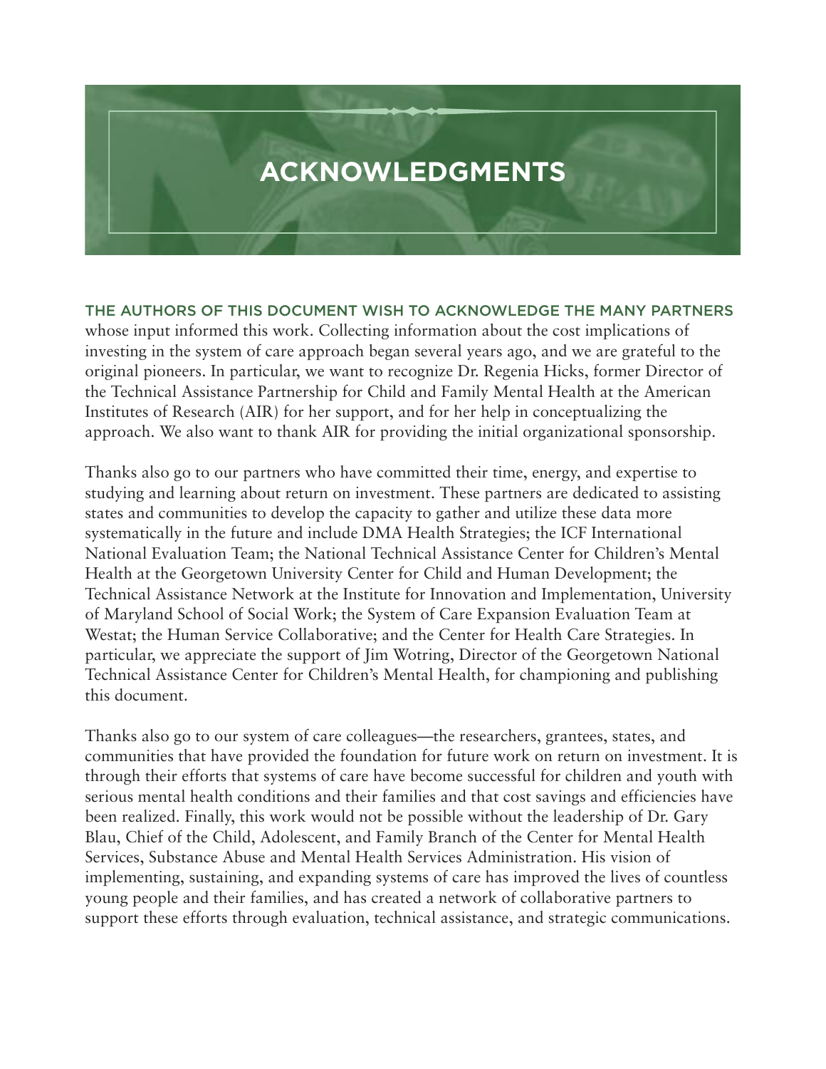# ACKNOWLEDGMENTS

THE AUTHORS OF THIS DOCUMENT WISH TO ACKNOWLEDGE THE MANY PARTNERS whose input informed this work. Collecting information about the cost implications of investing in the system of care approach began several years ago, and we are grateful to the original pioneers. In particular, we want to recognize Dr. Regenia Hicks, former Director of the Technical Assistance Partnership for Child and Family Mental Health at the American Institutes of Research (AIR) for her support, and for her help in conceptualizing the approach. We also want to thank AIR for providing the initial organizational sponsorship.

Thanks also go to our partners who have committed their time, energy, and expertise to studying and learning about return on investment. These partners are dedicated to assisting states and communities to develop the capacity to gather and utilize these data more systematically in the future and include DMA Health Strategies; the ICF International National Evaluation Team; the National Technical Assistance Center for Children's Mental Health at the Georgetown University Center for Child and Human Development; the Technical Assistance Network at the Institute for Innovation and Implementation, University of Maryland School of Social Work; the System of Care Expansion Evaluation Team at Westat; the Human Service Collaborative; and the Center for Health Care Strategies. In particular, we appreciate the support of Jim Wotring, Director of the Georgetown National Technical Assistance Center for Children's Mental Health, for championing and publishing this document.

Thanks also go to our system of care colleagues—the researchers, grantees, states, and communities that have provided the foundation for future work on return on investment. It is through their efforts that systems of care have become successful for children and youth with serious mental health conditions and their families and that cost savings and efficiencies have been realized. Finally, this work would not be possible without the leadership of Dr. Gary Blau, Chief of the Child, Adolescent, and Family Branch of the Center for Mental Health Services, Substance Abuse and Mental Health Services Administration. His vision of implementing, sustaining, and expanding systems of care has improved the lives of countless young people and their families, and has created a network of collaborative partners to support these efforts through evaluation, technical assistance, and strategic communications.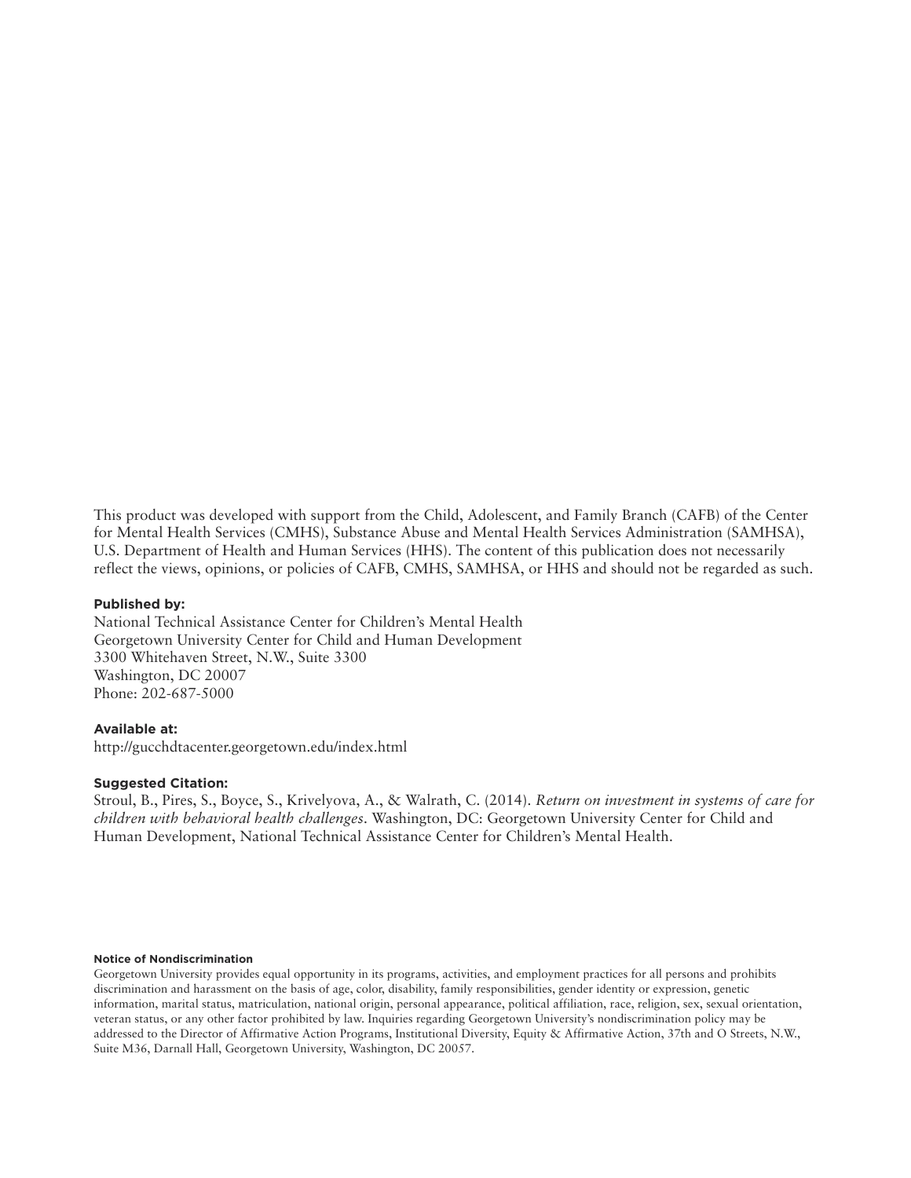This product was developed with support from the Child, Adolescent, and Family Branch (CAFB) of the Center for Mental Health Services (CMHS), Substance Abuse and Mental Health Services Administration (SAMHSA), U.S. Department of Health and Human Services (HHS). The content of this publication does not necessarily reflect the views, opinions, or policies of CAFB, CMHS, SAMHSA, or HHS and should not be regarded as such.

**Published by:**
National Technical Assistance Center for Children's Mental Health
Georgetown University Center for Child and Human Development
3300 Whitehaven Street, N.W., Suite 3300
Washington, DC 20007
Phone: 202-687-5000

**Available at:**
http://gucchdtacenter.georgetown.edu/index.html

**Suggested Citation:**
Stroul, B., Pires, S., Boyce, S., Krivelyova, A., & Walrath, C. (2014). *Return on investment in systems of care for children with behavioral health challenges*. Washington, DC: Georgetown University Center for Child and Human Development, National Technical Assistance Center for Children's Mental Health.

**Notice of Nondiscrimination**
Georgetown University provides equal opportunity in its programs, activities, and employment practices for all persons and prohibits discrimination and harassment on the basis of age, color, disability, family responsibilities, gender identity or expression, genetic information, marital status, matriculation, national origin, personal appearance, political affiliation, race, religion, sex, sexual orientation, veteran status, or any other factor prohibited by law. Inquiries regarding Georgetown University's nondiscrimination policy may be addressed to the Director of Affirmative Action Programs, Institutional Diversity, Equity & Affirmative Action, 37th and O Streets, N.W., Suite M36, Darnall Hall, Georgetown University, Washington, DC 20057.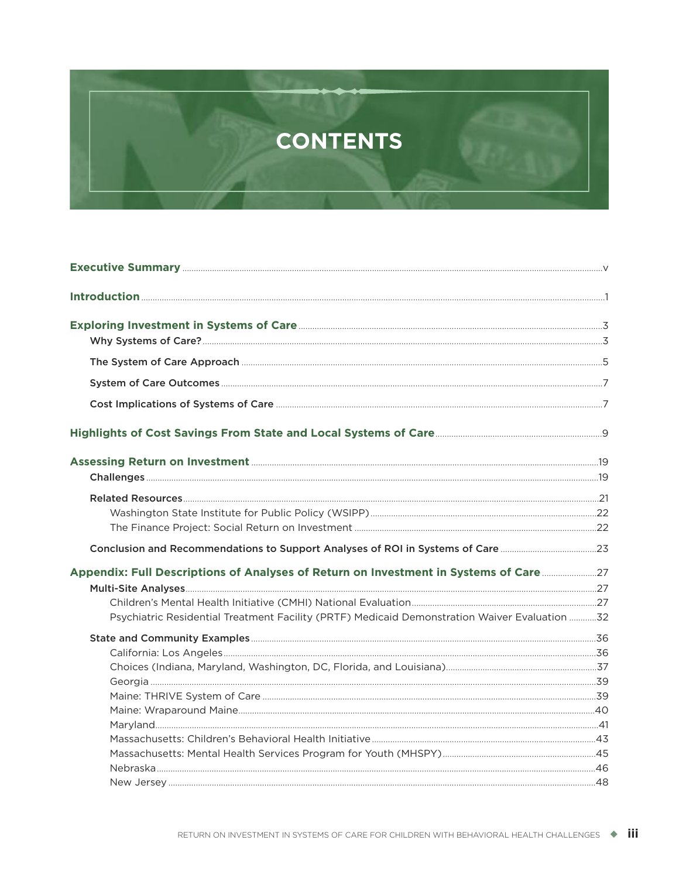# CONTENTS

**Executive Summary** ..... v

**Introduction** ..... 1

**Exploring Investment in Systems of Care** ..... 3

- **Why Systems of Care?** ..... 3
- **The System of Care Approach** ..... 5
- **System of Care Outcomes** ..... 7
- **Cost Implications of Systems of Care** ..... 7

**Highlights of Cost Savings From State and Local Systems of Care** ..... 9

**Assessing Return on Investment** ..... 19

- **Challenges** ..... 19
- **Related Resources** ..... 21
  - Washington State Institute for Public Policy (WSIPP) ..... 22
  - The Finance Project: Social Return on Investment ..... 22
- **Conclusion and Recommendations to Support Analyses of ROI in Systems of Care** ..... 23

**Appendix: Full Descriptions of Analyses of Return on Investment in Systems of Care** ..... 27

- **Multi-Site Analyses** ..... 27
  - Children's Mental Health Initiative (CMHI) National Evaluation ..... 27
  - Psychiatric Residential Treatment Facility (PRTF) Medicaid Demonstration Waiver Evaluation ..... 32
- **State and Community Examples** ..... 36
  - California: Los Angeles ..... 36
  - Choices (Indiana, Maryland, Washington, DC, Florida, and Louisiana) ..... 37
  - Georgia ..... 39
  - Maine: THRIVE System of Care ..... 39
  - Maine: Wraparound Maine ..... 40
  - Maryland ..... 41
  - Massachusetts: Children's Behavioral Health Initiative ..... 43
  - Massachusetts: Mental Health Services Program for Youth (MHSPY) ..... 45
  - Nebraska ..... 46
  - New Jersey ..... 48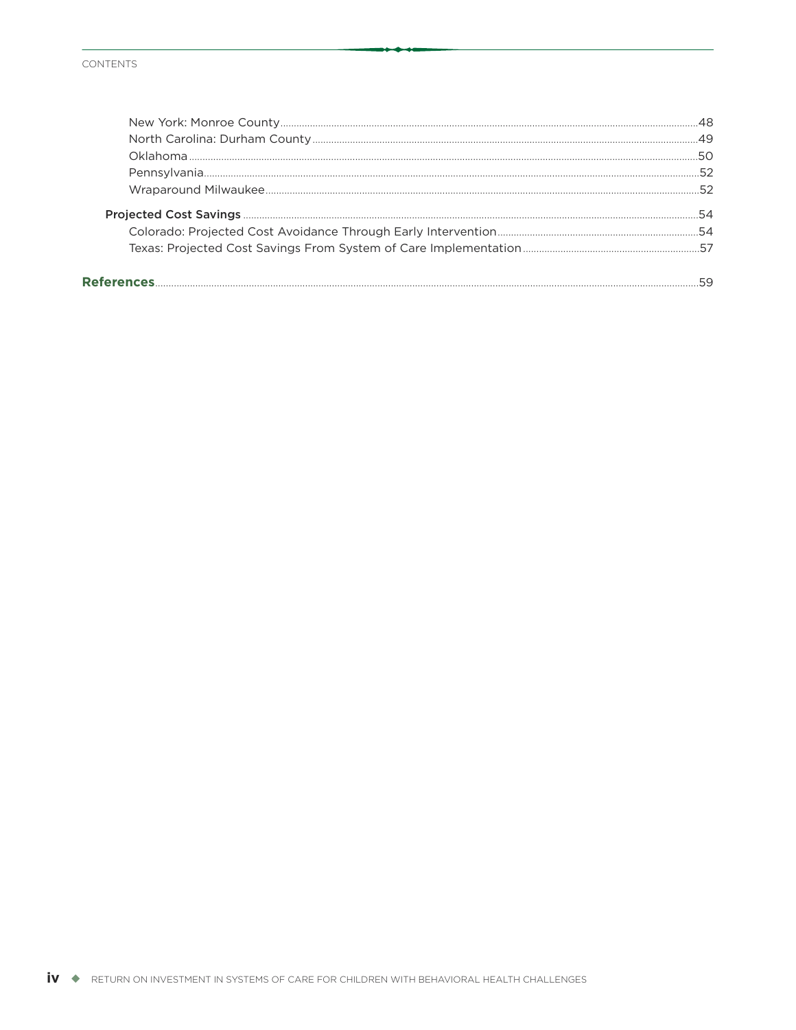New York: Monroe County ........ 48
North Carolina: Durham County ........ 49
Oklahoma ........ 50
Pennsylvania ........ 52
Wraparound Milwaukee ........ 52

Projected Cost Savings ........ 54
Colorado: Projected Cost Avoidance Through Early Intervention ........ 54
Texas: Projected Cost Savings From System of Care Implementation ........ 57

**References** ........ 59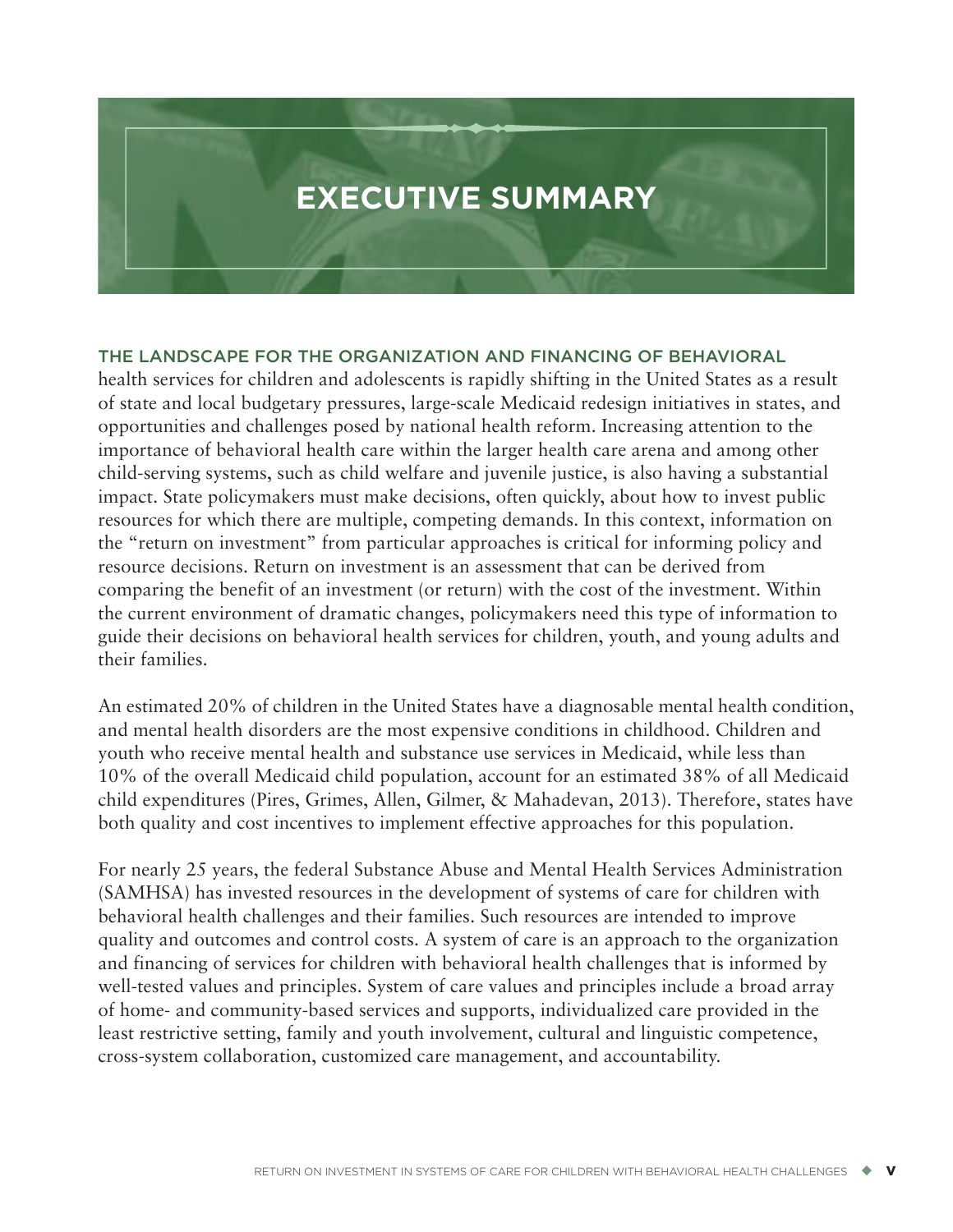# EXECUTIVE SUMMARY

THE LANDSCAPE FOR THE ORGANIZATION AND FINANCING OF BEHAVIORAL health services for children and adolescents is rapidly shifting in the United States as a result of state and local budgetary pressures, large-scale Medicaid redesign initiatives in states, and opportunities and challenges posed by national health reform. Increasing attention to the importance of behavioral health care within the larger health care arena and among other child-serving systems, such as child welfare and juvenile justice, is also having a substantial impact. State policymakers must make decisions, often quickly, about how to invest public resources for which there are multiple, competing demands. In this context, information on the "return on investment" from particular approaches is critical for informing policy and resource decisions. Return on investment is an assessment that can be derived from comparing the benefit of an investment (or return) with the cost of the investment. Within the current environment of dramatic changes, policymakers need this type of information to guide their decisions on behavioral health services for children, youth, and young adults and their families.

An estimated 20% of children in the United States have a diagnosable mental health condition, and mental health disorders are the most expensive conditions in childhood. Children and youth who receive mental health and substance use services in Medicaid, while less than 10% of the overall Medicaid child population, account for an estimated 38% of all Medicaid child expenditures (Pires, Grimes, Allen, Gilmer, & Mahadevan, 2013). Therefore, states have both quality and cost incentives to implement effective approaches for this population.

For nearly 25 years, the federal Substance Abuse and Mental Health Services Administration (SAMHSA) has invested resources in the development of systems of care for children with behavioral health challenges and their families. Such resources are intended to improve quality and outcomes and control costs. A system of care is an approach to the organization and financing of services for children with behavioral health challenges that is informed by well-tested values and principles. System of care values and principles include a broad array of home- and community-based services and supports, individualized care provided in the least restrictive setting, family and youth involvement, cultural and linguistic competence, cross-system collaboration, customized care management, and accountability.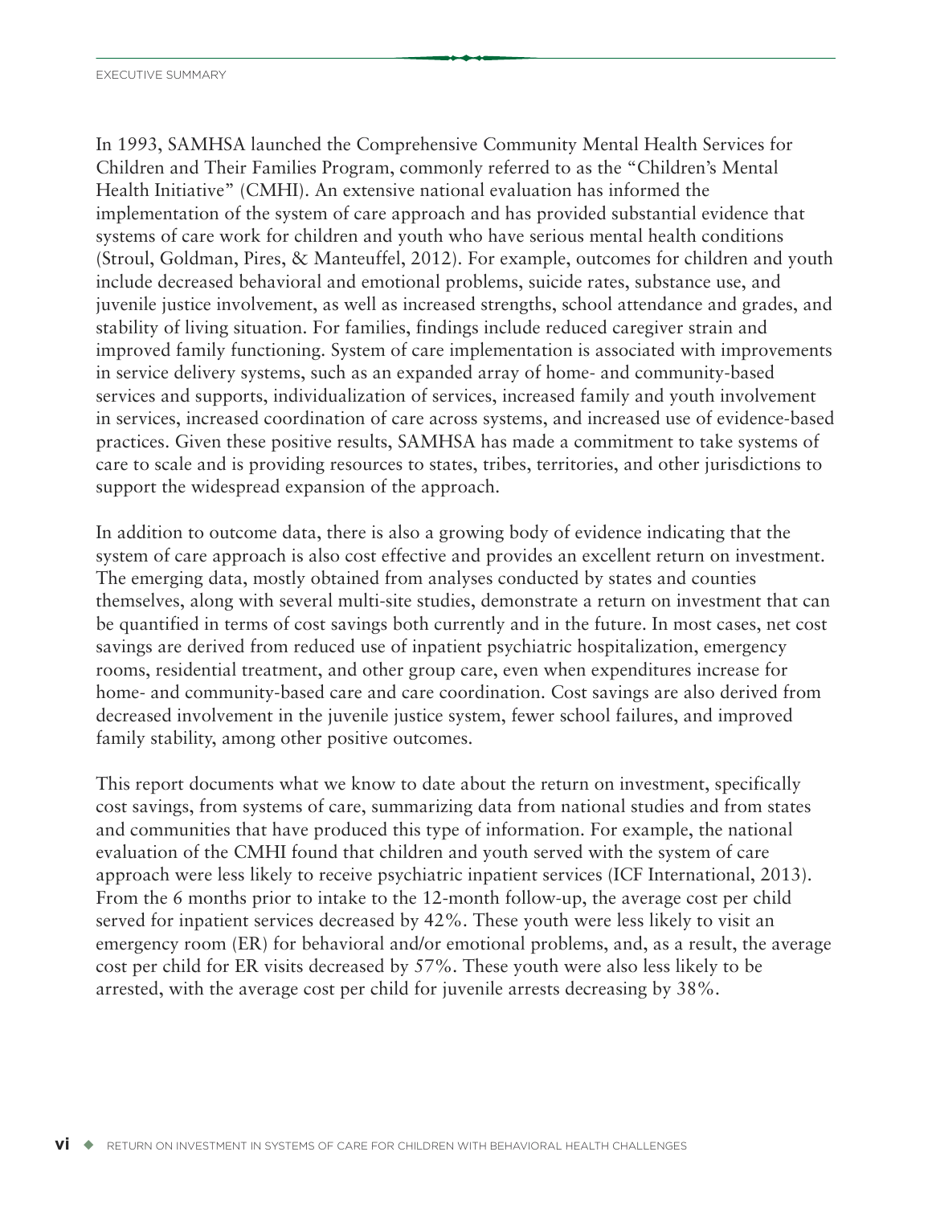In 1993, SAMHSA launched the Comprehensive Community Mental Health Services for Children and Their Families Program, commonly referred to as the "Children's Mental Health Initiative" (CMHI). An extensive national evaluation has informed the implementation of the system of care approach and has provided substantial evidence that systems of care work for children and youth who have serious mental health conditions (Stroul, Goldman, Pires, & Manteuffel, 2012). For example, outcomes for children and youth include decreased behavioral and emotional problems, suicide rates, substance use, and juvenile justice involvement, as well as increased strengths, school attendance and grades, and stability of living situation. For families, findings include reduced caregiver strain and improved family functioning. System of care implementation is associated with improvements in service delivery systems, such as an expanded array of home- and community-based services and supports, individualization of services, increased family and youth involvement in services, increased coordination of care across systems, and increased use of evidence-based practices. Given these positive results, SAMHSA has made a commitment to take systems of care to scale and is providing resources to states, tribes, territories, and other jurisdictions to support the widespread expansion of the approach.

In addition to outcome data, there is also a growing body of evidence indicating that the system of care approach is also cost effective and provides an excellent return on investment. The emerging data, mostly obtained from analyses conducted by states and counties themselves, along with several multi-site studies, demonstrate a return on investment that can be quantified in terms of cost savings both currently and in the future. In most cases, net cost savings are derived from reduced use of inpatient psychiatric hospitalization, emergency rooms, residential treatment, and other group care, even when expenditures increase for home- and community-based care and care coordination. Cost savings are also derived from decreased involvement in the juvenile justice system, fewer school failures, and improved family stability, among other positive outcomes.

This report documents what we know to date about the return on investment, specifically cost savings, from systems of care, summarizing data from national studies and from states and communities that have produced this type of information. For example, the national evaluation of the CMHI found that children and youth served with the system of care approach were less likely to receive psychiatric inpatient services (ICF International, 2013). From the 6 months prior to intake to the 12-month follow-up, the average cost per child served for inpatient services decreased by 42%. These youth were less likely to visit an emergency room (ER) for behavioral and/or emotional problems, and, as a result, the average cost per child for ER visits decreased by 57%. These youth were also less likely to be arrested, with the average cost per child for juvenile arrests decreasing by 38%.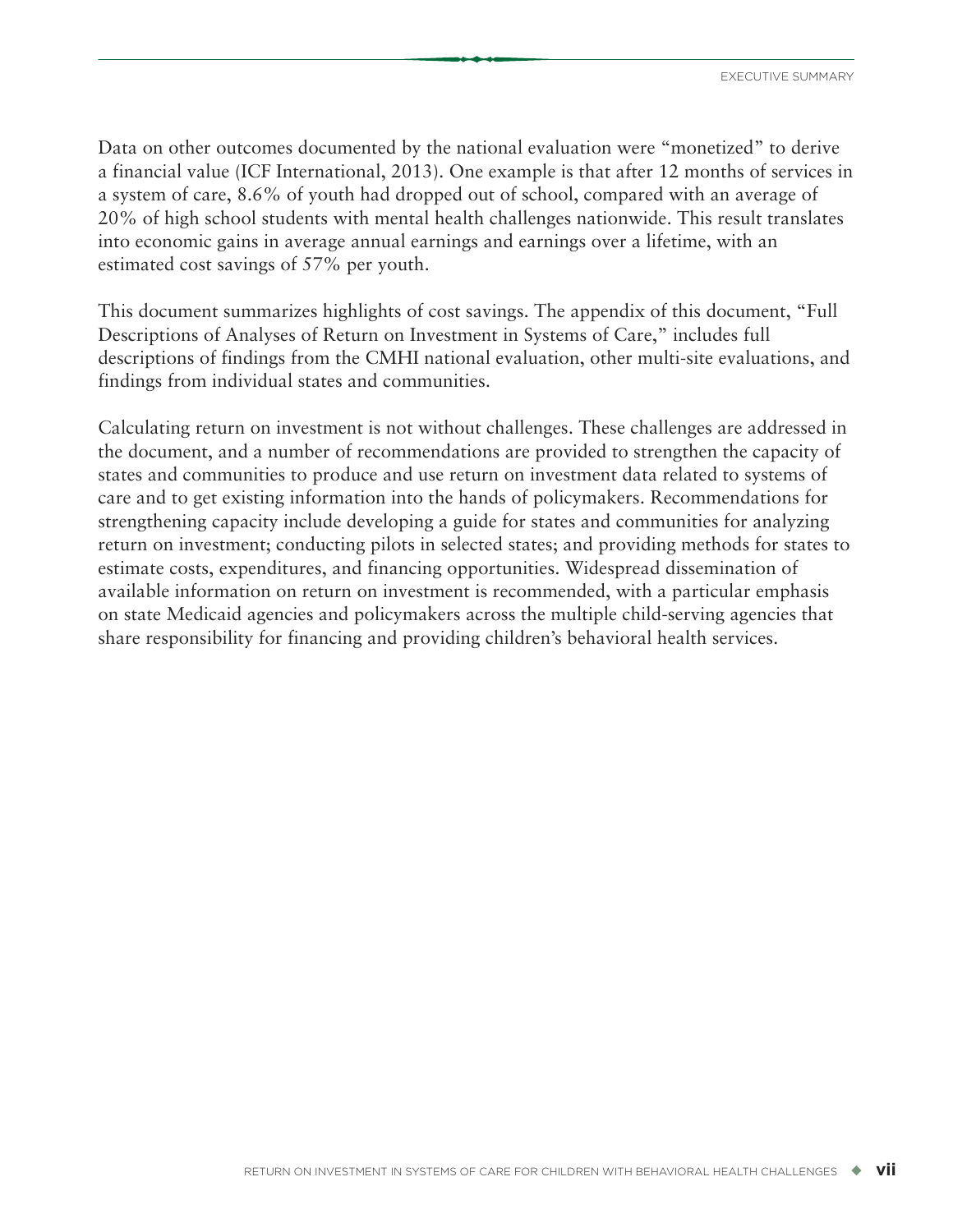Data on other outcomes documented by the national evaluation were "monetized" to derive a financial value (ICF International, 2013). One example is that after 12 months of services in a system of care, 8.6% of youth had dropped out of school, compared with an average of 20% of high school students with mental health challenges nationwide. This result translates into economic gains in average annual earnings and earnings over a lifetime, with an estimated cost savings of 57% per youth.

This document summarizes highlights of cost savings. The appendix of this document, "Full Descriptions of Analyses of Return on Investment in Systems of Care," includes full descriptions of findings from the CMHI national evaluation, other multi-site evaluations, and findings from individual states and communities.

Calculating return on investment is not without challenges. These challenges are addressed in the document, and a number of recommendations are provided to strengthen the capacity of states and communities to produce and use return on investment data related to systems of care and to get existing information into the hands of policymakers. Recommendations for strengthening capacity include developing a guide for states and communities for analyzing return on investment; conducting pilots in selected states; and providing methods for states to estimate costs, expenditures, and financing opportunities. Widespread dissemination of available information on return on investment is recommended, with a particular emphasis on state Medicaid agencies and policymakers across the multiple child-serving agencies that share responsibility for financing and providing children's behavioral health services.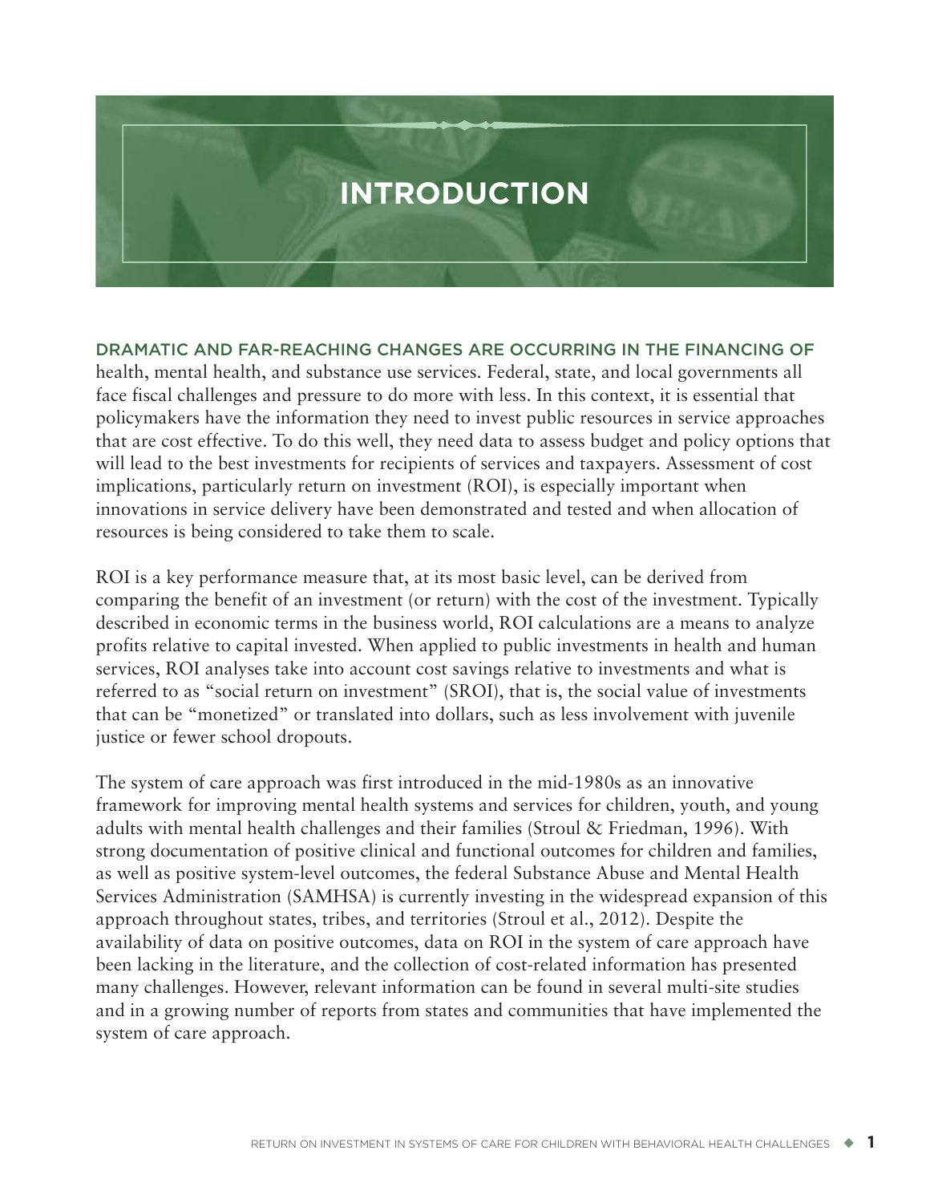# INTRODUCTION

DRAMATIC AND FAR-REACHING CHANGES ARE OCCURRING IN THE FINANCING OF health, mental health, and substance use services. Federal, state, and local governments all face fiscal challenges and pressure to do more with less. In this context, it is essential that policymakers have the information they need to invest public resources in service approaches that are cost effective. To do this well, they need data to assess budget and policy options that will lead to the best investments for recipients of services and taxpayers. Assessment of cost implications, particularly return on investment (ROI), is especially important when innovations in service delivery have been demonstrated and tested and when allocation of resources is being considered to take them to scale.

ROI is a key performance measure that, at its most basic level, can be derived from comparing the benefit of an investment (or return) with the cost of the investment. Typically described in economic terms in the business world, ROI calculations are a means to analyze profits relative to capital invested. When applied to public investments in health and human services, ROI analyses take into account cost savings relative to investments and what is referred to as "social return on investment" (SROI), that is, the social value of investments that can be "monetized" or translated into dollars, such as less involvement with juvenile justice or fewer school dropouts.

The system of care approach was first introduced in the mid-1980s as an innovative framework for improving mental health systems and services for children, youth, and young adults with mental health challenges and their families (Stroul & Friedman, 1996). With strong documentation of positive clinical and functional outcomes for children and families, as well as positive system-level outcomes, the federal Substance Abuse and Mental Health Services Administration (SAMHSA) is currently investing in the widespread expansion of this approach throughout states, tribes, and territories (Stroul et al., 2012). Despite the availability of data on positive outcomes, data on ROI in the system of care approach have been lacking in the literature, and the collection of cost-related information has presented many challenges. However, relevant information can be found in several multi-site studies and in a growing number of reports from states and communities that have implemented the system of care approach.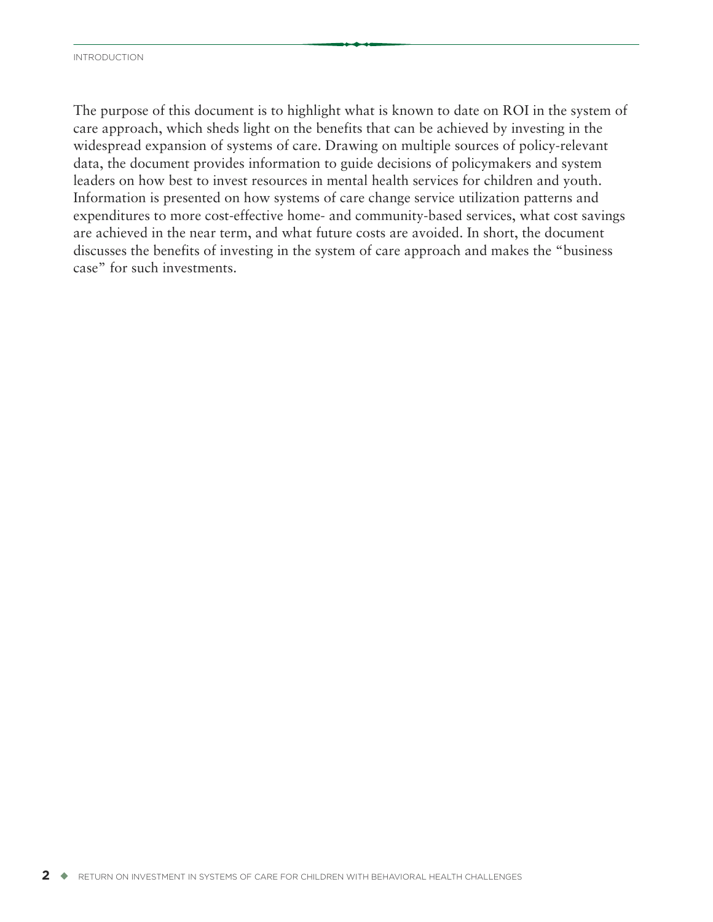The purpose of this document is to highlight what is known to date on ROI in the system of care approach, which sheds light on the benefits that can be achieved by investing in the widespread expansion of systems of care. Drawing on multiple sources of policy-relevant data, the document provides information to guide decisions of policymakers and system leaders on how best to invest resources in mental health services for children and youth. Information is presented on how systems of care change service utilization patterns and expenditures to more cost-effective home- and community-based services, what cost savings are achieved in the near term, and what future costs are avoided. In short, the document discusses the benefits of investing in the system of care approach and makes the "business case" for such investments.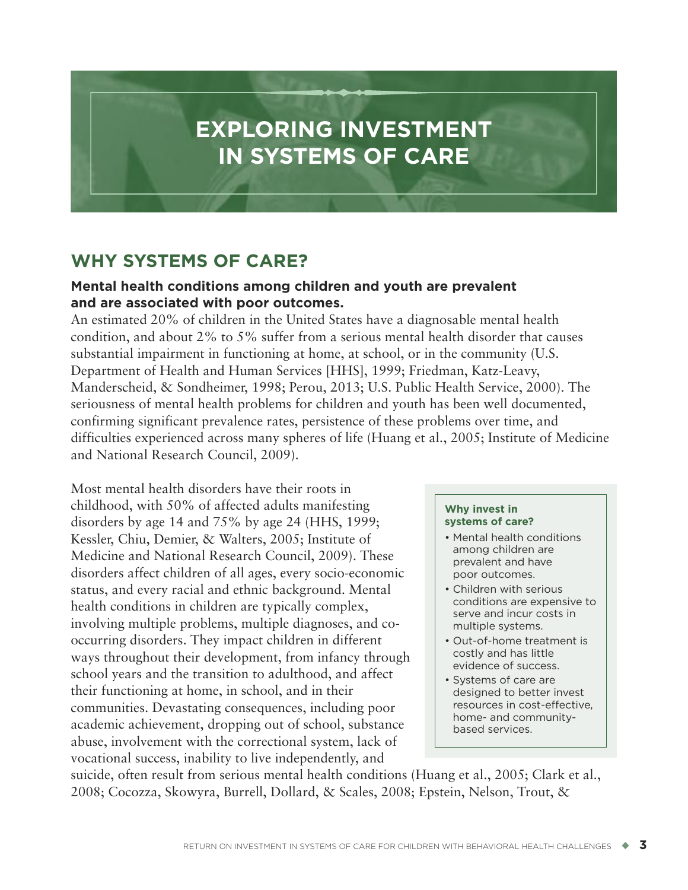// EXPLORING INVESTMENT IN SYSTEMS OF CARE

# EXPLORING INVESTMENT IN SYSTEMS OF CARE

## WHY SYSTEMS OF CARE?

### Mental health conditions among children and youth are prevalent and are associated with poor outcomes.

An estimated 20% of children in the United States have a diagnosable mental health condition, and about 2% to 5% suffer from a serious mental health disorder that causes substantial impairment in functioning at home, at school, or in the community (U.S. Department of Health and Human Services [HHS], 1999; Friedman, Katz-Leavy, Manderscheid, & Sondheimer, 1998; Perou, 2013; U.S. Public Health Service, 2000). The seriousness of mental health problems for children and youth has been well documented, confirming significant prevalence rates, persistence of these problems over time, and difficulties experienced across many spheres of life (Huang et al., 2005; Institute of Medicine and National Research Council, 2009).

Most mental health disorders have their roots in childhood, with 50% of affected adults manifesting disorders by age 14 and 75% by age 24 (HHS, 1999; Kessler, Chiu, Demier, & Walters, 2005; Institute of Medicine and National Research Council, 2009). These disorders affect children of all ages, every socio-economic status, and every racial and ethnic background. Mental health conditions in children are typically complex, involving multiple problems, multiple diagnoses, and co-occurring disorders. They impact children in different ways throughout their development, from infancy through school years and the transition to adulthood, and affect their functioning at home, in school, and in their communities. Devastating consequences, including poor academic achievement, dropping out of school, substance abuse, involvement with the correctional system, lack of vocational success, inability to live independently, and suicide, often result from serious mental health conditions (Huang et al., 2005; Clark et al., 2008; Cocozza, Skowyra, Burrell, Dollard, & Scales, 2008; Epstein, Nelson, Trout, &

**Why invest in systems of care?**

- Mental health conditions among children are prevalent and have poor outcomes.
- Children with serious conditions are expensive to serve and incur costs in multiple systems.
- Out-of-home treatment is costly and has little evidence of success.
- Systems of care are designed to better invest resources in cost-effective, home- and community-based services.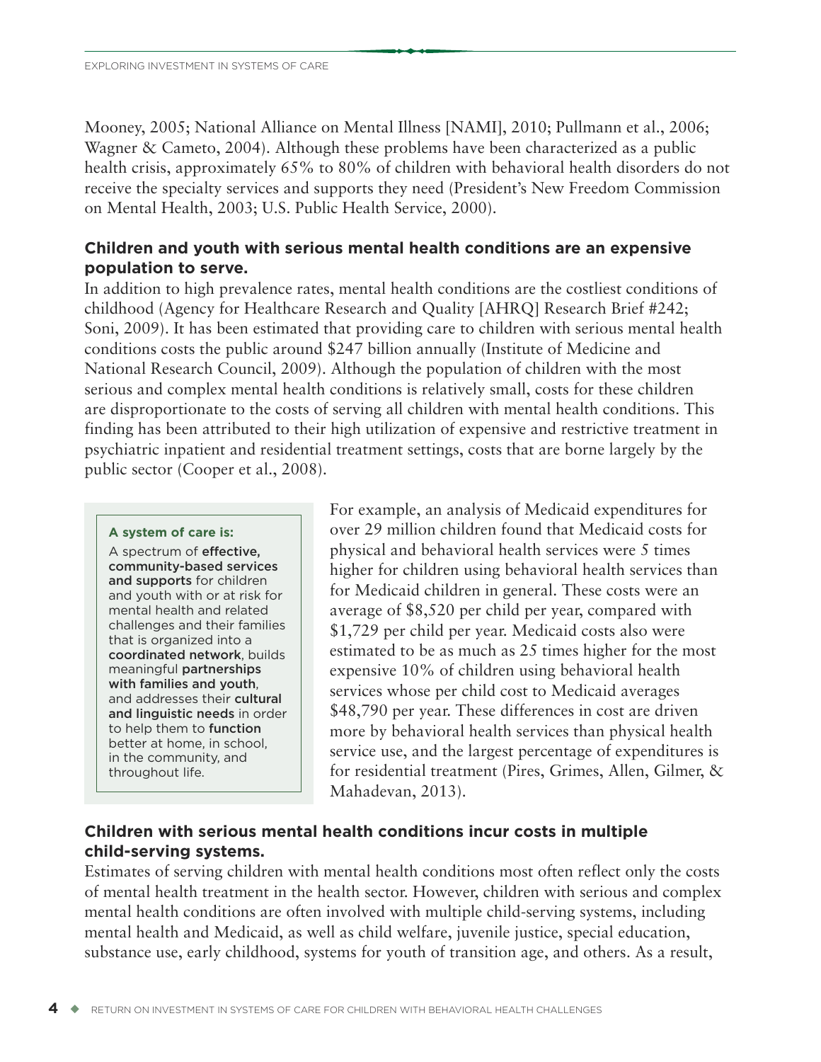Mooney, 2005; National Alliance on Mental Illness [NAMI], 2010; Pullmann et al., 2006; Wagner & Cameto, 2004). Although these problems have been characterized as a public health crisis, approximately 65% to 80% of children with behavioral health disorders do not receive the specialty services and supports they need (President's New Freedom Commission on Mental Health, 2003; U.S. Public Health Service, 2000).

### Children and youth with serious mental health conditions are an expensive population to serve.

In addition to high prevalence rates, mental health conditions are the costliest conditions of childhood (Agency for Healthcare Research and Quality [AHRQ] Research Brief #242; Soni, 2009). It has been estimated that providing care to children with serious mental health conditions costs the public around $247 billion annually (Institute of Medicine and National Research Council, 2009). Although the population of children with the most serious and complex mental health conditions is relatively small, costs for these children are disproportionate to the costs of serving all children with mental health conditions. This finding has been attributed to their high utilization of expensive and restrictive treatment in psychiatric inpatient and residential treatment settings, costs that are borne largely by the public sector (Cooper et al., 2008).

> **A system of care is:**
>
> A spectrum of **effective, community-based services and supports** for children and youth with or at risk for mental health and related challenges and their families that is organized into a **coordinated network**, builds meaningful **partnerships with families and youth**, and addresses their **cultural and linguistic needs** in order to help them to **function** better at home, in school, in the community, and throughout life.

For example, an analysis of Medicaid expenditures for over 29 million children found that Medicaid costs for physical and behavioral health services were 5 times higher for children using behavioral health services than for Medicaid children in general. These costs were an average of $8,520 per child per year, compared with $1,729 per child per year. Medicaid costs also were estimated to be as much as 25 times higher for the most expensive 10% of children using behavioral health services whose per child cost to Medicaid averages $48,790 per year. These differences in cost are driven more by behavioral health services than physical health service use, and the largest percentage of expenditures is for residential treatment (Pires, Grimes, Allen, Gilmer, & Mahadevan, 2013).

### Children with serious mental health conditions incur costs in multiple child-serving systems.

Estimates of serving children with mental health conditions most often reflect only the costs of mental health treatment in the health sector. However, children with serious and complex mental health conditions are often involved with multiple child-serving systems, including mental health and Medicaid, as well as child welfare, juvenile justice, special education, substance use, early childhood, systems for youth of transition age, and others. As a result,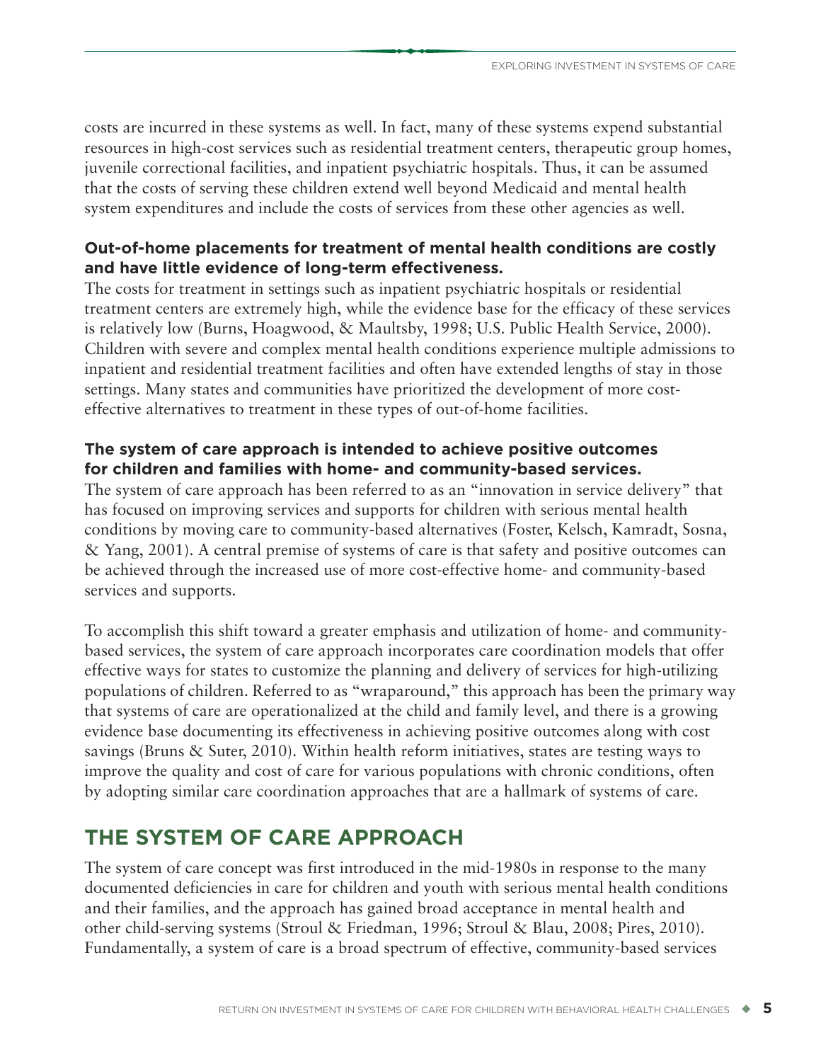costs are incurred in these systems as well. In fact, many of these systems expend substantial resources in high-cost services such as residential treatment centers, therapeutic group homes, juvenile correctional facilities, and inpatient psychiatric hospitals. Thus, it can be assumed that the costs of serving these children extend well beyond Medicaid and mental health system expenditures and include the costs of services from these other agencies as well.

**Out-of-home placements for treatment of mental health conditions are costly and have little evidence of long-term effectiveness.**

The costs for treatment in settings such as inpatient psychiatric hospitals or residential treatment centers are extremely high, while the evidence base for the efficacy of these services is relatively low (Burns, Hoagwood, & Maultsby, 1998; U.S. Public Health Service, 2000). Children with severe and complex mental health conditions experience multiple admissions to inpatient and residential treatment facilities and often have extended lengths of stay in those settings. Many states and communities have prioritized the development of more cost-effective alternatives to treatment in these types of out-of-home facilities.

**The system of care approach is intended to achieve positive outcomes for children and families with home- and community-based services.**

The system of care approach has been referred to as an "innovation in service delivery" that has focused on improving services and supports for children with serious mental health conditions by moving care to community-based alternatives (Foster, Kelsch, Kamradt, Sosna, & Yang, 2001). A central premise of systems of care is that safety and positive outcomes can be achieved through the increased use of more cost-effective home- and community-based services and supports.

To accomplish this shift toward a greater emphasis and utilization of home- and community-based services, the system of care approach incorporates care coordination models that offer effective ways for states to customize the planning and delivery of services for high-utilizing populations of children. Referred to as "wraparound," this approach has been the primary way that systems of care are operationalized at the child and family level, and there is a growing evidence base documenting its effectiveness in achieving positive outcomes along with cost savings (Bruns & Suter, 2010). Within health reform initiatives, states are testing ways to improve the quality and cost of care for various populations with chronic conditions, often by adopting similar care coordination approaches that are a hallmark of systems of care.

## THE SYSTEM OF CARE APPROACH

The system of care concept was first introduced in the mid-1980s in response to the many documented deficiencies in care for children and youth with serious mental health conditions and their families, and the approach has gained broad acceptance in mental health and other child-serving systems (Stroul & Friedman, 1996; Stroul & Blau, 2008; Pires, 2010). Fundamentally, a system of care is a broad spectrum of effective, community-based services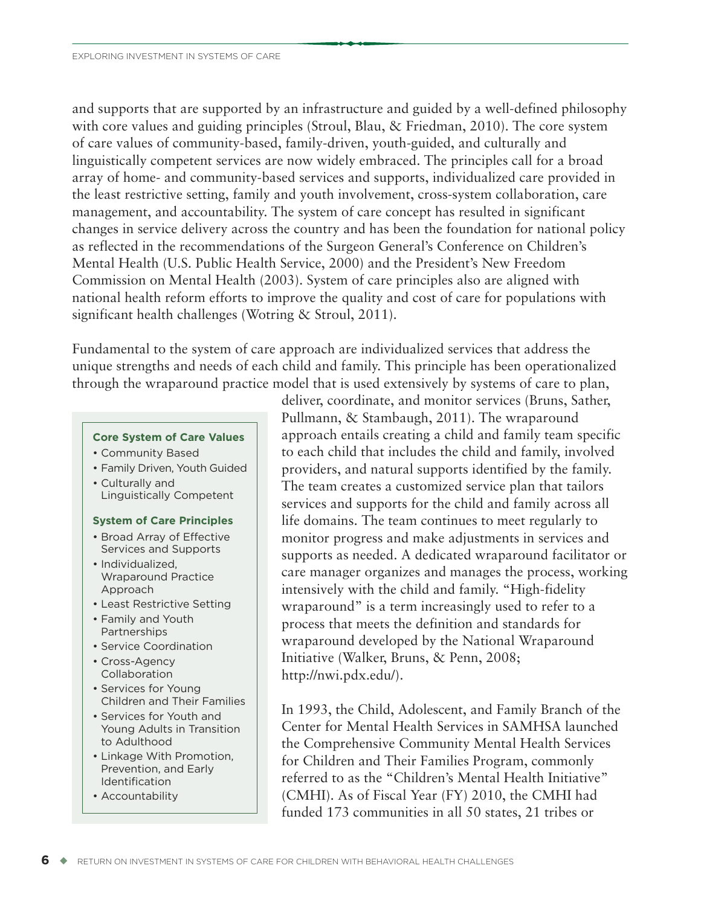and supports that are supported by an infrastructure and guided by a well-defined philosophy with core values and guiding principles (Stroul, Blau, & Friedman, 2010). The core system of care values of community-based, family-driven, youth-guided, and culturally and linguistically competent services are now widely embraced. The principles call for a broad array of home- and community-based services and supports, individualized care provided in the least restrictive setting, family and youth involvement, cross-system collaboration, care management, and accountability. The system of care concept has resulted in significant changes in service delivery across the country and has been the foundation for national policy as reflected in the recommendations of the Surgeon General's Conference on Children's Mental Health (U.S. Public Health Service, 2000) and the President's New Freedom Commission on Mental Health (2003). System of care principles also are aligned with national health reform efforts to improve the quality and cost of care for populations with significant health challenges (Wotring & Stroul, 2011).

Fundamental to the system of care approach are individualized services that address the unique strengths and needs of each child and family. This principle has been operationalized through the wraparound practice model that is used extensively by systems of care to plan, deliver, coordinate, and monitor services (Bruns, Sather, Pullmann, & Stambaugh, 2011). The wraparound approach entails creating a child and family team specific to each child that includes the child and family, involved providers, and natural supports identified by the family. The team creates a customized service plan that tailors services and supports for the child and family across all life domains. The team continues to meet regularly to monitor progress and make adjustments in services and supports as needed. A dedicated wraparound facilitator or care manager organizes and manages the process, working intensively with the child and family. "High-fidelity wraparound" is a term increasingly used to refer to a process that meets the definition and standards for wraparound developed by the National Wraparound Initiative (Walker, Bruns, & Penn, 2008; http://nwi.pdx.edu/).

**Core System of Care Values**

- Community Based
- Family Driven, Youth Guided
- Culturally and Linguistically Competent

**System of Care Principles**

- Broad Array of Effective Services and Supports
- Individualized, Wraparound Practice Approach
- Least Restrictive Setting
- Family and Youth Partnerships
- Service Coordination
- Cross-Agency Collaboration
- Services for Young Children and Their Families
- Services for Youth and Young Adults in Transition to Adulthood
- Linkage With Promotion, Prevention, and Early Identification
- Accountability

In 1993, the Child, Adolescent, and Family Branch of the Center for Mental Health Services in SAMHSA launched the Comprehensive Community Mental Health Services for Children and Their Families Program, commonly referred to as the "Children's Mental Health Initiative" (CMHI). As of Fiscal Year (FY) 2010, the CMHI had funded 173 communities in all 50 states, 21 tribes or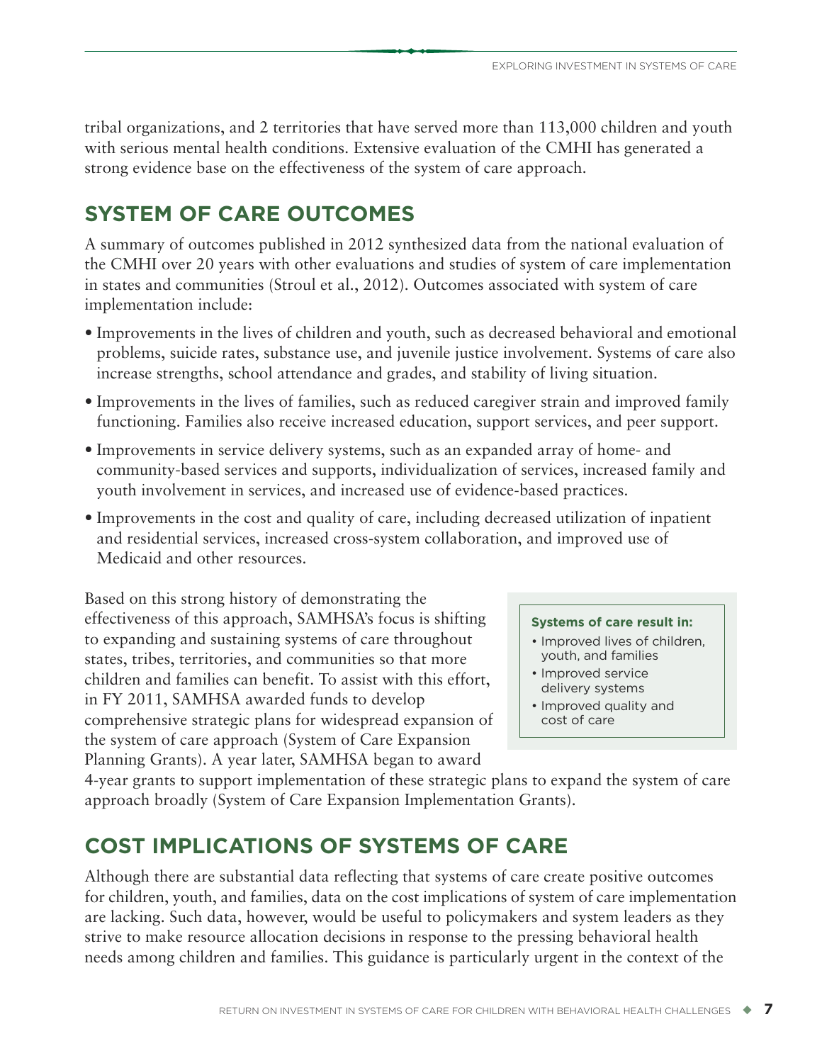tribal organizations, and 2 territories that have served more than 113,000 children and youth with serious mental health conditions. Extensive evaluation of the CMHI has generated a strong evidence base on the effectiveness of the system of care approach.

## SYSTEM OF CARE OUTCOMES

A summary of outcomes published in 2012 synthesized data from the national evaluation of the CMHI over 20 years with other evaluations and studies of system of care implementation in states and communities (Stroul et al., 2012). Outcomes associated with system of care implementation include:

- Improvements in the lives of children and youth, such as decreased behavioral and emotional problems, suicide rates, substance use, and juvenile justice involvement. Systems of care also increase strengths, school attendance and grades, and stability of living situation.
- Improvements in the lives of families, such as reduced caregiver strain and improved family functioning. Families also receive increased education, support services, and peer support.
- Improvements in service delivery systems, such as an expanded array of home- and community-based services and supports, individualization of services, increased family and youth involvement in services, and increased use of evidence-based practices.
- Improvements in the cost and quality of care, including decreased utilization of inpatient and residential services, increased cross-system collaboration, and improved use of Medicaid and other resources.

Based on this strong history of demonstrating the effectiveness of this approach, SAMHSA's focus is shifting to expanding and sustaining systems of care throughout states, tribes, territories, and communities so that more children and families can benefit. To assist with this effort, in FY 2011, SAMHSA awarded funds to develop comprehensive strategic plans for widespread expansion of the system of care approach (System of Care Expansion Planning Grants). A year later, SAMHSA began to award 4-year grants to support implementation of these strategic plans to expand the system of care approach broadly (System of Care Expansion Implementation Grants).

**Systems of care result in:**

- Improved lives of children, youth, and families
- Improved service delivery systems
- Improved quality and cost of care

## COST IMPLICATIONS OF SYSTEMS OF CARE

Although there are substantial data reflecting that systems of care create positive outcomes for children, youth, and families, data on the cost implications of system of care implementation are lacking. Such data, however, would be useful to policymakers and system leaders as they strive to make resource allocation decisions in response to the pressing behavioral health needs among children and families. This guidance is particularly urgent in the context of the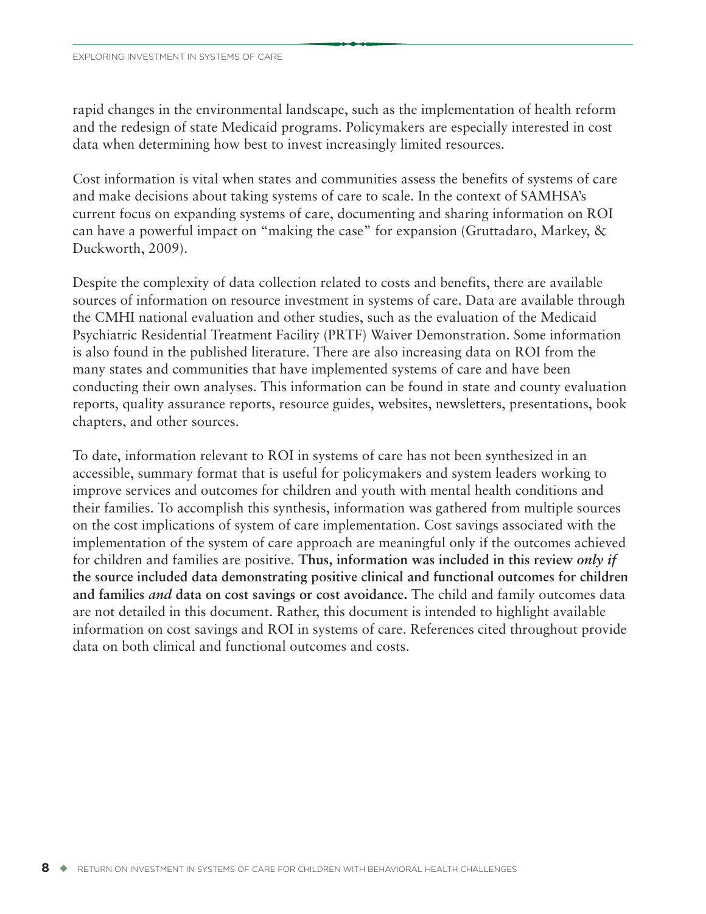rapid changes in the environmental landscape, such as the implementation of health reform and the redesign of state Medicaid programs. Policymakers are especially interested in cost data when determining how best to invest increasingly limited resources.

Cost information is vital when states and communities assess the benefits of systems of care and make decisions about taking systems of care to scale. In the context of SAMHSA's current focus on expanding systems of care, documenting and sharing information on ROI can have a powerful impact on "making the case" for expansion (Gruttadaro, Markey, & Duckworth, 2009).

Despite the complexity of data collection related to costs and benefits, there are available sources of information on resource investment in systems of care. Data are available through the CMHI national evaluation and other studies, such as the evaluation of the Medicaid Psychiatric Residential Treatment Facility (PRTF) Waiver Demonstration. Some information is also found in the published literature. There are also increasing data on ROI from the many states and communities that have implemented systems of care and have been conducting their own analyses. This information can be found in state and county evaluation reports, quality assurance reports, resource guides, websites, newsletters, presentations, book chapters, and other sources.

To date, information relevant to ROI in systems of care has not been synthesized in an accessible, summary format that is useful for policymakers and system leaders working to improve services and outcomes for children and youth with mental health conditions and their families. To accomplish this synthesis, information was gathered from multiple sources on the cost implications of system of care implementation. Cost savings associated with the implementation of the system of care approach are meaningful only if the outcomes achieved for children and families are positive. **Thus, information was included in this review *only if* the source included data demonstrating positive clinical and functional outcomes for children and families *and* data on cost savings or cost avoidance.** The child and family outcomes data are not detailed in this document. Rather, this document is intended to highlight available information on cost savings and ROI in systems of care. References cited throughout provide data on both clinical and functional outcomes and costs.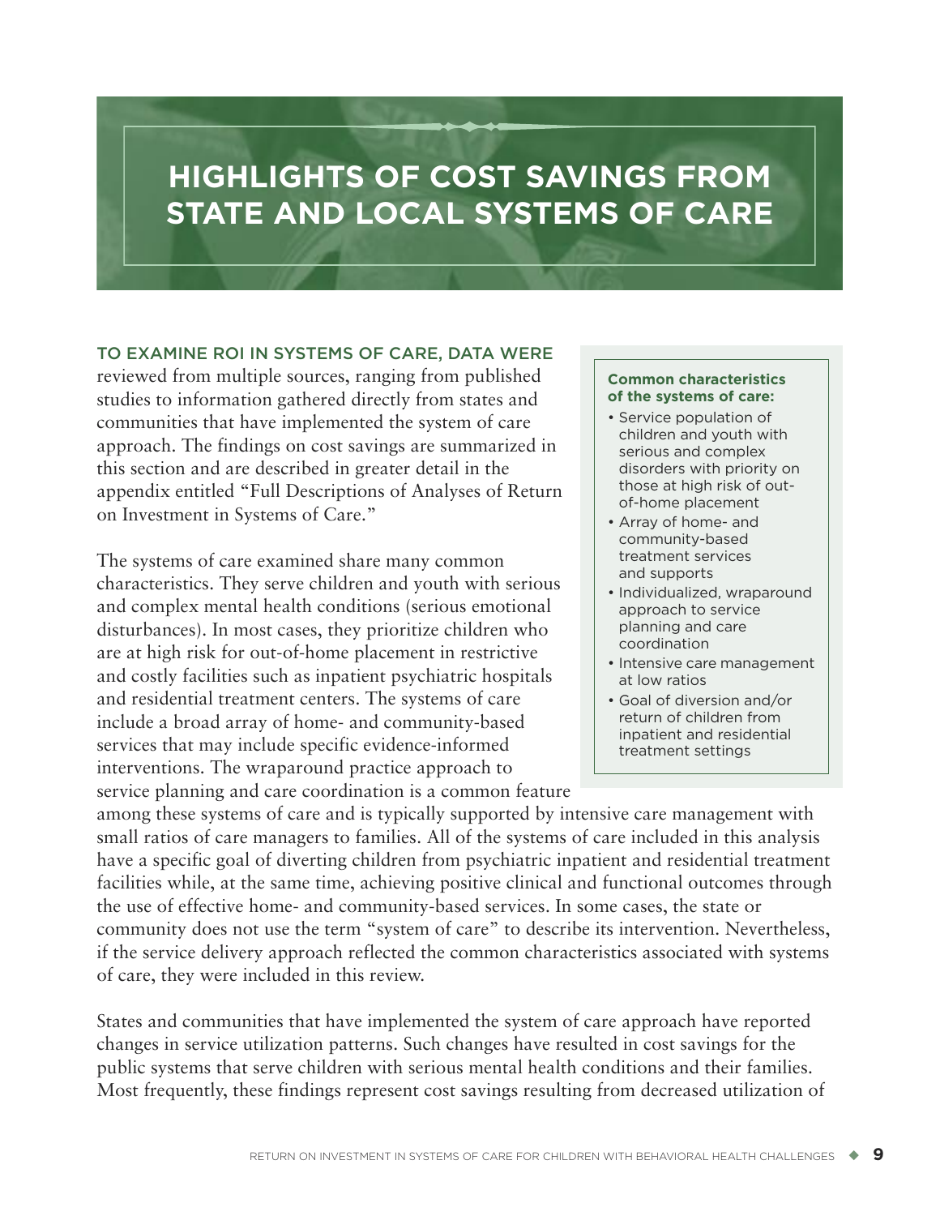# HIGHLIGHTS OF COST SAVINGS FROM STATE AND LOCAL SYSTEMS OF CARE

TO EXAMINE ROI IN SYSTEMS OF CARE, DATA WERE reviewed from multiple sources, ranging from published studies to information gathered directly from states and communities that have implemented the system of care approach. The findings on cost savings are summarized in this section and are described in greater detail in the appendix entitled "Full Descriptions of Analyses of Return on Investment in Systems of Care."

**Common characteristics of the systems of care:**

- Service population of children and youth with serious and complex disorders with priority on those at high risk of out-of-home placement
- Array of home- and community-based treatment services and supports
- Individualized, wraparound approach to service planning and care coordination
- Intensive care management at low ratios
- Goal of diversion and/or return of children from inpatient and residential treatment settings

The systems of care examined share many common characteristics. They serve children and youth with serious and complex mental health conditions (serious emotional disturbances). In most cases, they prioritize children who are at high risk for out-of-home placement in restrictive and costly facilities such as inpatient psychiatric hospitals and residential treatment centers. The systems of care include a broad array of home- and community-based services that may include specific evidence-informed interventions. The wraparound practice approach to service planning and care coordination is a common feature among these systems of care and is typically supported by intensive care management with small ratios of care managers to families. All of the systems of care included in this analysis have a specific goal of diverting children from psychiatric inpatient and residential treatment facilities while, at the same time, achieving positive clinical and functional outcomes through the use of effective home- and community-based services. In some cases, the state or community does not use the term "system of care" to describe its intervention. Nevertheless, if the service delivery approach reflected the common characteristics associated with systems of care, they were included in this review.

States and communities that have implemented the system of care approach have reported changes in service utilization patterns. Such changes have resulted in cost savings for the public systems that serve children with serious mental health conditions and their families. Most frequently, these findings represent cost savings resulting from decreased utilization of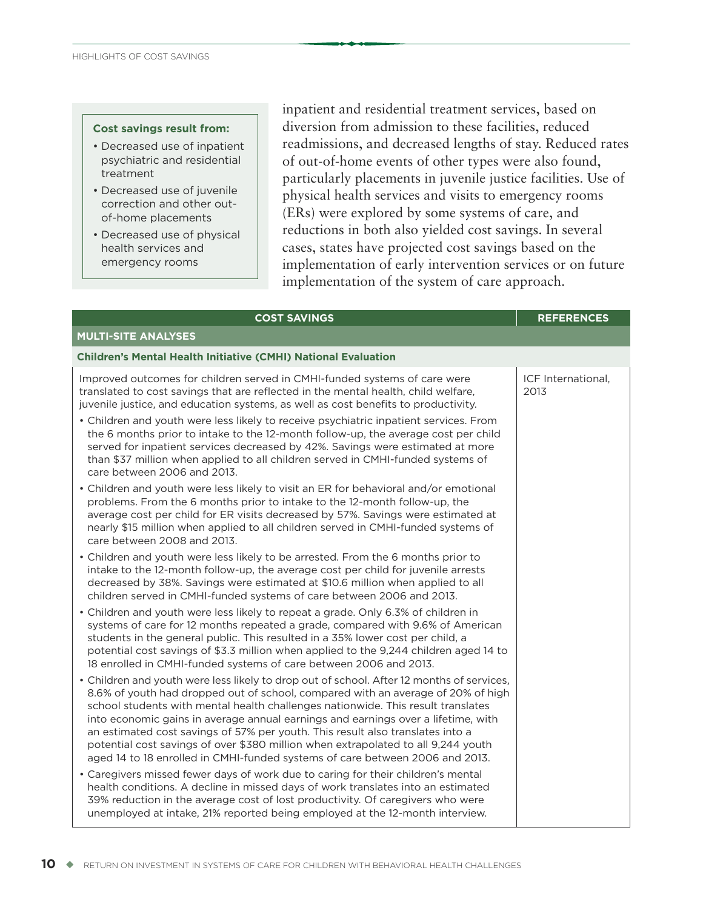**Cost savings result from:**

- Decreased use of inpatient psychiatric and residential treatment
- Decreased use of juvenile correction and other out-of-home placements
- Decreased use of physical health services and emergency rooms

inpatient and residential treatment services, based on diversion from admission to these facilities, reduced readmissions, and decreased lengths of stay. Reduced rates of out-of-home events of other types were also found, particularly placements in juvenile justice facilities. Use of physical health services and visits to emergency rooms (ERs) were explored by some systems of care, and reductions in both also yielded cost savings. In several cases, states have projected cost savings based on the implementation of early intervention services or on future implementation of the system of care approach.

| COST SAVINGS | REFERENCES |
|---|---|
| **MULTI-SITE ANALYSES** | |
| **Children's Mental Health Initiative (CMHI) National Evaluation** | |
| Improved outcomes for children served in CMHI-funded systems of care were translated to cost savings that are reflected in the mental health, child welfare, juvenile justice, and education systems, as well as cost benefits to productivity.<br>• Children and youth were less likely to receive psychiatric inpatient services. From the 6 months prior to intake to the 12-month follow-up, the average cost per child served for inpatient services decreased by 42%. Savings were estimated at more than $37 million when applied to all children served in CMHI-funded systems of care between 2006 and 2013.<br>• Children and youth were less likely to visit an ER for behavioral and/or emotional problems. From the 6 months prior to intake to the 12-month follow-up, the average cost per child for ER visits decreased by 57%. Savings were estimated at nearly $15 million when applied to all children served in CMHI-funded systems of care between 2008 and 2013.<br>• Children and youth were less likely to be arrested. From the 6 months prior to intake to the 12-month follow-up, the average cost per child for juvenile arrests decreased by 38%. Savings were estimated at $10.6 million when applied to all children served in CMHI-funded systems of care between 2006 and 2013.<br>• Children and youth were less likely to repeat a grade. Only 6.3% of children in systems of care for 12 months repeated a grade, compared with 9.6% of American students in the general public. This resulted in a 35% lower cost per child, a potential cost savings of $3.3 million when applied to the 9,244 children aged 14 to 18 enrolled in CMHI-funded systems of care between 2006 and 2013.<br>• Children and youth were less likely to drop out of school. After 12 months of services, 8.6% of youth had dropped out of school, compared with an average of 20% of high school students with mental health challenges nationwide. This result translates into economic gains in average annual earnings and earnings over a lifetime, with an estimated cost savings of 57% per youth. This result also translates into a potential cost savings of over $380 million when extrapolated to all 9,244 youth aged 14 to 18 enrolled in CMHI-funded systems of care between 2006 and 2013.<br>• Caregivers missed fewer days of work due to caring for their children's mental health conditions. A decline in missed days of work translates into an estimated 39% reduction in the average cost of lost productivity. Of caregivers who were unemployed at intake, 21% reported being employed at the 12-month interview. | ICF International, 2013 |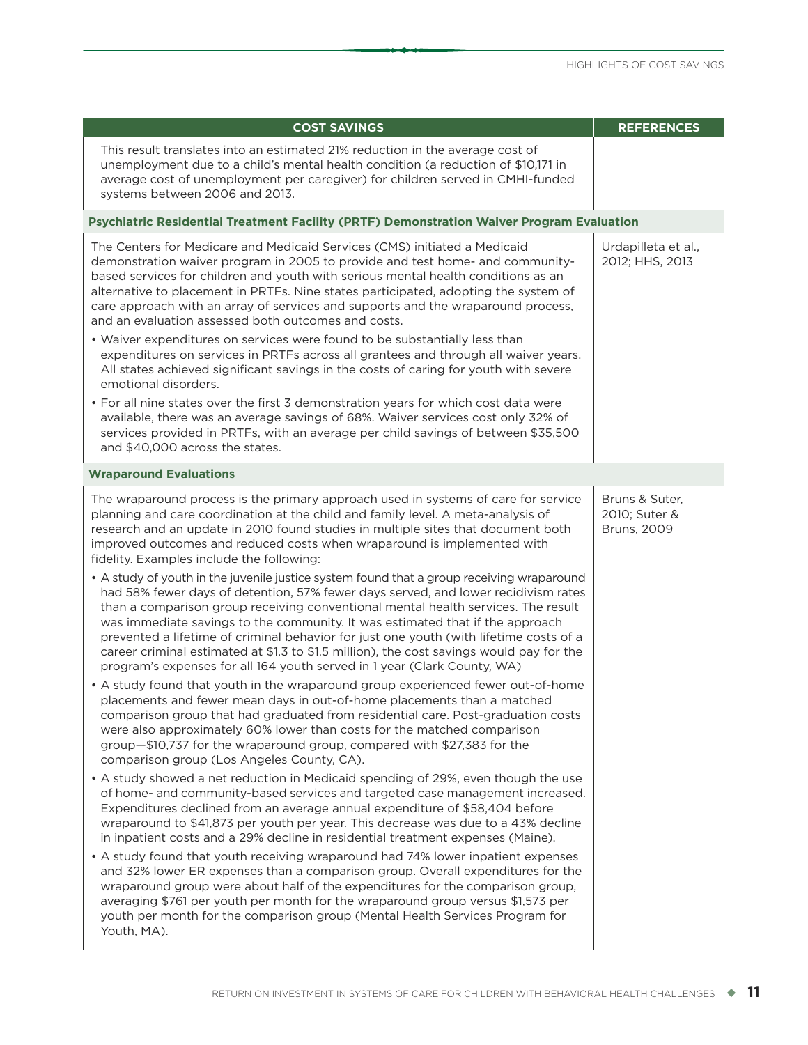| COST SAVINGS | REFERENCES |
|---|---|
| This result translates into an estimated 21% reduction in the average cost of unemployment due to a child's mental health condition (a reduction of $10,171 in average cost of unemployment per caregiver) for children served in CMHI-funded systems between 2006 and 2013. | |
| **Psychiatric Residential Treatment Facility (PRTF) Demonstration Waiver Program Evaluation** | |
| The Centers for Medicare and Medicaid Services (CMS) initiated a Medicaid demonstration waiver program in 2005 to provide and test home- and community-based services for children and youth with serious mental health conditions as an alternative to placement in PRTFs. Nine states participated, adopting the system of care approach with an array of services and supports and the wraparound process, and an evaluation assessed both outcomes and costs.<br>• Waiver expenditures on services were found to be substantially less than expenditures on services in PRTFs across all grantees and through all waiver years. All states achieved significant savings in the costs of caring for youth with severe emotional disorders.<br>• For all nine states over the first 3 demonstration years for which cost data were available, there was an average savings of 68%. Waiver services cost only 32% of services provided in PRTFs, with an average per child savings of between $35,500 and $40,000 across the states. | Urdapilleta et al., 2012; HHS, 2013 |
| **Wraparound Evaluations** | |
| The wraparound process is the primary approach used in systems of care for service planning and care coordination at the child and family level. A meta-analysis of research and an update in 2010 found studies in multiple sites that document both improved outcomes and reduced costs when wraparound is implemented with fidelity. Examples include the following:<br>• A study of youth in the juvenile justice system found that a group receiving wraparound had 58% fewer days of detention, 57% fewer days served, and lower recidivism rates than a comparison group receiving conventional mental health services. The result was immediate savings to the community. It was estimated that if the approach prevented a lifetime of criminal behavior for just one youth (with lifetime costs of a career criminal estimated at $1.3 to $1.5 million), the cost savings would pay for the program's expenses for all 164 youth served in 1 year (Clark County, WA)<br>• A study found that youth in the wraparound group experienced fewer out-of-home placements and fewer mean days in out-of-home placements than a matched comparison group that had graduated from residential care. Post-graduation costs were also approximately 60% lower than costs for the matched comparison group—$10,737 for the wraparound group, compared with $27,383 for the comparison group (Los Angeles County, CA).<br>• A study showed a net reduction in Medicaid spending of 29%, even though the use of home- and community-based services and targeted case management increased. Expenditures declined from an average annual expenditure of $58,404 before wraparound to $41,873 per youth per year. This decrease was due to a 43% decline in inpatient costs and a 29% decline in residential treatment expenses (Maine).<br>• A study found that youth receiving wraparound had 74% lower inpatient expenses and 32% lower ER expenses than a comparison group. Overall expenditures for the wraparound group were about half of the expenditures for the comparison group, averaging $761 per youth per month for the wraparound group versus $1,573 per youth per month for the comparison group (Mental Health Services Program for Youth, MA). | Bruns & Suter, 2010; Suter & Bruns, 2009 |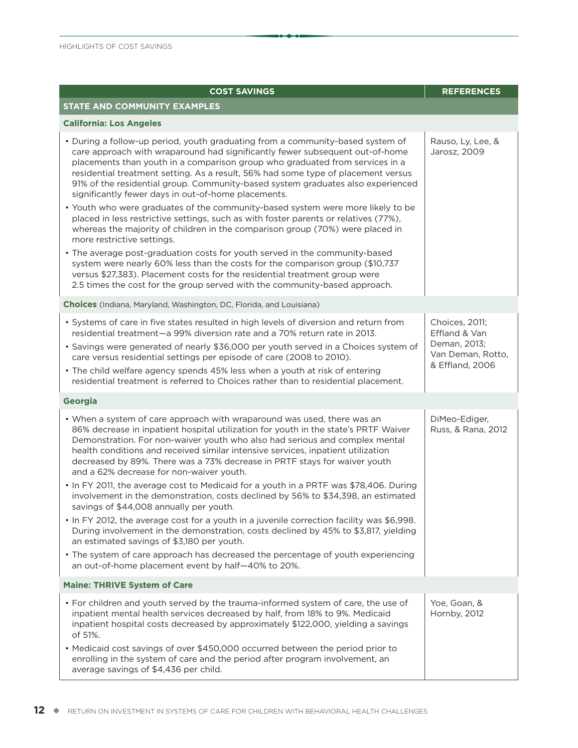| COST SAVINGS | REFERENCES |
|---|---|
| **STATE AND COMMUNITY EXAMPLES** | |
| **California: Los Angeles** | |
| • During a follow-up period, youth graduating from a community-based system of care approach with wraparound had significantly fewer subsequent out-of-home placements than youth in a comparison group who graduated from services in a residential treatment setting. As a result, 56% had some type of placement versus 91% of the residential group. Community-based system graduates also experienced significantly fewer days in out-of-home placements.<br>• Youth who were graduates of the community-based system were more likely to be placed in less restrictive settings, such as with foster parents or relatives (77%), whereas the majority of children in the comparison group (70%) were placed in more restrictive settings.<br>• The average post-graduation costs for youth served in the community-based system were nearly 60% less than the costs for the comparison group ($10,737 versus $27,383). Placement costs for the residential treatment group were 2.5 times the cost for the group served with the community-based approach. | Rauso, Ly, Lee, & Jarosz, 2009 |
| **Choices** (Indiana, Maryland, Washington, DC, Florida, and Louisiana) | |
| • Systems of care in five states resulted in high levels of diversion and return from residential treatment—a 99% diversion rate and a 70% return rate in 2013.<br>• Savings were generated of nearly $36,000 per youth served in a Choices system of care versus residential settings per episode of care (2008 to 2010).<br>• The child welfare agency spends 45% less when a youth at risk of entering residential treatment is referred to Choices rather than to residential placement. | Choices, 2011; Effland & Van Deman, 2013; Van Deman, Rotto, & Effland, 2006 |
| **Georgia** | |
| • When a system of care approach with wraparound was used, there was an 86% decrease in inpatient hospital utilization for youth in the state's PRTF Waiver Demonstration. For non-waiver youth who also had serious and complex mental health conditions and received similar intensive services, inpatient utilization decreased by 89%. There was a 73% decrease in PRTF stays for waiver youth and a 62% decrease for non-waiver youth.<br>• In FY 2011, the average cost to Medicaid for a youth in a PRTF was $78,406. During involvement in the demonstration, costs declined by 56% to $34,398, an estimated savings of $44,008 annually per youth.<br>• In FY 2012, the average cost for a youth in a juvenile correction facility was $6,998. During involvement in the demonstration, costs declined by 45% to $3,817, yielding an estimated savings of $3,180 per youth.<br>• The system of care approach has decreased the percentage of youth experiencing an out-of-home placement event by half—40% to 20%. | DiMeo-Ediger, Russ, & Rana, 2012 |
| **Maine: THRIVE System of Care** | |
| • For children and youth served by the trauma-informed system of care, the use of inpatient mental health services decreased by half, from 18% to 9%. Medicaid inpatient hospital costs decreased by approximately $122,000, yielding a savings of 51%.<br>• Medicaid cost savings of over $450,000 occurred between the period prior to enrolling in the system of care and the period after program involvement, an average savings of $4,436 per child. | Yoe, Goan, & Hornby, 2012 |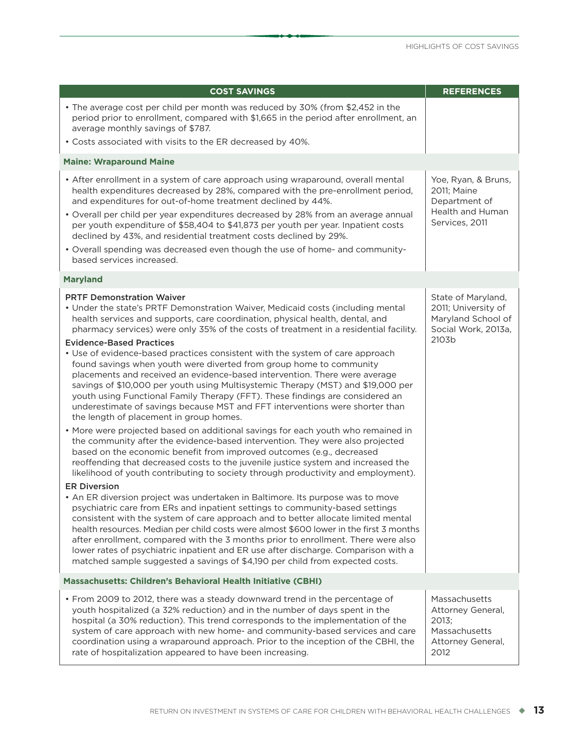| COST SAVINGS | REFERENCES |
|---|---|
| • The average cost per child per month was reduced by 30% (from $2,452 in the period prior to enrollment, compared with $1,665 in the period after enrollment, an average monthly savings of $787.<br>• Costs associated with visits to the ER decreased by 40%. | |
| **Maine: Wraparound Maine** | |
| • After enrollment in a system of care approach using wraparound, overall mental health expenditures decreased by 28%, compared with the pre-enrollment period, and expenditures for out-of-home treatment declined by 44%.<br>• Overall per child per year expenditures decreased by 28% from an average annual per youth expenditure of $58,404 to $41,873 per youth per year. Inpatient costs declined by 43%, and residential treatment costs declined by 29%.<br>• Overall spending was decreased even though the use of home- and community-based services increased. | Yoe, Ryan, & Bruns, 2011; Maine Department of Health and Human Services, 2011 |
| **Maryland** | |
| **PRTF Demonstration Waiver**<br>• Under the state's PRTF Demonstration Waiver, Medicaid costs (including mental health services and supports, care coordination, physical health, dental, and pharmacy services) were only 35% of the costs of treatment in a residential facility.<br>**Evidence-Based Practices**<br>• Use of evidence-based practices consistent with the system of care approach found savings when youth were diverted from group home to community placements and received an evidence-based intervention. There were average savings of $10,000 per youth using Multisystemic Therapy (MST) and $19,000 per youth using Functional Family Therapy (FFT). These findings are considered an underestimate of savings because MST and FFT interventions were shorter than the length of placement in group homes.<br>• More were projected based on additional savings for each youth who remained in the community after the evidence-based intervention. They were also projected based on the economic benefit from improved outcomes (e.g., decreased reoffending that decreased costs to the juvenile justice system and increased the likelihood of youth contributing to society through productivity and employment).<br>**ER Diversion**<br>• An ER diversion project was undertaken in Baltimore. Its purpose was to move psychiatric care from ERs and inpatient settings to community-based settings consistent with the system of care approach and to better allocate limited mental health resources. Median per child costs were almost $600 lower in the first 3 months after enrollment, compared with the 3 months prior to enrollment. There were also lower rates of psychiatric inpatient and ER use after discharge. Comparison with a matched sample suggested a savings of $4,190 per child from expected costs. | State of Maryland, 2011; University of Maryland School of Social Work, 2013a, 2103b |
| **Massachusetts: Children's Behavioral Health Initiative (CBHI)** | |
| • From 2009 to 2012, there was a steady downward trend in the percentage of youth hospitalized (a 32% reduction) and in the number of days spent in the hospital (a 30% reduction). This trend corresponds to the implementation of the system of care approach with new home- and community-based services and care coordination using a wraparound approach. Prior to the inception of the CBHI, the rate of hospitalization appeared to have been increasing. | Massachusetts Attorney General, 2013; Massachusetts Attorney General, 2012 |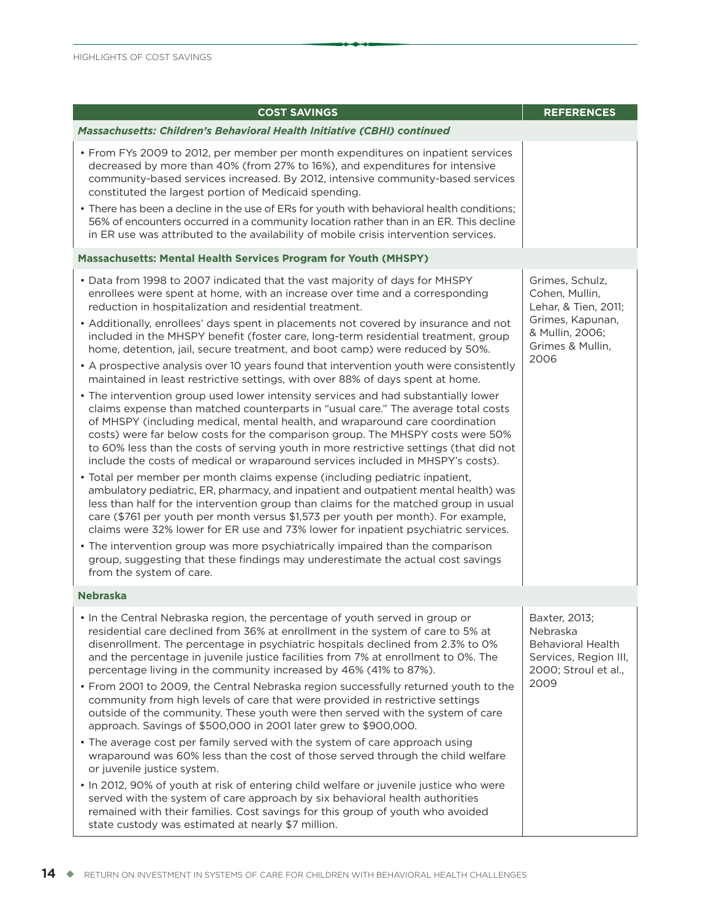| COST SAVINGS | REFERENCES |
|---|---|
| ***Massachusetts: Children's Behavioral Health Initiative (CBHI) continued*** | |
| • From FYs 2009 to 2012, per member per month expenditures on inpatient services decreased by more than 40% (from 27% to 16%), and expenditures for intensive community-based services increased. By 2012, intensive community-based services constituted the largest portion of Medicaid spending.<br>• There has been a decline in the use of ERs for youth with behavioral health conditions; 56% of encounters occurred in a community location rather than in an ER. This decline in ER use was attributed to the availability of mobile crisis intervention services. | |
| **Massachusetts: Mental Health Services Program for Youth (MHSPY)** | |
| • Data from 1998 to 2007 indicated that the vast majority of days for MHSPY enrollees were spent at home, with an increase over time and a corresponding reduction in hospitalization and residential treatment.<br>• Additionally, enrollees' days spent in placements not covered by insurance and not included in the MHSPY benefit (foster care, long-term residential treatment, group home, detention, jail, secure treatment, and boot camp) were reduced by 50%.<br>• A prospective analysis over 10 years found that intervention youth were consistently maintained in least restrictive settings, with over 88% of days spent at home.<br>• The intervention group used lower intensity services and had substantially lower claims expense than matched counterparts in "usual care." The average total costs of MHSPY (including medical, mental health, and wraparound care coordination costs) were far below costs for the comparison group. The MHSPY costs were 50% to 60% less than the costs of serving youth in more restrictive settings (that did not include the costs of medical or wraparound services included in MHSPY's costs).<br>• Total per member per month claims expense (including pediatric inpatient, ambulatory pediatric, ER, pharmacy, and inpatient and outpatient mental health) was less than half for the intervention group than claims for the matched group in usual care ($761 per youth per month versus $1,573 per youth per month). For example, claims were 32% lower for ER use and 73% lower for inpatient psychiatric services.<br>• The intervention group was more psychiatrically impaired than the comparison group, suggesting that these findings may underestimate the actual cost savings from the system of care. | Grimes, Schulz, Cohen, Mullin, Lehar, & Tien, 2011; Grimes, Kapunan, & Mullin, 2006; Grimes & Mullin, 2006 |
| **Nebraska** | |
| • In the Central Nebraska region, the percentage of youth served in group or residential care declined from 36% at enrollment in the system of care to 5% at disenrollment. The percentage in psychiatric hospitals declined from 2.3% to 0% and the percentage in juvenile justice facilities from 7% at enrollment to 0%. The percentage living in the community increased by 46% (41% to 87%).<br>• From 2001 to 2009, the Central Nebraska region successfully returned youth to the community from high levels of care that were provided in restrictive settings outside of the community. These youth were then served with the system of care approach. Savings of $500,000 in 2001 later grew to $900,000.<br>• The average cost per family served with the system of care approach using wraparound was 60% less than the cost of those served through the child welfare or juvenile justice system.<br>• In 2012, 90% of youth at risk of entering child welfare or juvenile justice who were served with the system of care approach by six behavioral health authorities remained with their families. Cost savings for this group of youth who avoided state custody was estimated at nearly $7 million. | Baxter, 2013; Nebraska Behavioral Health Services, Region III, 2000; Stroul et al., 2009 |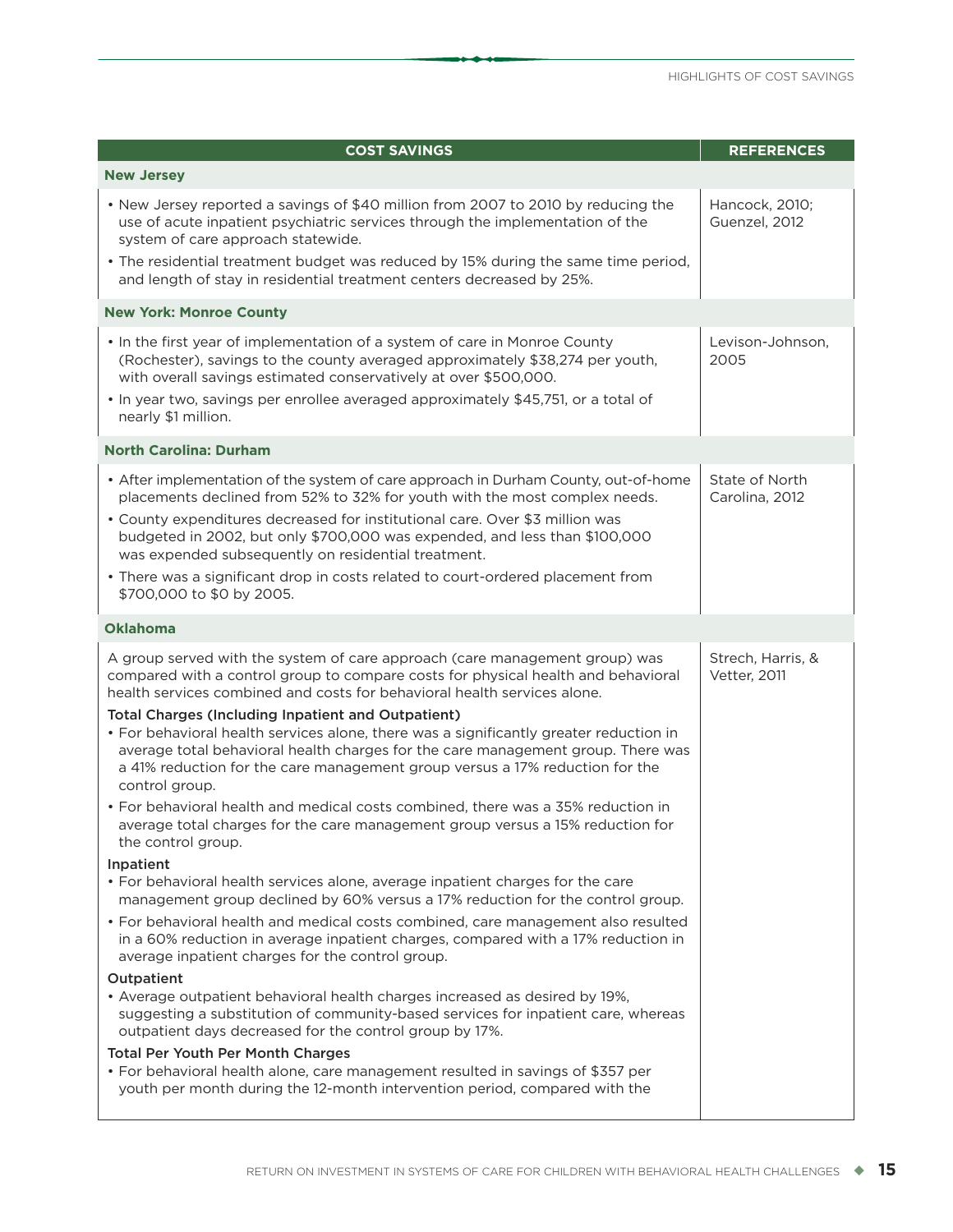| COST SAVINGS | REFERENCES |
|---|---|
| **New Jersey** | |
| • New Jersey reported a savings of $40 million from 2007 to 2010 by reducing the use of acute inpatient psychiatric services through the implementation of the system of care approach statewide.<br>• The residential treatment budget was reduced by 15% during the same time period, and length of stay in residential treatment centers decreased by 25%. | Hancock, 2010; Guenzel, 2012 |
| **New York: Monroe County** | |
| • In the first year of implementation of a system of care in Monroe County (Rochester), savings to the county averaged approximately $38,274 per youth, with overall savings estimated conservatively at over $500,000.<br>• In year two, savings per enrollee averaged approximately $45,751, or a total of nearly $1 million. | Levison-Johnson, 2005 |
| **North Carolina: Durham** | |
| • After implementation of the system of care approach in Durham County, out-of-home placements declined from 52% to 32% for youth with the most complex needs.<br>• County expenditures decreased for institutional care. Over $3 million was budgeted in 2002, but only $700,000 was expended, and less than $100,000 was expended subsequently on residential treatment.<br>• There was a significant drop in costs related to court-ordered placement from $700,000 to $0 by 2005. | State of North Carolina, 2012 |
| **Oklahoma** | |
| A group served with the system of care approach (care management group) was compared with a control group to compare costs for physical health and behavioral health services combined and costs for behavioral health services alone.<br>**Total Charges (Including Inpatient and Outpatient)**<br>• For behavioral health services alone, there was a significantly greater reduction in average total behavioral health charges for the care management group. There was a 41% reduction for the care management group versus a 17% reduction for the control group.<br>• For behavioral health and medical costs combined, there was a 35% reduction in average total charges for the care management group versus a 15% reduction for the control group.<br>**Inpatient**<br>• For behavioral health services alone, average inpatient charges for the care management group declined by 60% versus a 17% reduction for the control group.<br>• For behavioral health and medical costs combined, care management also resulted in a 60% reduction in average inpatient charges, compared with a 17% reduction in average inpatient charges for the control group.<br>**Outpatient**<br>• Average outpatient behavioral health charges increased as desired by 19%, suggesting a substitution of community-based services for inpatient care, whereas outpatient days decreased for the control group by 17%.<br>**Total Per Youth Per Month Charges**<br>• For behavioral health alone, care management resulted in savings of $357 per youth per month during the 12-month intervention period, compared with the | Strech, Harris, & Vetter, 2011 |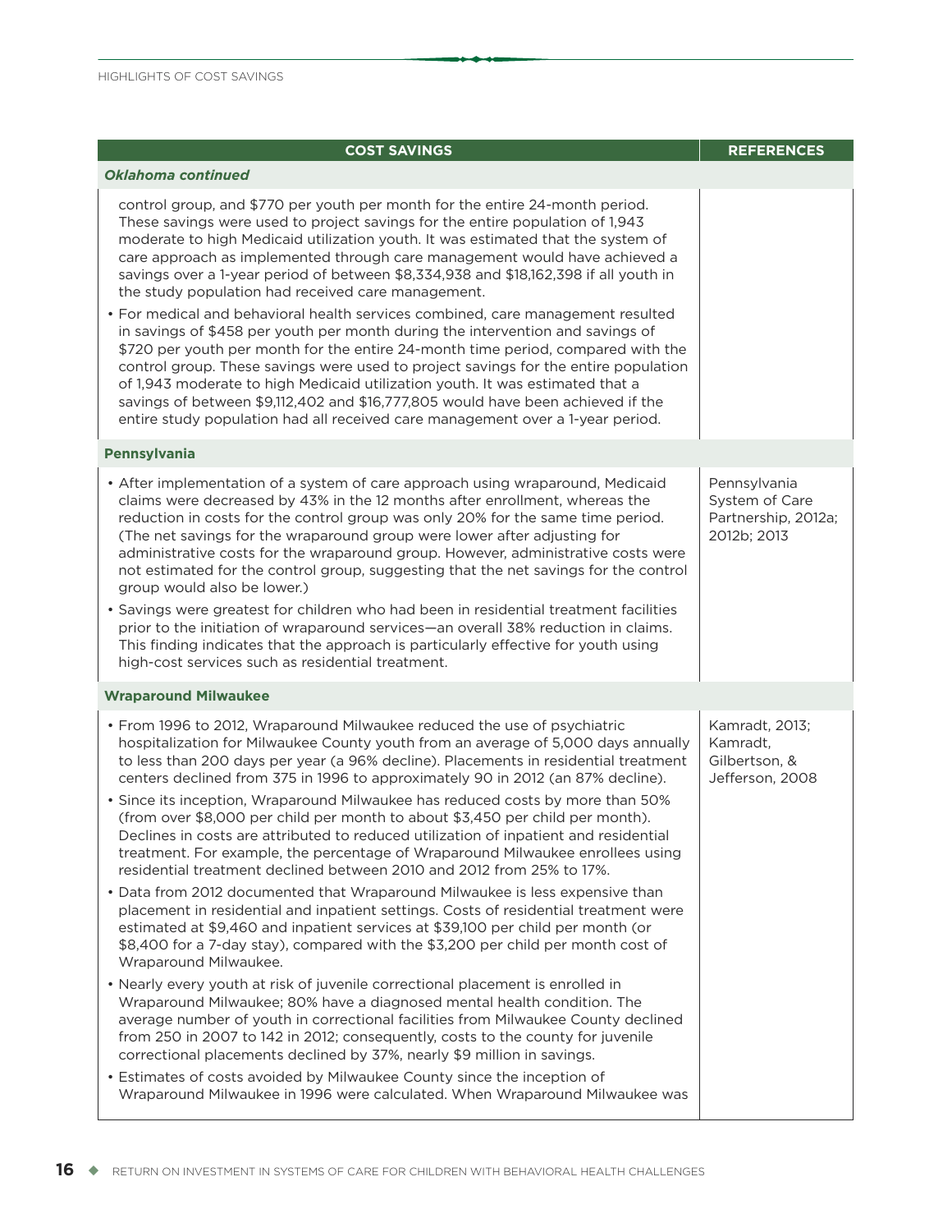| COST SAVINGS | REFERENCES |
|---|---|
| ***Oklahoma continued*** | |
| control group, and $770 per youth per month for the entire 24-month period. These savings were used to project savings for the entire population of 1,943 moderate to high Medicaid utilization youth. It was estimated that the system of care approach as implemented through care management would have achieved a savings over a 1-year period of between $8,334,938 and $18,162,398 if all youth in the study population had received care management.<br>• For medical and behavioral health services combined, care management resulted in savings of $458 per youth per month during the intervention and savings of $720 per youth per month for the entire 24-month time period, compared with the control group. These savings were used to project savings for the entire population of 1,943 moderate to high Medicaid utilization youth. It was estimated that a savings of between $9,112,402 and $16,777,805 would have been achieved if the entire study population had all received care management over a 1-year period. | |
| **Pennsylvania** | |
| • After implementation of a system of care approach using wraparound, Medicaid claims were decreased by 43% in the 12 months after enrollment, whereas the reduction in costs for the control group was only 20% for the same time period. (The net savings for the wraparound group were lower after adjusting for administrative costs for the wraparound group. However, administrative costs were not estimated for the control group, suggesting that the net savings for the control group would also be lower.)<br>• Savings were greatest for children who had been in residential treatment facilities prior to the initiation of wraparound services—an overall 38% reduction in claims. This finding indicates that the approach is particularly effective for youth using high-cost services such as residential treatment. | Pennsylvania System of Care Partnership, 2012a; 2012b; 2013 |
| **Wraparound Milwaukee** | |
| • From 1996 to 2012, Wraparound Milwaukee reduced the use of psychiatric hospitalization for Milwaukee County youth from an average of 5,000 days annually to less than 200 days per year (a 96% decline). Placements in residential treatment centers declined from 375 in 1996 to approximately 90 in 2012 (an 87% decline).<br>• Since its inception, Wraparound Milwaukee has reduced costs by more than 50% (from over $8,000 per child per month to about $3,450 per child per month). Declines in costs are attributed to reduced utilization of inpatient and residential treatment. For example, the percentage of Wraparound Milwaukee enrollees using residential treatment declined between 2010 and 2012 from 25% to 17%.<br>• Data from 2012 documented that Wraparound Milwaukee is less expensive than placement in residential and inpatient settings. Costs of residential treatment were estimated at $9,460 and inpatient services at $39,100 per child per month (or $8,400 for a 7-day stay), compared with the $3,200 per child per month cost of Wraparound Milwaukee.<br>• Nearly every youth at risk of juvenile correctional placement is enrolled in Wraparound Milwaukee; 80% have a diagnosed mental health condition. The average number of youth in correctional facilities from Milwaukee County declined from 250 in 2007 to 142 in 2012; consequently, costs to the county for juvenile correctional placements declined by 37%, nearly $9 million in savings.<br>• Estimates of costs avoided by Milwaukee County since the inception of Wraparound Milwaukee in 1996 were calculated. When Wraparound Milwaukee was | Kamradt, 2013; Kamradt, Gilbertson, & Jefferson, 2008 |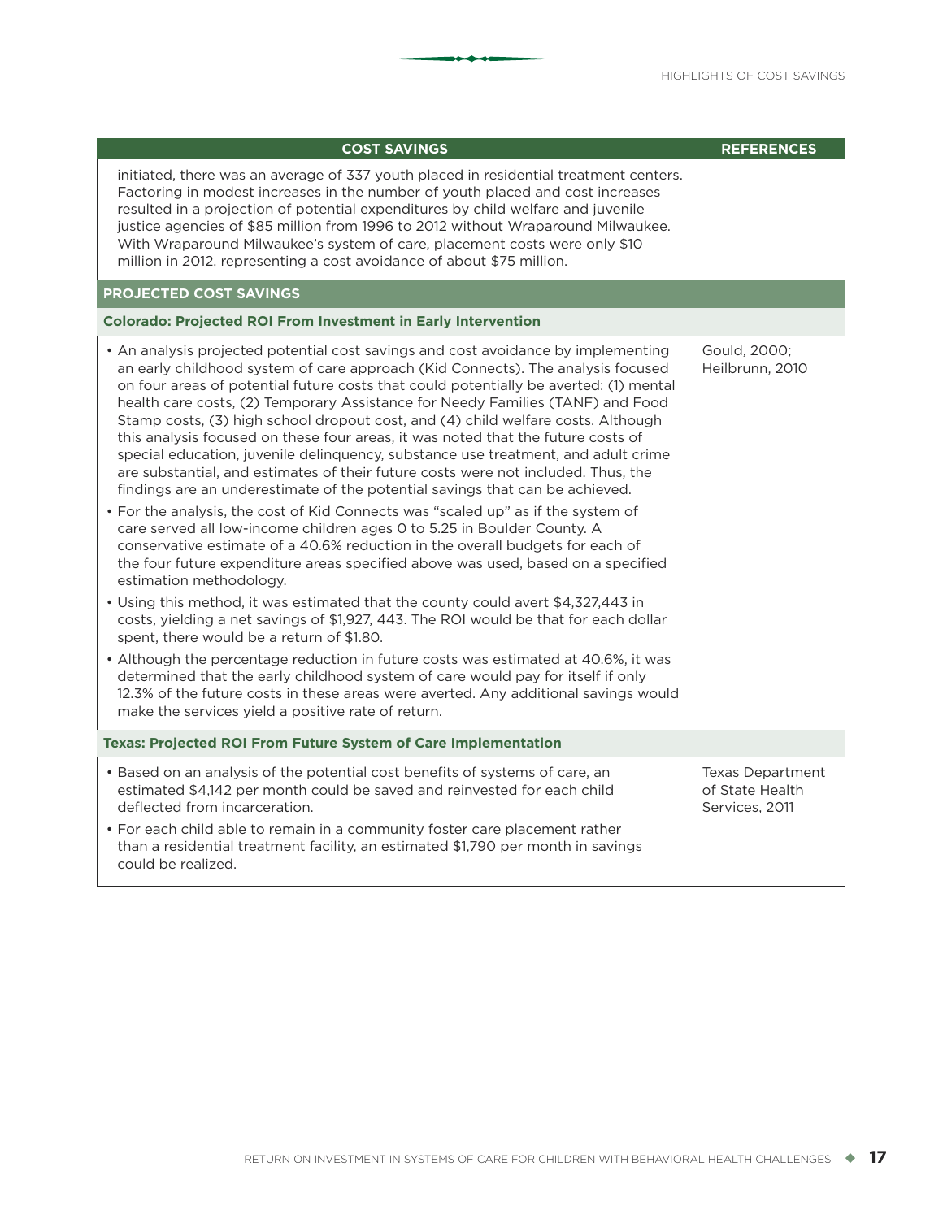| COST SAVINGS | REFERENCES |
|---|---|
| initiated, there was an average of 337 youth placed in residential treatment centers. Factoring in modest increases in the number of youth placed and cost increases resulted in a projection of potential expenditures by child welfare and juvenile justice agencies of $85 million from 1996 to 2012 without Wraparound Milwaukee. With Wraparound Milwaukee's system of care, placement costs were only $10 million in 2012, representing a cost avoidance of about $75 million. | |
| **PROJECTED COST SAVINGS** | |
| **Colorado: Projected ROI From Investment in Early Intervention** | |
| • An analysis projected potential cost savings and cost avoidance by implementing an early childhood system of care approach (Kid Connects). The analysis focused on four areas of potential future costs that could potentially be averted: (1) mental health care costs, (2) Temporary Assistance for Needy Families (TANF) and Food Stamp costs, (3) high school dropout cost, and (4) child welfare costs. Although this analysis focused on these four areas, it was noted that the future costs of special education, juvenile delinquency, substance use treatment, and adult crime are substantial, and estimates of their future costs were not included. Thus, the findings are an underestimate of the potential savings that can be achieved.<br>• For the analysis, the cost of Kid Connects was "scaled up" as if the system of care served all low-income children ages 0 to 5.25 in Boulder County. A conservative estimate of a 40.6% reduction in the overall budgets for each of the four future expenditure areas specified above was used, based on a specified estimation methodology.<br>• Using this method, it was estimated that the county could avert $4,327,443 in costs, yielding a net savings of $1,927, 443. The ROI would be that for each dollar spent, there would be a return of $1.80.<br>• Although the percentage reduction in future costs was estimated at 40.6%, it was determined that the early childhood system of care would pay for itself if only 12.3% of the future costs in these areas were averted. Any additional savings would make the services yield a positive rate of return. | Gould, 2000; Heilbrunn, 2010 |
| **Texas: Projected ROI From Future System of Care Implementation** | |
| • Based on an analysis of the potential cost benefits of systems of care, an estimated $4,142 per month could be saved and reinvested for each child deflected from incarceration.<br>• For each child able to remain in a community foster care placement rather than a residential treatment facility, an estimated $1,790 per month in savings could be realized. | Texas Department of State Health Services, 2011 |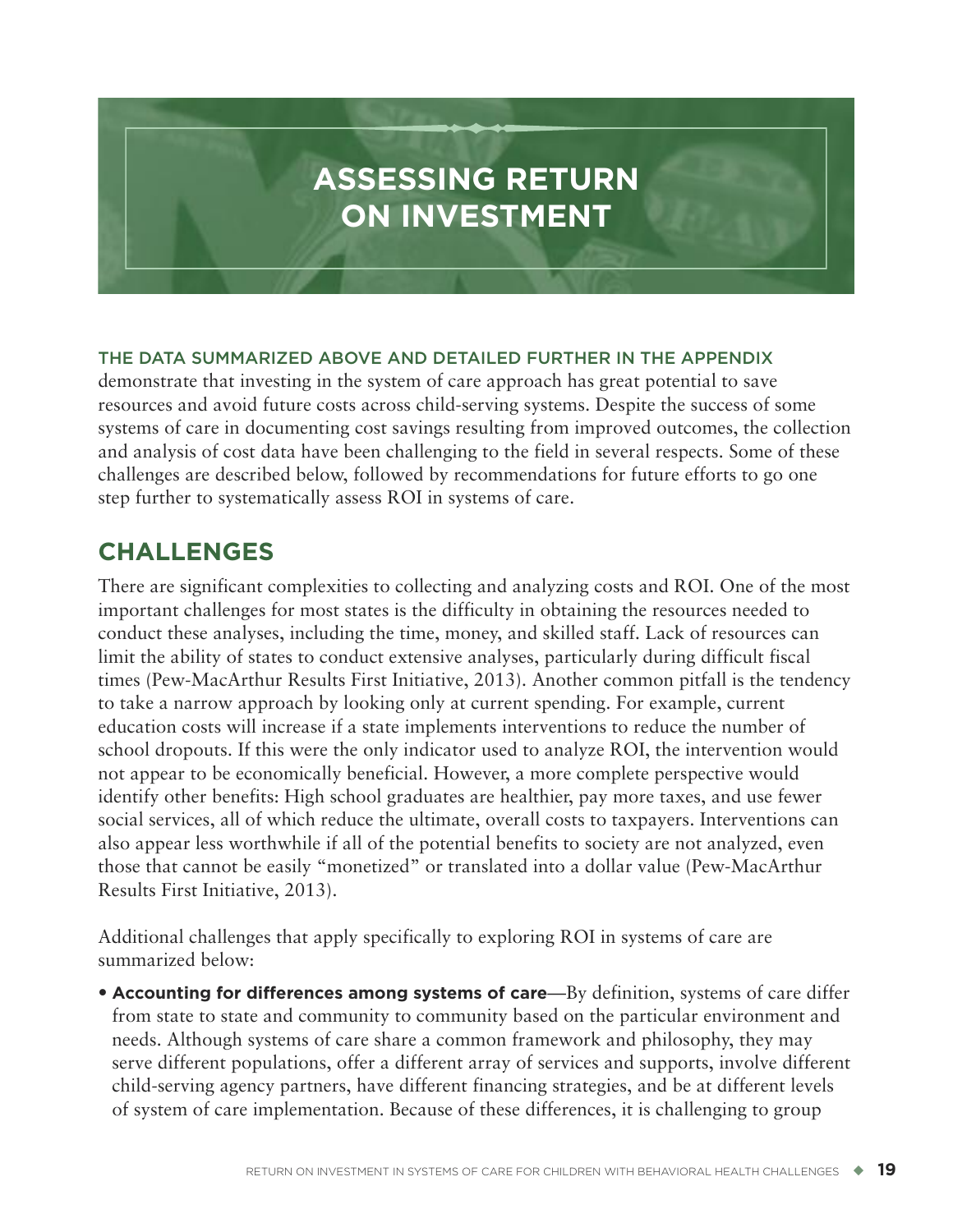# ASSESSING RETURN ON INVESTMENT

THE DATA SUMMARIZED ABOVE AND DETAILED FURTHER IN THE APPENDIX demonstrate that investing in the system of care approach has great potential to save resources and avoid future costs across child-serving systems. Despite the success of some systems of care in documenting cost savings resulting from improved outcomes, the collection and analysis of cost data have been challenging to the field in several respects. Some of these challenges are described below, followed by recommendations for future efforts to go one step further to systematically assess ROI in systems of care.

## CHALLENGES

There are significant complexities to collecting and analyzing costs and ROI. One of the most important challenges for most states is the difficulty in obtaining the resources needed to conduct these analyses, including the time, money, and skilled staff. Lack of resources can limit the ability of states to conduct extensive analyses, particularly during difficult fiscal times (Pew-MacArthur Results First Initiative, 2013). Another common pitfall is the tendency to take a narrow approach by looking only at current spending. For example, current education costs will increase if a state implements interventions to reduce the number of school dropouts. If this were the only indicator used to analyze ROI, the intervention would not appear to be economically beneficial. However, a more complete perspective would identify other benefits: High school graduates are healthier, pay more taxes, and use fewer social services, all of which reduce the ultimate, overall costs to taxpayers. Interventions can also appear less worthwhile if all of the potential benefits to society are not analyzed, even those that cannot be easily "monetized" or translated into a dollar value (Pew-MacArthur Results First Initiative, 2013).

Additional challenges that apply specifically to exploring ROI in systems of care are summarized below:

- **Accounting for differences among systems of care**—By definition, systems of care differ from state to state and community to community based on the particular environment and needs. Although systems of care share a common framework and philosophy, they may serve different populations, offer a different array of services and supports, involve different child-serving agency partners, have different financing strategies, and be at different levels of system of care implementation. Because of these differences, it is challenging to group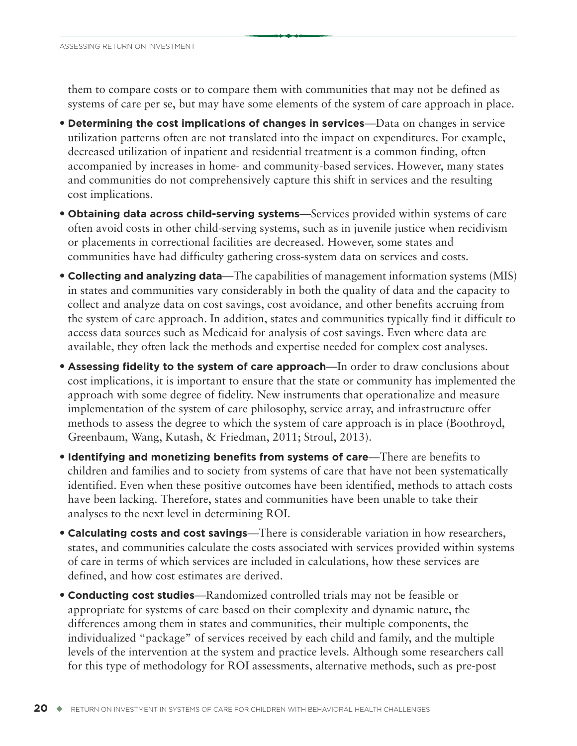them to compare costs or to compare them with communities that may not be defined as systems of care per se, but may have some elements of the system of care approach in place.

- **Determining the cost implications of changes in services**—Data on changes in service utilization patterns often are not translated into the impact on expenditures. For example, decreased utilization of inpatient and residential treatment is a common finding, often accompanied by increases in home- and community-based services. However, many states and communities do not comprehensively capture this shift in services and the resulting cost implications.
- **Obtaining data across child-serving systems**—Services provided within systems of care often avoid costs in other child-serving systems, such as in juvenile justice when recidivism or placements in correctional facilities are decreased. However, some states and communities have had difficulty gathering cross-system data on services and costs.
- **Collecting and analyzing data**—The capabilities of management information systems (MIS) in states and communities vary considerably in both the quality of data and the capacity to collect and analyze data on cost savings, cost avoidance, and other benefits accruing from the system of care approach. In addition, states and communities typically find it difficult to access data sources such as Medicaid for analysis of cost savings. Even where data are available, they often lack the methods and expertise needed for complex cost analyses.
- **Assessing fidelity to the system of care approach**—In order to draw conclusions about cost implications, it is important to ensure that the state or community has implemented the approach with some degree of fidelity. New instruments that operationalize and measure implementation of the system of care philosophy, service array, and infrastructure offer methods to assess the degree to which the system of care approach is in place (Boothroyd, Greenbaum, Wang, Kutash, & Friedman, 2011; Stroul, 2013).
- **Identifying and monetizing benefits from systems of care**—There are benefits to children and families and to society from systems of care that have not been systematically identified. Even when these positive outcomes have been identified, methods to attach costs have been lacking. Therefore, states and communities have been unable to take their analyses to the next level in determining ROI.
- **Calculating costs and cost savings**—There is considerable variation in how researchers, states, and communities calculate the costs associated with services provided within systems of care in terms of which services are included in calculations, how these services are defined, and how cost estimates are derived.
- **Conducting cost studies**—Randomized controlled trials may not be feasible or appropriate for systems of care based on their complexity and dynamic nature, the differences among them in states and communities, their multiple components, the individualized "package" of services received by each child and family, and the multiple levels of the intervention at the system and practice levels. Although some researchers call for this type of methodology for ROI assessments, alternative methods, such as pre-post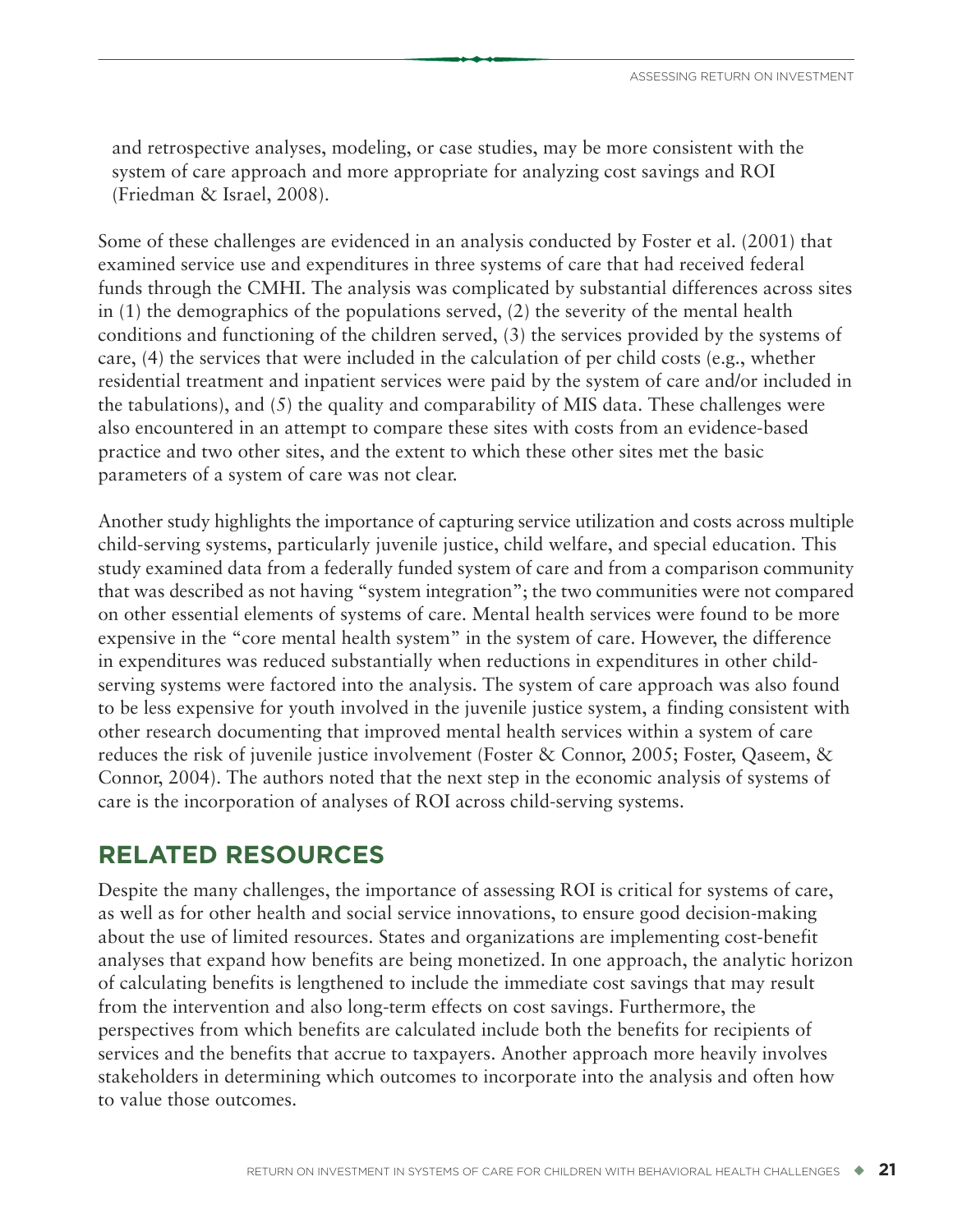and retrospective analyses, modeling, or case studies, may be more consistent with the system of care approach and more appropriate for analyzing cost savings and ROI (Friedman & Israel, 2008).

Some of these challenges are evidenced in an analysis conducted by Foster et al. (2001) that examined service use and expenditures in three systems of care that had received federal funds through the CMHI. The analysis was complicated by substantial differences across sites in (1) the demographics of the populations served, (2) the severity of the mental health conditions and functioning of the children served, (3) the services provided by the systems of care, (4) the services that were included in the calculation of per child costs (e.g., whether residential treatment and inpatient services were paid by the system of care and/or included in the tabulations), and (5) the quality and comparability of MIS data. These challenges were also encountered in an attempt to compare these sites with costs from an evidence-based practice and two other sites, and the extent to which these other sites met the basic parameters of a system of care was not clear.

Another study highlights the importance of capturing service utilization and costs across multiple child-serving systems, particularly juvenile justice, child welfare, and special education. This study examined data from a federally funded system of care and from a comparison community that was described as not having "system integration"; the two communities were not compared on other essential elements of systems of care. Mental health services were found to be more expensive in the "core mental health system" in the system of care. However, the difference in expenditures was reduced substantially when reductions in expenditures in other child-serving systems were factored into the analysis. The system of care approach was also found to be less expensive for youth involved in the juvenile justice system, a finding consistent with other research documenting that improved mental health services within a system of care reduces the risk of juvenile justice involvement (Foster & Connor, 2005; Foster, Qaseem, & Connor, 2004). The authors noted that the next step in the economic analysis of systems of care is the incorporation of analyses of ROI across child-serving systems.

## RELATED RESOURCES

Despite the many challenges, the importance of assessing ROI is critical for systems of care, as well as for other health and social service innovations, to ensure good decision-making about the use of limited resources. States and organizations are implementing cost-benefit analyses that expand how benefits are being monetized. In one approach, the analytic horizon of calculating benefits is lengthened to include the immediate cost savings that may result from the intervention and also long-term effects on cost savings. Furthermore, the perspectives from which benefits are calculated include both the benefits for recipients of services and the benefits that accrue to taxpayers. Another approach more heavily involves stakeholders in determining which outcomes to incorporate into the analysis and often how to value those outcomes.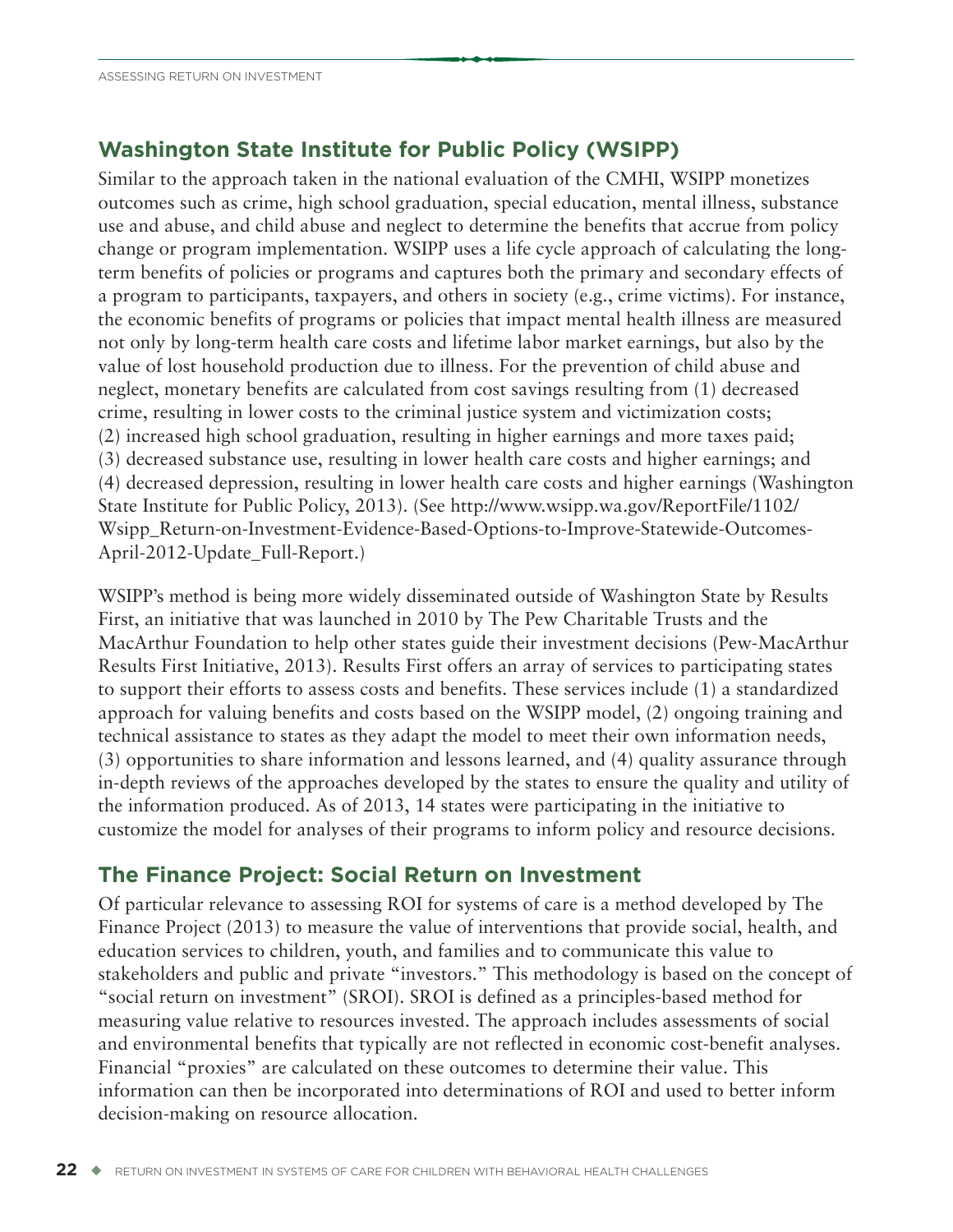## Washington State Institute for Public Policy (WSIPP)

Similar to the approach taken in the national evaluation of the CMHI, WSIPP monetizes outcomes such as crime, high school graduation, special education, mental illness, substance use and abuse, and child abuse and neglect to determine the benefits that accrue from policy change or program implementation. WSIPP uses a life cycle approach of calculating the long-term benefits of policies or programs and captures both the primary and secondary effects of a program to participants, taxpayers, and others in society (e.g., crime victims). For instance, the economic benefits of programs or policies that impact mental health illness are measured not only by long-term health care costs and lifetime labor market earnings, but also by the value of lost household production due to illness. For the prevention of child abuse and neglect, monetary benefits are calculated from cost savings resulting from (1) decreased crime, resulting in lower costs to the criminal justice system and victimization costs; (2) increased high school graduation, resulting in higher earnings and more taxes paid; (3) decreased substance use, resulting in lower health care costs and higher earnings; and (4) decreased depression, resulting in lower health care costs and higher earnings (Washington State Institute for Public Policy, 2013). (See http://www.wsipp.wa.gov/ReportFile/1102/Wsipp_Return-on-Investment-Evidence-Based-Options-to-Improve-Statewide-Outcomes-April-2012-Update_Full-Report.)

WSIPP's method is being more widely disseminated outside of Washington State by Results First, an initiative that was launched in 2010 by The Pew Charitable Trusts and the MacArthur Foundation to help other states guide their investment decisions (Pew-MacArthur Results First Initiative, 2013). Results First offers an array of services to participating states to support their efforts to assess costs and benefits. These services include (1) a standardized approach for valuing benefits and costs based on the WSIPP model, (2) ongoing training and technical assistance to states as they adapt the model to meet their own information needs, (3) opportunities to share information and lessons learned, and (4) quality assurance through in-depth reviews of the approaches developed by the states to ensure the quality and utility of the information produced. As of 2013, 14 states were participating in the initiative to customize the model for analyses of their programs to inform policy and resource decisions.

## The Finance Project: Social Return on Investment

Of particular relevance to assessing ROI for systems of care is a method developed by The Finance Project (2013) to measure the value of interventions that provide social, health, and education services to children, youth, and families and to communicate this value to stakeholders and public and private "investors." This methodology is based on the concept of "social return on investment" (SROI). SROI is defined as a principles-based method for measuring value relative to resources invested. The approach includes assessments of social and environmental benefits that typically are not reflected in economic cost-benefit analyses. Financial "proxies" are calculated on these outcomes to determine their value. This information can then be incorporated into determinations of ROI and used to better inform decision-making on resource allocation.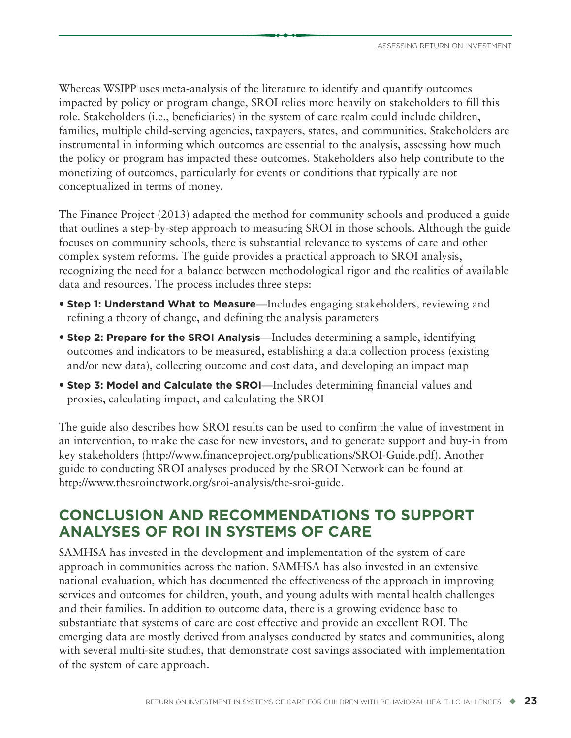Whereas WSIPP uses meta-analysis of the literature to identify and quantify outcomes impacted by policy or program change, SROI relies more heavily on stakeholders to fill this role. Stakeholders (i.e., beneficiaries) in the system of care realm could include children, families, multiple child-serving agencies, taxpayers, states, and communities. Stakeholders are instrumental in informing which outcomes are essential to the analysis, assessing how much the policy or program has impacted these outcomes. Stakeholders also help contribute to the monetizing of outcomes, particularly for events or conditions that typically are not conceptualized in terms of money.

The Finance Project (2013) adapted the method for community schools and produced a guide that outlines a step-by-step approach to measuring SROI in those schools. Although the guide focuses on community schools, there is substantial relevance to systems of care and other complex system reforms. The guide provides a practical approach to SROI analysis, recognizing the need for a balance between methodological rigor and the realities of available data and resources. The process includes three steps:

- **Step 1: Understand What to Measure**—Includes engaging stakeholders, reviewing and refining a theory of change, and defining the analysis parameters
- **Step 2: Prepare for the SROI Analysis**—Includes determining a sample, identifying outcomes and indicators to be measured, establishing a data collection process (existing and/or new data), collecting outcome and cost data, and developing an impact map
- **Step 3: Model and Calculate the SROI**—Includes determining financial values and proxies, calculating impact, and calculating the SROI

The guide also describes how SROI results can be used to confirm the value of investment in an intervention, to make the case for new investors, and to generate support and buy-in from key stakeholders (http://www.financeproject.org/publications/SROI-Guide.pdf). Another guide to conducting SROI analyses produced by the SROI Network can be found at http://www.thesroinetwork.org/sroi-analysis/the-sroi-guide.

## CONCLUSION AND RECOMMENDATIONS TO SUPPORT ANALYSES OF ROI IN SYSTEMS OF CARE

SAMHSA has invested in the development and implementation of the system of care approach in communities across the nation. SAMHSA has also invested in an extensive national evaluation, which has documented the effectiveness of the approach in improving services and outcomes for children, youth, and young adults with mental health challenges and their families. In addition to outcome data, there is a growing evidence base to substantiate that systems of care are cost effective and provide an excellent ROI. The emerging data are mostly derived from analyses conducted by states and communities, along with several multi-site studies, that demonstrate cost savings associated with implementation of the system of care approach.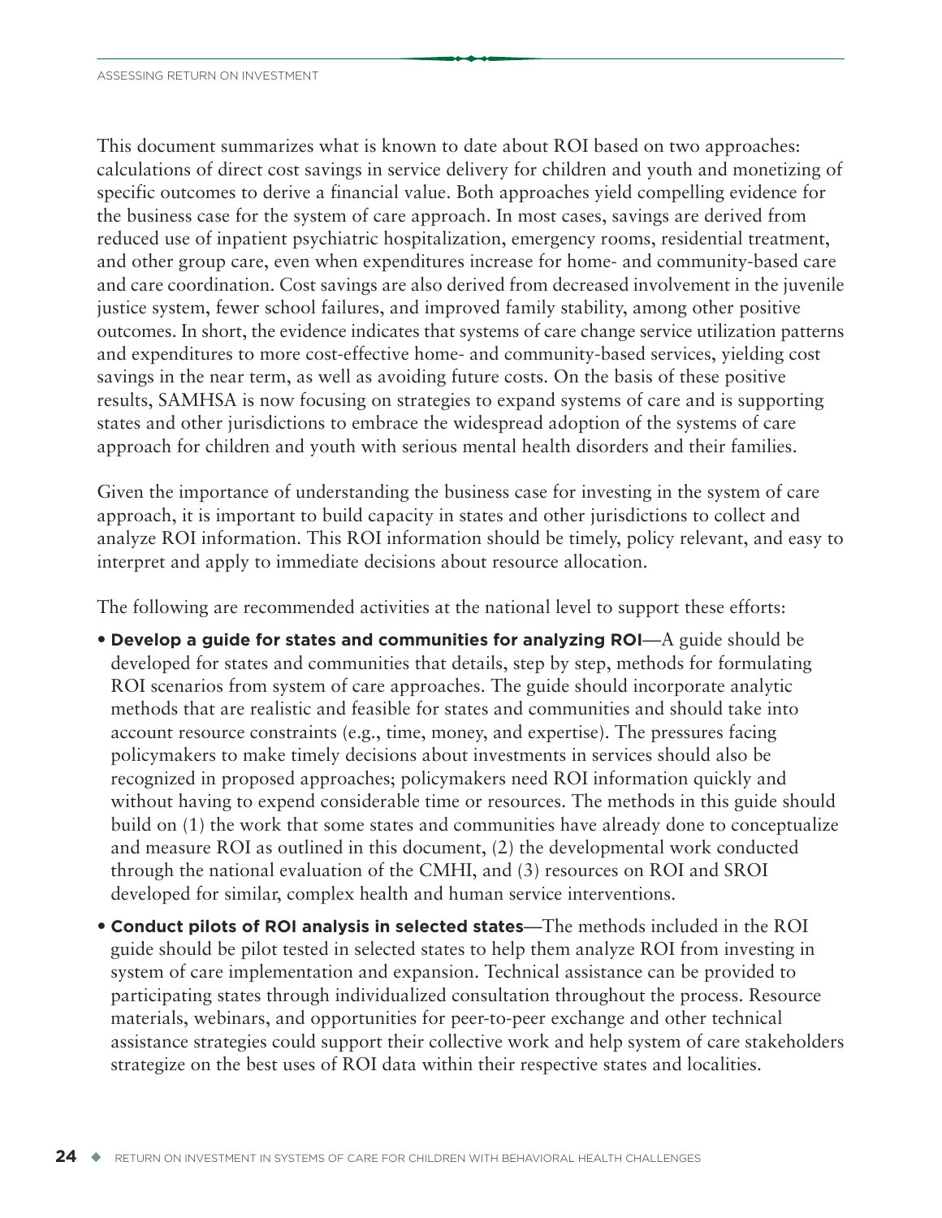This document summarizes what is known to date about ROI based on two approaches: calculations of direct cost savings in service delivery for children and youth and monetizing of specific outcomes to derive a financial value. Both approaches yield compelling evidence for the business case for the system of care approach. In most cases, savings are derived from reduced use of inpatient psychiatric hospitalization, emergency rooms, residential treatment, and other group care, even when expenditures increase for home- and community-based care and care coordination. Cost savings are also derived from decreased involvement in the juvenile justice system, fewer school failures, and improved family stability, among other positive outcomes. In short, the evidence indicates that systems of care change service utilization patterns and expenditures to more cost-effective home- and community-based services, yielding cost savings in the near term, as well as avoiding future costs. On the basis of these positive results, SAMHSA is now focusing on strategies to expand systems of care and is supporting states and other jurisdictions to embrace the widespread adoption of the systems of care approach for children and youth with serious mental health disorders and their families.

Given the importance of understanding the business case for investing in the system of care approach, it is important to build capacity in states and other jurisdictions to collect and analyze ROI information. This ROI information should be timely, policy relevant, and easy to interpret and apply to immediate decisions about resource allocation.

The following are recommended activities at the national level to support these efforts:

- **Develop a guide for states and communities for analyzing ROI**—A guide should be developed for states and communities that details, step by step, methods for formulating ROI scenarios from system of care approaches. The guide should incorporate analytic methods that are realistic and feasible for states and communities and should take into account resource constraints (e.g., time, money, and expertise). The pressures facing policymakers to make timely decisions about investments in services should also be recognized in proposed approaches; policymakers need ROI information quickly and without having to expend considerable time or resources. The methods in this guide should build on (1) the work that some states and communities have already done to conceptualize and measure ROI as outlined in this document, (2) the developmental work conducted through the national evaluation of the CMHI, and (3) resources on ROI and SROI developed for similar, complex health and human service interventions.
- **Conduct pilots of ROI analysis in selected states**—The methods included in the ROI guide should be pilot tested in selected states to help them analyze ROI from investing in system of care implementation and expansion. Technical assistance can be provided to participating states through individualized consultation throughout the process. Resource materials, webinars, and opportunities for peer-to-peer exchange and other technical assistance strategies could support their collective work and help system of care stakeholders strategize on the best uses of ROI data within their respective states and localities.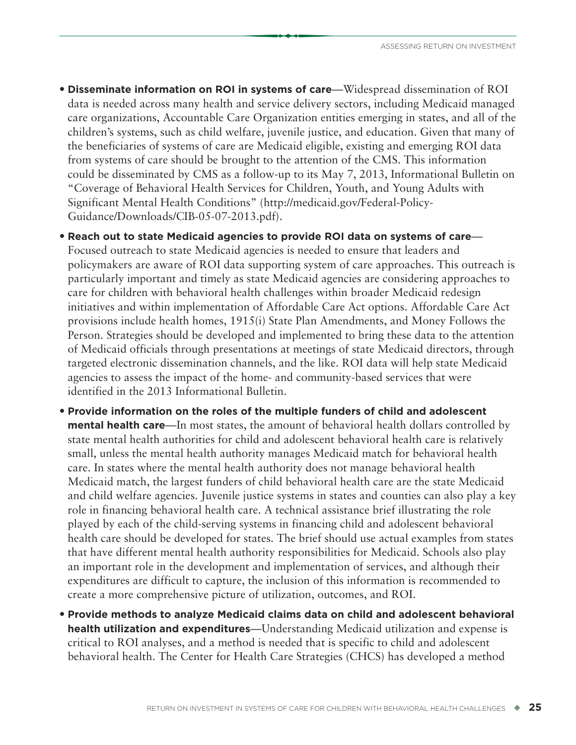- **Disseminate information on ROI in systems of care**—Widespread dissemination of ROI data is needed across many health and service delivery sectors, including Medicaid managed care organizations, Accountable Care Organization entities emerging in states, and all of the children's systems, such as child welfare, juvenile justice, and education. Given that many of the beneficiaries of systems of care are Medicaid eligible, existing and emerging ROI data from systems of care should be brought to the attention of the CMS. This information could be disseminated by CMS as a follow-up to its May 7, 2013, Informational Bulletin on "Coverage of Behavioral Health Services for Children, Youth, and Young Adults with Significant Mental Health Conditions" (http://medicaid.gov/Federal-Policy-Guidance/Downloads/CIB-05-07-2013.pdf).
- **Reach out to state Medicaid agencies to provide ROI data on systems of care**—Focused outreach to state Medicaid agencies is needed to ensure that leaders and policymakers are aware of ROI data supporting system of care approaches. This outreach is particularly important and timely as state Medicaid agencies are considering approaches to care for children with behavioral health challenges within broader Medicaid redesign initiatives and within implementation of Affordable Care Act options. Affordable Care Act provisions include health homes, 1915(i) State Plan Amendments, and Money Follows the Person. Strategies should be developed and implemented to bring these data to the attention of Medicaid officials through presentations at meetings of state Medicaid directors, through targeted electronic dissemination channels, and the like. ROI data will help state Medicaid agencies to assess the impact of the home- and community-based services that were identified in the 2013 Informational Bulletin.
- **Provide information on the roles of the multiple funders of child and adolescent mental health care**—In most states, the amount of behavioral health dollars controlled by state mental health authorities for child and adolescent behavioral health care is relatively small, unless the mental health authority manages Medicaid match for behavioral health care. In states where the mental health authority does not manage behavioral health Medicaid match, the largest funders of child behavioral health care are the state Medicaid and child welfare agencies. Juvenile justice systems in states and counties can also play a key role in financing behavioral health care. A technical assistance brief illustrating the role played by each of the child-serving systems in financing child and adolescent behavioral health care should be developed for states. The brief should use actual examples from states that have different mental health authority responsibilities for Medicaid. Schools also play an important role in the development and implementation of services, and although their expenditures are difficult to capture, the inclusion of this information is recommended to create a more comprehensive picture of utilization, outcomes, and ROI.
- **Provide methods to analyze Medicaid claims data on child and adolescent behavioral health utilization and expenditures**—Understanding Medicaid utilization and expense is critical to ROI analyses, and a method is needed that is specific to child and adolescent behavioral health. The Center for Health Care Strategies (CHCS) has developed a method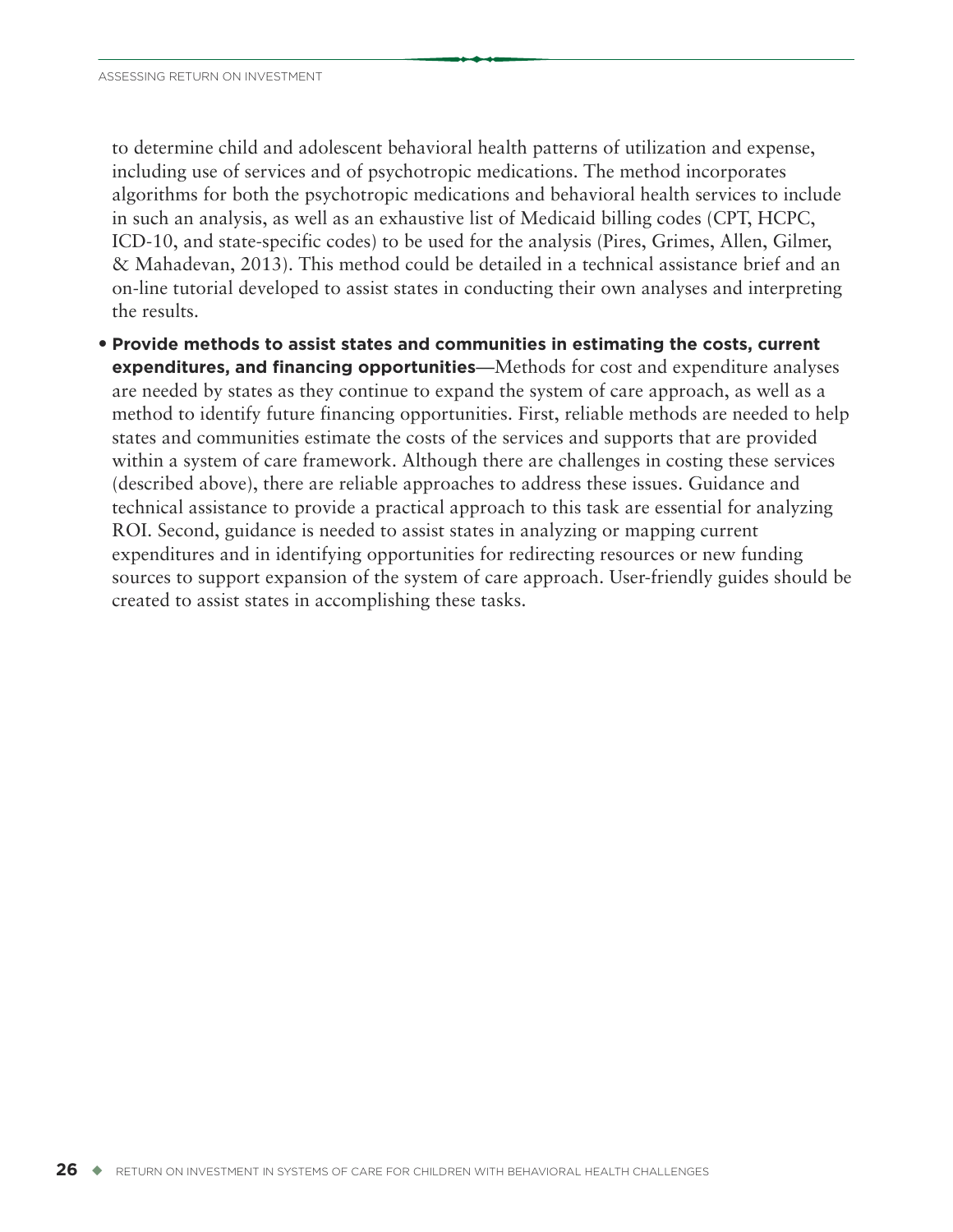to determine child and adolescent behavioral health patterns of utilization and expense, including use of services and of psychotropic medications. The method incorporates algorithms for both the psychotropic medications and behavioral health services to include in such an analysis, as well as an exhaustive list of Medicaid billing codes (CPT, HCPC, ICD-10, and state-specific codes) to be used for the analysis (Pires, Grimes, Allen, Gilmer, & Mahadevan, 2013). This method could be detailed in a technical assistance brief and an on-line tutorial developed to assist states in conducting their own analyses and interpreting the results.

- **Provide methods to assist states and communities in estimating the costs, current expenditures, and financing opportunities**—Methods for cost and expenditure analyses are needed by states as they continue to expand the system of care approach, as well as a method to identify future financing opportunities. First, reliable methods are needed to help states and communities estimate the costs of the services and supports that are provided within a system of care framework. Although there are challenges in costing these services (described above), there are reliable approaches to address these issues. Guidance and technical assistance to provide a practical approach to this task are essential for analyzing ROI. Second, guidance is needed to assist states in analyzing or mapping current expenditures and in identifying opportunities for redirecting resources or new funding sources to support expansion of the system of care approach. User-friendly guides should be created to assist states in accomplishing these tasks.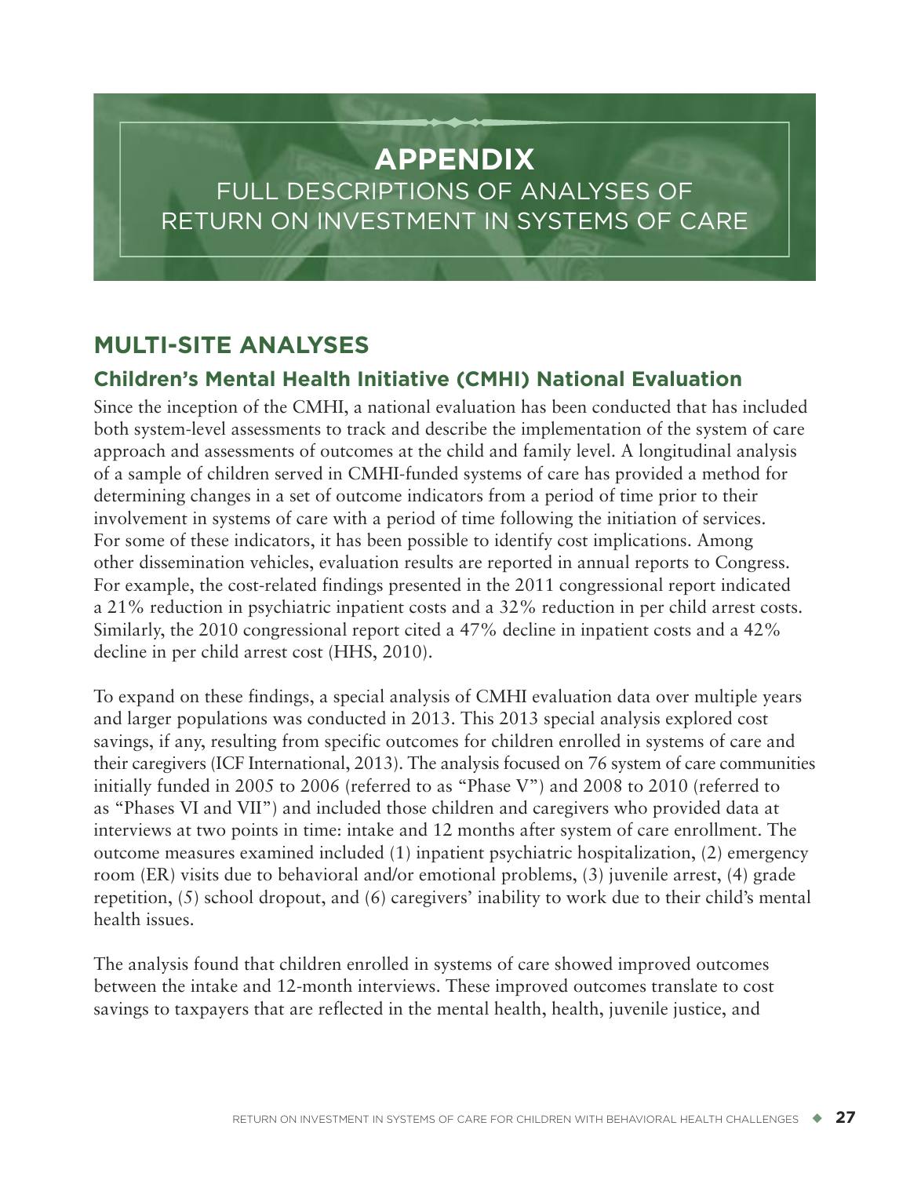# APPENDIX

## FULL DESCRIPTIONS OF ANALYSES OF RETURN ON INVESTMENT IN SYSTEMS OF CARE

## MULTI-SITE ANALYSES

### Children's Mental Health Initiative (CMHI) National Evaluation

Since the inception of the CMHI, a national evaluation has been conducted that has included both system-level assessments to track and describe the implementation of the system of care approach and assessments of outcomes at the child and family level. A longitudinal analysis of a sample of children served in CMHI-funded systems of care has provided a method for determining changes in a set of outcome indicators from a period of time prior to their involvement in systems of care with a period of time following the initiation of services. For some of these indicators, it has been possible to identify cost implications. Among other dissemination vehicles, evaluation results are reported in annual reports to Congress. For example, the cost-related findings presented in the 2011 congressional report indicated a 21% reduction in psychiatric inpatient costs and a 32% reduction in per child arrest costs. Similarly, the 2010 congressional report cited a 47% decline in inpatient costs and a 42% decline in per child arrest cost (HHS, 2010).

To expand on these findings, a special analysis of CMHI evaluation data over multiple years and larger populations was conducted in 2013. This 2013 special analysis explored cost savings, if any, resulting from specific outcomes for children enrolled in systems of care and their caregivers (ICF International, 2013). The analysis focused on 76 system of care communities initially funded in 2005 to 2006 (referred to as "Phase V") and 2008 to 2010 (referred to as "Phases VI and VII") and included those children and caregivers who provided data at interviews at two points in time: intake and 12 months after system of care enrollment. The outcome measures examined included (1) inpatient psychiatric hospitalization, (2) emergency room (ER) visits due to behavioral and/or emotional problems, (3) juvenile arrest, (4) grade repetition, (5) school dropout, and (6) caregivers' inability to work due to their child's mental health issues.

The analysis found that children enrolled in systems of care showed improved outcomes between the intake and 12-month interviews. These improved outcomes translate to cost savings to taxpayers that are reflected in the mental health, health, juvenile justice, and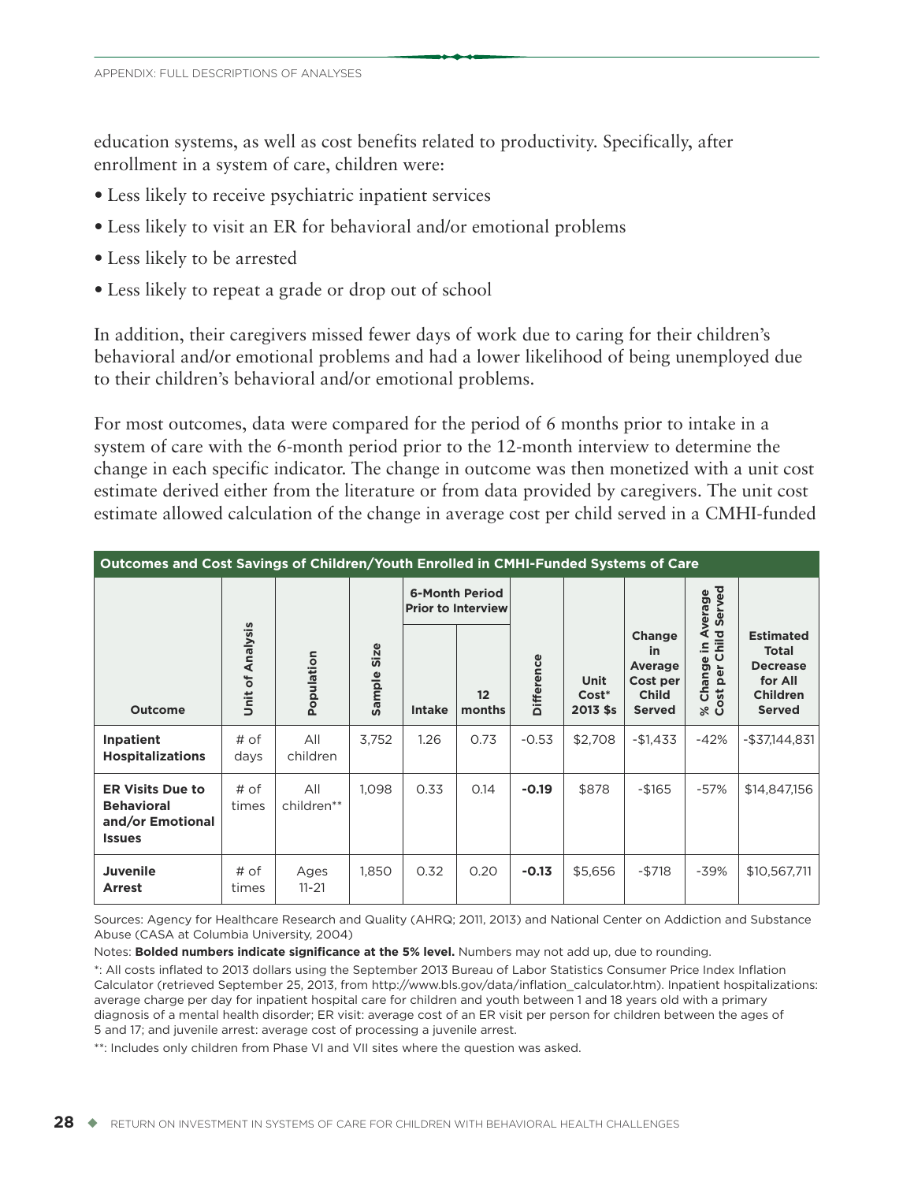education systems, as well as cost benefits related to productivity. Specifically, after enrollment in a system of care, children were:

- Less likely to receive psychiatric inpatient services
- Less likely to visit an ER for behavioral and/or emotional problems
- Less likely to be arrested
- Less likely to repeat a grade or drop out of school

In addition, their caregivers missed fewer days of work due to caring for their children's behavioral and/or emotional problems and had a lower likelihood of being unemployed due to their children's behavioral and/or emotional problems.

For most outcomes, data were compared for the period of 6 months prior to intake in a system of care with the 6-month period prior to the 12-month interview to determine the change in each specific indicator. The change in outcome was then monetized with a unit cost estimate derived either from the literature or from data provided by caregivers. The unit cost estimate allowed calculation of the change in average cost per child served in a CMHI-funded

**Outcomes and Cost Savings of Children/Youth Enrolled in CMHI-Funded Systems of Care**

| Outcome | Unit of Analysis | Population | Sample Size | 6-Month Period Prior to Interview | | Difference | Unit Cost* 2013 $s | Change in Average Cost per Child Served | % Change in Average Cost per Child Served | Estimated Total Decrease for All Children Served |
|---|---|---|---|---|---|---|---|---|---|---|
| | | | | Intake | 12 months | | | | | |
| **Inpatient Hospitalizations** | # of days | All children | 3,752 | 1.26 | 0.73 | -0.53 | $2,708 | -$1,433 | -42% | -$37,144,831 |
| **ER Visits Due to Behavioral and/or Emotional Issues** | # of times | All children** | 1,098 | 0.33 | 0.14 | **-0.19** | $878 | -$165 | -57% | $14,847,156 |
| **Juvenile Arrest** | # of times | Ages 11-21 | 1,850 | 0.32 | 0.20 | **-0.13** | $5,656 | -$718 | -39% | $10,567,711 |

Sources: Agency for Healthcare Research and Quality (AHRQ; 2011, 2013) and National Center on Addiction and Substance Abuse (CASA at Columbia University, 2004)

Notes: **Bolded numbers indicate significance at the 5% level.** Numbers may not add up, due to rounding.

*: All costs inflated to 2013 dollars using the September 2013 Bureau of Labor Statistics Consumer Price Index Inflation Calculator (retrieved September 25, 2013, from http://www.bls.gov/data/inflation_calculator.htm). Inpatient hospitalizations: average charge per day for inpatient hospital care for children and youth between 1 and 18 years old with a primary diagnosis of a mental health disorder; ER visit: average cost of an ER visit per person for children between the ages of 5 and 17; and juvenile arrest: average cost of processing a juvenile arrest.

**: Includes only children from Phase VI and VII sites where the question was asked.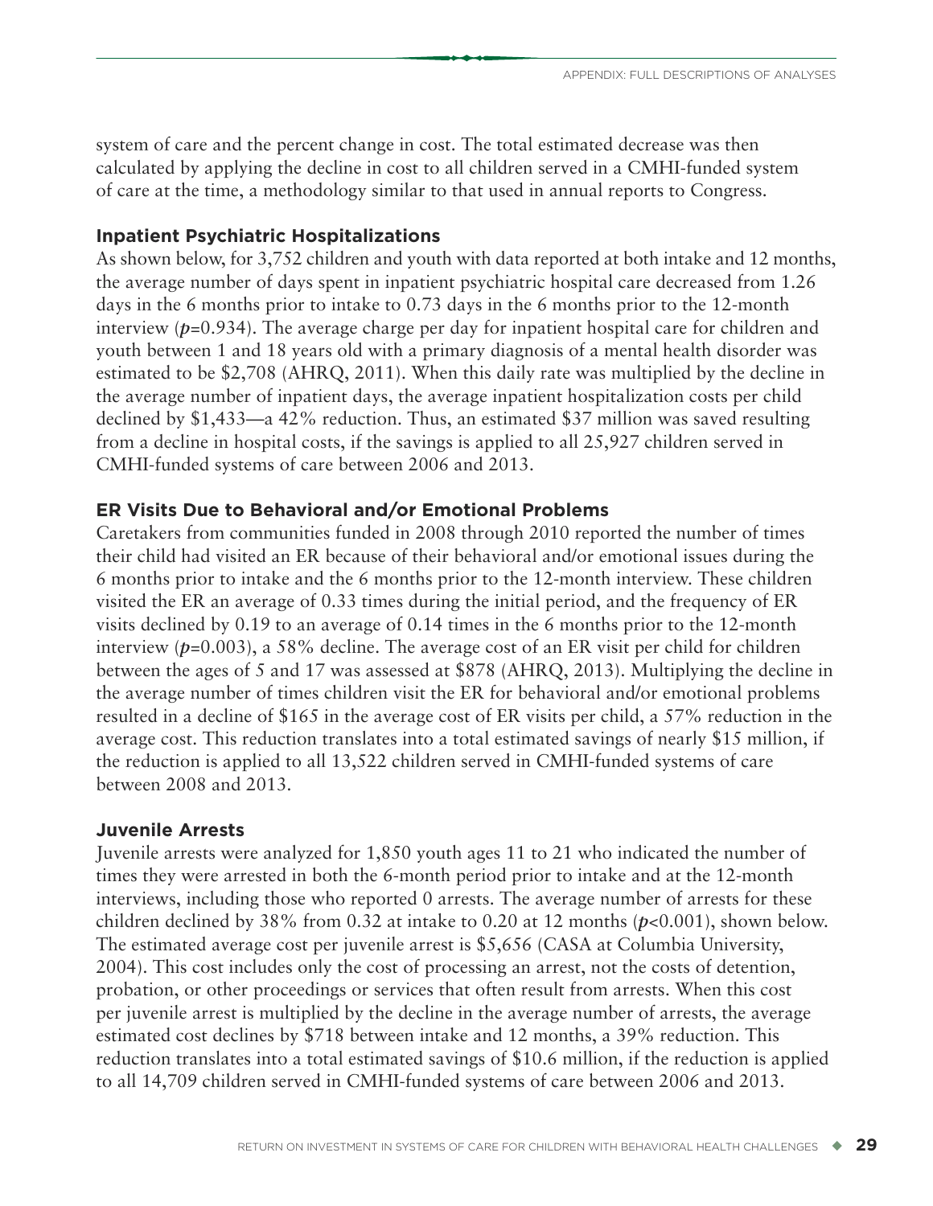system of care and the percent change in cost. The total estimated decrease was then calculated by applying the decline in cost to all children served in a CMHI-funded system of care at the time, a methodology similar to that used in annual reports to Congress.

### Inpatient Psychiatric Hospitalizations

As shown below, for 3,752 children and youth with data reported at both intake and 12 months, the average number of days spent in inpatient psychiatric hospital care decreased from 1.26 days in the 6 months prior to intake to 0.73 days in the 6 months prior to the 12-month interview ($p$=0.934). The average charge per day for inpatient hospital care for children and youth between 1 and 18 years old with a primary diagnosis of a mental health disorder was estimated to be $2,708 (AHRQ, 2011). When this daily rate was multiplied by the decline in the average number of inpatient days, the average inpatient hospitalization costs per child declined by $1,433—a 42% reduction. Thus, an estimated $37 million was saved resulting from a decline in hospital costs, if the savings is applied to all 25,927 children served in CMHI-funded systems of care between 2006 and 2013.

### ER Visits Due to Behavioral and/or Emotional Problems

Caretakers from communities funded in 2008 through 2010 reported the number of times their child had visited an ER because of their behavioral and/or emotional issues during the 6 months prior to intake and the 6 months prior to the 12-month interview. These children visited the ER an average of 0.33 times during the initial period, and the frequency of ER visits declined by 0.19 to an average of 0.14 times in the 6 months prior to the 12-month interview ($p$=0.003), a 58% decline. The average cost of an ER visit per child for children between the ages of 5 and 17 was assessed at $878 (AHRQ, 2013). Multiplying the decline in the average number of times children visit the ER for behavioral and/or emotional problems resulted in a decline of $165 in the average cost of ER visits per child, a 57% reduction in the average cost. This reduction translates into a total estimated savings of nearly $15 million, if the reduction is applied to all 13,522 children served in CMHI-funded systems of care between 2008 and 2013.

### Juvenile Arrests

Juvenile arrests were analyzed for 1,850 youth ages 11 to 21 who indicated the number of times they were arrested in both the 6-month period prior to intake and at the 12-month interviews, including those who reported 0 arrests. The average number of arrests for these children declined by 38% from 0.32 at intake to 0.20 at 12 months ($p$<0.001), shown below. The estimated average cost per juvenile arrest is $5,656 (CASA at Columbia University, 2004). This cost includes only the cost of processing an arrest, not the costs of detention, probation, or other proceedings or services that often result from arrests. When this cost per juvenile arrest is multiplied by the decline in the average number of arrests, the average estimated cost declines by $718 between intake and 12 months, a 39% reduction. This reduction translates into a total estimated savings of $10.6 million, if the reduction is applied to all 14,709 children served in CMHI-funded systems of care between 2006 and 2013.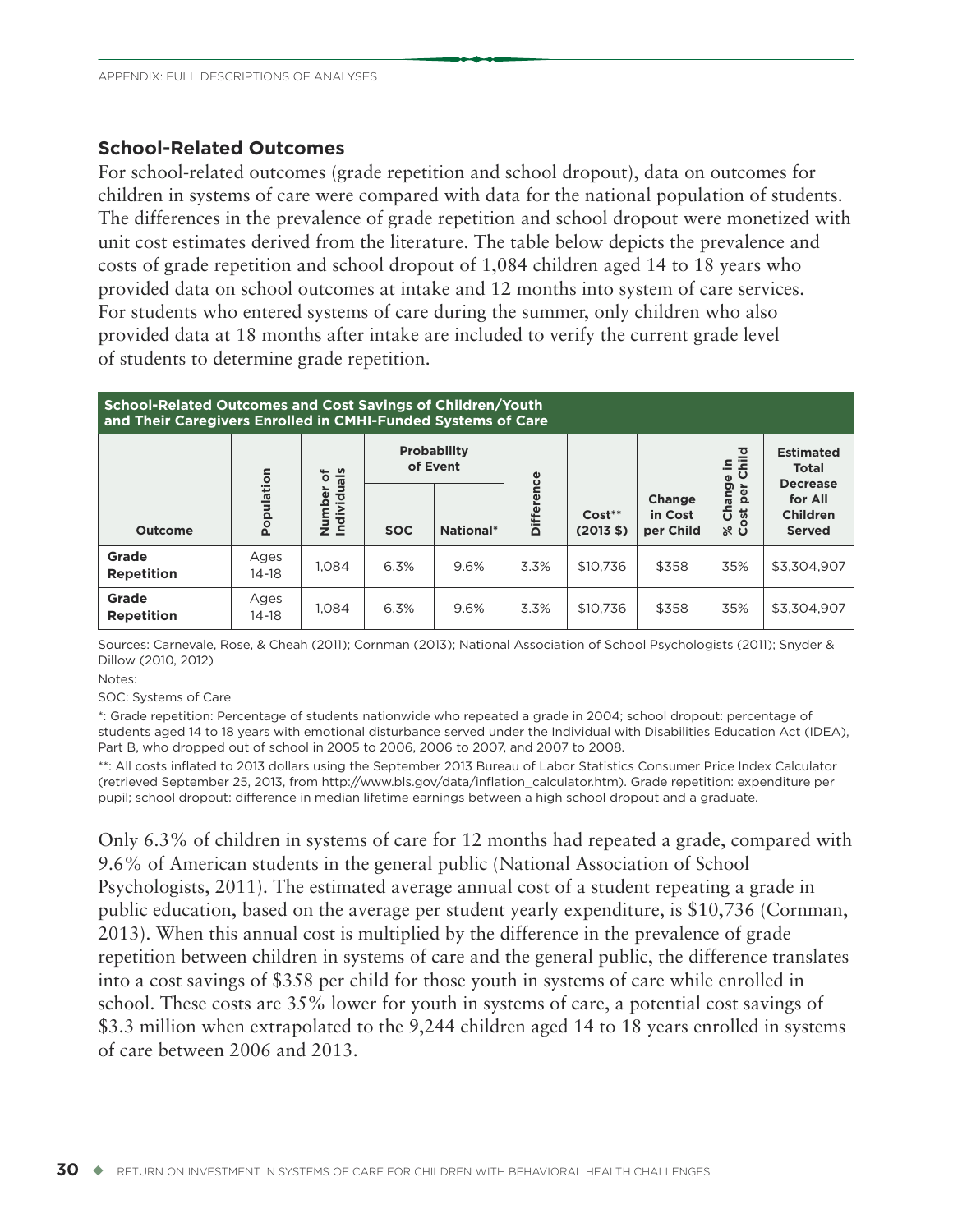### School-Related Outcomes

For school-related outcomes (grade repetition and school dropout), data on outcomes for children in systems of care were compared with data for the national population of students. The differences in the prevalence of grade repetition and school dropout were monetized with unit cost estimates derived from the literature. The table below depicts the prevalence and costs of grade repetition and school dropout of 1,084 children aged 14 to 18 years who provided data on school outcomes at intake and 12 months into system of care services. For students who entered systems of care during the summer, only children who also provided data at 18 months after intake are included to verify the current grade level of students to determine grade repetition.

**School-Related Outcomes and Cost Savings of Children/Youth and Their Caregivers Enrolled in CMHI-Funded Systems of Care**

| Outcome | Population | Number of Individuals | Probability of Event | | Difference | Cost** (2013 $) | Change in Cost per Child | % Change in Cost per Child | Estimated Total Decrease for All Children Served |
|---|---|---|---|---|---|---|---|---|---|
| | | | SOC | National* | | | | | |
| Grade Repetition | Ages 14-18 | 1,084 | 6.3% | 9.6% | 3.3% | $10,736 | $358 | 35% | $3,304,907 |
| Grade Repetition | Ages 14-18 | 1,084 | 6.3% | 9.6% | 3.3% | $10,736 | $358 | 35% | $3,304,907 |

Sources: Carnevale, Rose, & Cheah (2011); Cornman (2013); National Association of School Psychologists (2011); Snyder & Dillow (2010, 2012)

Notes:

SOC: Systems of Care

*: Grade repetition: Percentage of students nationwide who repeated a grade in 2004; school dropout: percentage of students aged 14 to 18 years with emotional disturbance served under the Individual with Disabilities Education Act (IDEA), Part B, who dropped out of school in 2005 to 2006, 2006 to 2007, and 2007 to 2008.

**: All costs inflated to 2013 dollars using the September 2013 Bureau of Labor Statistics Consumer Price Index Calculator (retrieved September 25, 2013, from http://www.bls.gov/data/inflation_calculator.htm). Grade repetition: expenditure per pupil; school dropout: difference in median lifetime earnings between a high school dropout and a graduate.

Only 6.3% of children in systems of care for 12 months had repeated a grade, compared with 9.6% of American students in the general public (National Association of School Psychologists, 2011). The estimated average annual cost of a student repeating a grade in public education, based on the average per student yearly expenditure, is $10,736 (Cornman, 2013). When this annual cost is multiplied by the difference in the prevalence of grade repetition between children in systems of care and the general public, the difference translates into a cost savings of $358 per child for those youth in systems of care while enrolled in school. These costs are 35% lower for youth in systems of care, a potential cost savings of $3.3 million when extrapolated to the 9,244 children aged 14 to 18 years enrolled in systems of care between 2006 and 2013.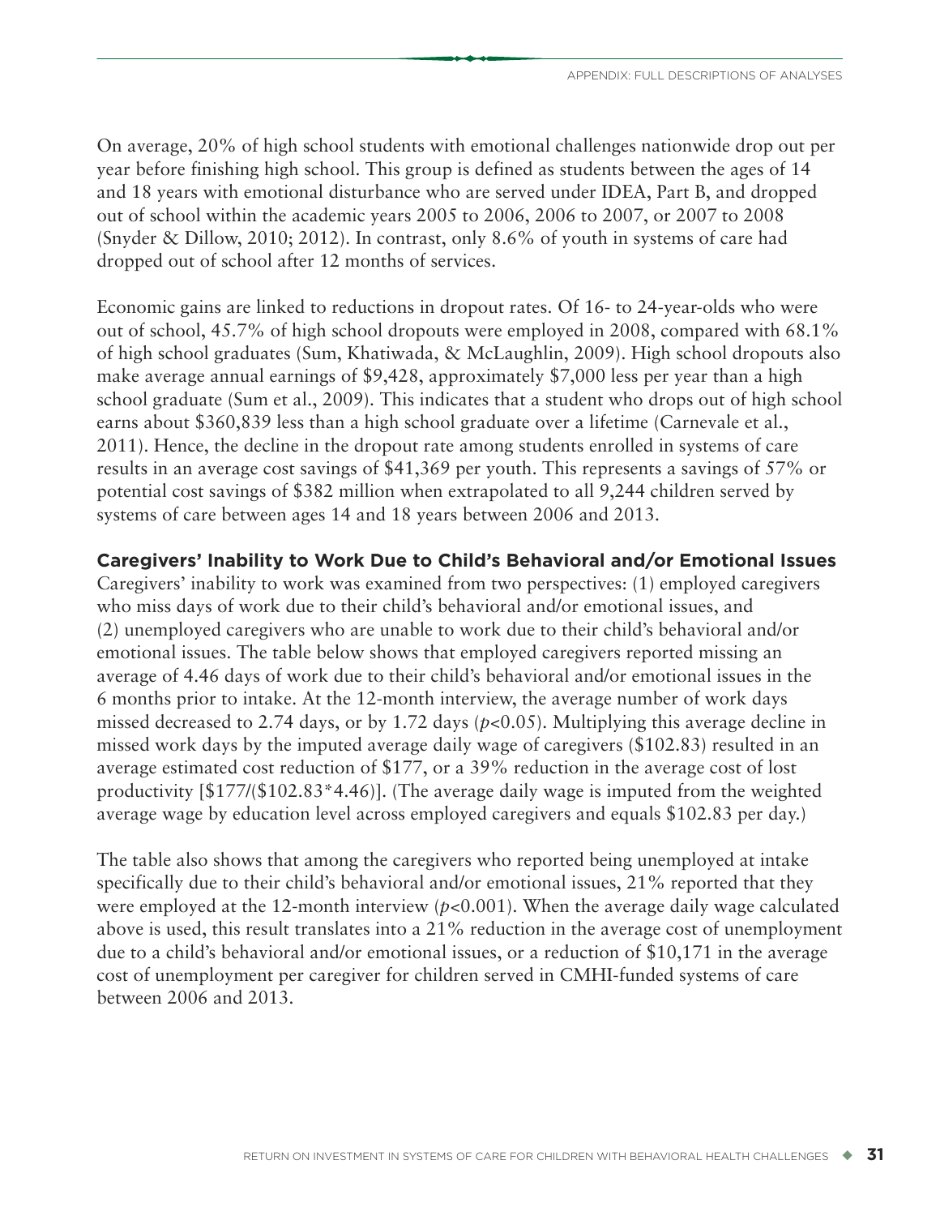On average, 20% of high school students with emotional challenges nationwide drop out per year before finishing high school. This group is defined as students between the ages of 14 and 18 years with emotional disturbance who are served under IDEA, Part B, and dropped out of school within the academic years 2005 to 2006, 2006 to 2007, or 2007 to 2008 (Snyder & Dillow, 2010; 2012). In contrast, only 8.6% of youth in systems of care had dropped out of school after 12 months of services.

Economic gains are linked to reductions in dropout rates. Of 16- to 24-year-olds who were out of school, 45.7% of high school dropouts were employed in 2008, compared with 68.1% of high school graduates (Sum, Khatiwada, & McLaughlin, 2009). High school dropouts also make average annual earnings of $9,428, approximately $7,000 less per year than a high school graduate (Sum et al., 2009). This indicates that a student who drops out of high school earns about $360,839 less than a high school graduate over a lifetime (Carnevale et al., 2011). Hence, the decline in the dropout rate among students enrolled in systems of care results in an average cost savings of $41,369 per youth. This represents a savings of 57% or potential cost savings of $382 million when extrapolated to all 9,244 children served by systems of care between ages 14 and 18 years between 2006 and 2013.

### Caregivers' Inability to Work Due to Child's Behavioral and/or Emotional Issues

Caregivers' inability to work was examined from two perspectives: (1) employed caregivers who miss days of work due to their child's behavioral and/or emotional issues, and (2) unemployed caregivers who are unable to work due to their child's behavioral and/or emotional issues. The table below shows that employed caregivers reported missing an average of 4.46 days of work due to their child's behavioral and/or emotional issues in the 6 months prior to intake. At the 12-month interview, the average number of work days missed decreased to 2.74 days, or by 1.72 days ($p<0.05$). Multiplying this average decline in missed work days by the imputed average daily wage of caregivers ($102.83) resulted in an average estimated cost reduction of $177, or a 39% reduction in the average cost of lost productivity [$177/($102.83*4.46)]. (The average daily wage is imputed from the weighted average wage by education level across employed caregivers and equals $102.83 per day.)

The table also shows that among the caregivers who reported being unemployed at intake specifically due to their child's behavioral and/or emotional issues, 21% reported that they were employed at the 12-month interview ($p<0.001$). When the average daily wage calculated above is used, this result translates into a 21% reduction in the average cost of unemployment due to a child's behavioral and/or emotional issues, or a reduction of $10,171 in the average cost of unemployment per caregiver for children served in CMHI-funded systems of care between 2006 and 2013.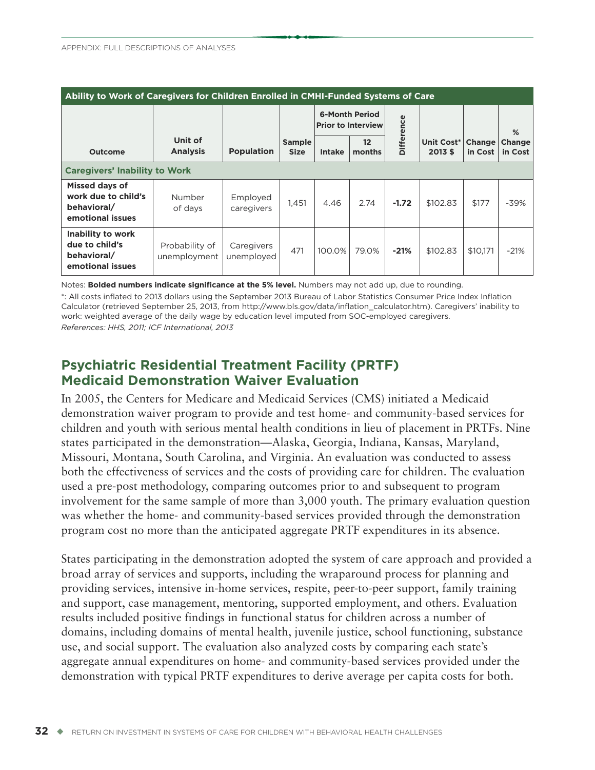| Ability to Work of Caregivers for Children Enrolled in CMHI-Funded Systems of Care | | | | | | | | | |
|---|---|---|---|---|---|---|---|---|---|
| | | | | 6-Month Period Prior to Interview | | | | | |
| Outcome | Unit of Analysis | Population | Sample Size | Intake | 12 months | Difference | Unit Cost* 2013 $ | Change in Cost | % Change in Cost |
| **Caregivers' Inability to Work** | | | | | | | | | |
| **Missed days of work due to child's behavioral/ emotional issues** | Number of days | Employed caregivers | 1,451 | 4.46 | 2.74 | **-1.72** | $102.83 | $177 | -39% |
| **Inability to work due to child's behavioral/ emotional issues** | Probability of unemployment | Caregivers unemployed | 471 | 100.0% | 79.0% | **-21%** | $102.83 | $10,171 | -21% |

Notes: **Bolded numbers indicate significance at the 5% level.** Numbers may not add up, due to rounding.

*: All costs inflated to 2013 dollars using the September 2013 Bureau of Labor Statistics Consumer Price Index Inflation Calculator (retrieved September 25, 2013, from http://www.bls.gov/data/inflation_calculator.htm). Caregivers' inability to work: weighted average of the daily wage by education level imputed from SOC-employed caregivers.

*References: HHS, 2011; ICF International, 2013*

## Psychiatric Residential Treatment Facility (PRTF) Medicaid Demonstration Waiver Evaluation

In 2005, the Centers for Medicare and Medicaid Services (CMS) initiated a Medicaid demonstration waiver program to provide and test home- and community-based services for children and youth with serious mental health conditions in lieu of placement in PRTFs. Nine states participated in the demonstration—Alaska, Georgia, Indiana, Kansas, Maryland, Missouri, Montana, South Carolina, and Virginia. An evaluation was conducted to assess both the effectiveness of services and the costs of providing care for children. The evaluation used a pre-post methodology, comparing outcomes prior to and subsequent to program involvement for the same sample of more than 3,000 youth. The primary evaluation question was whether the home- and community-based services provided through the demonstration program cost no more than the anticipated aggregate PRTF expenditures in its absence.

States participating in the demonstration adopted the system of care approach and provided a broad array of services and supports, including the wraparound process for planning and providing services, intensive in-home services, respite, peer-to-peer support, family training and support, case management, mentoring, supported employment, and others. Evaluation results included positive findings in functional status for children across a number of domains, including domains of mental health, juvenile justice, school functioning, substance use, and social support. The evaluation also analyzed costs by comparing each state's aggregate annual expenditures on home- and community-based services provided under the demonstration with typical PRTF expenditures to derive average per capita costs for both.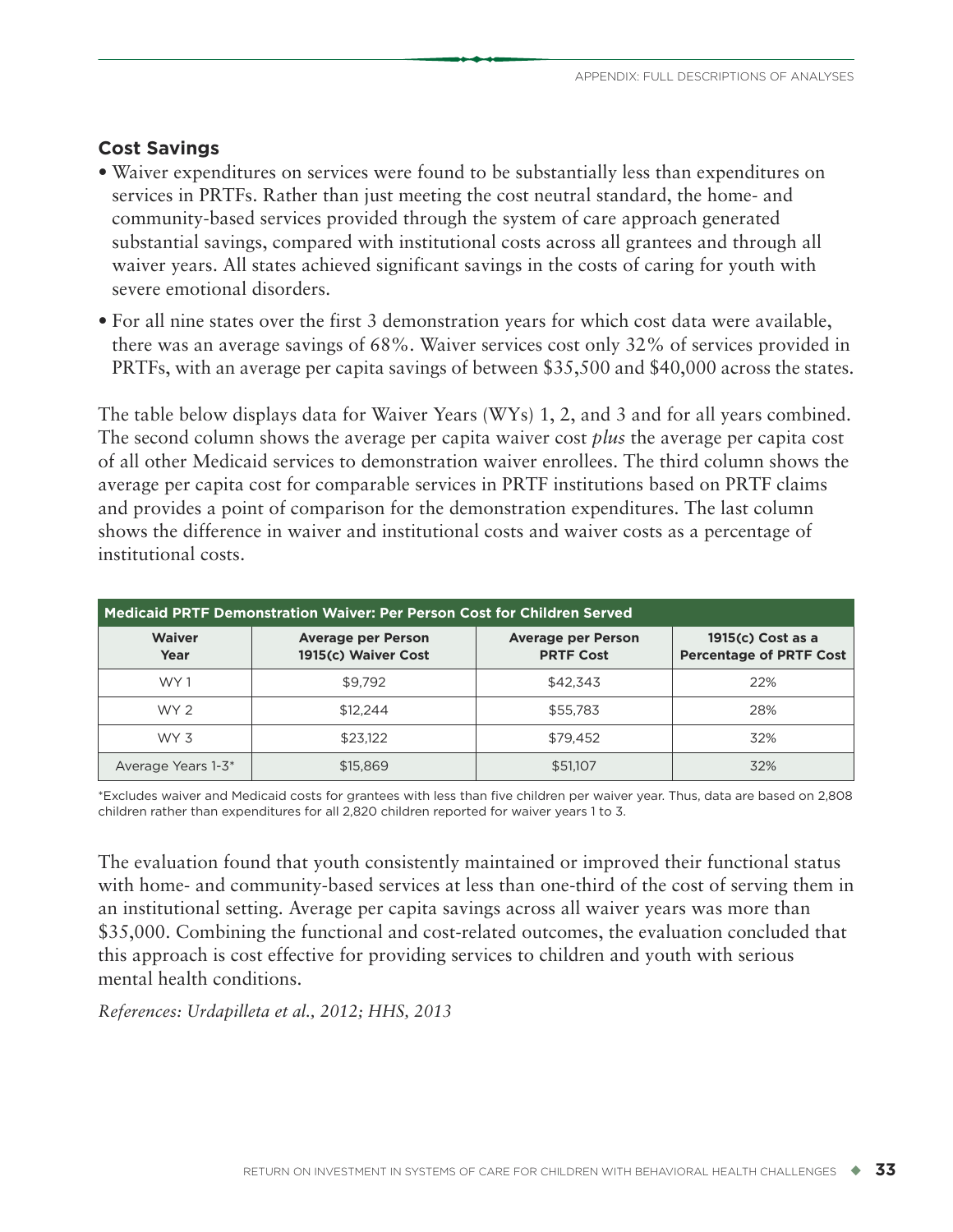## Cost Savings

- Waiver expenditures on services were found to be substantially less than expenditures on services in PRTFs. Rather than just meeting the cost neutral standard, the home- and community-based services provided through the system of care approach generated substantial savings, compared with institutional costs across all grantees and through all waiver years. All states achieved significant savings in the costs of caring for youth with severe emotional disorders.
- For all nine states over the first 3 demonstration years for which cost data were available, there was an average savings of 68%. Waiver services cost only 32% of services provided in PRTFs, with an average per capita savings of between $35,500 and $40,000 across the states.

The table below displays data for Waiver Years (WYs) 1, 2, and 3 and for all years combined. The second column shows the average per capita waiver cost *plus* the average per capita cost of all other Medicaid services to demonstration waiver enrollees. The third column shows the average per capita cost for comparable services in PRTF institutions based on PRTF claims and provides a point of comparison for the demonstration expenditures. The last column shows the difference in waiver and institutional costs and waiver costs as a percentage of institutional costs.

**Medicaid PRTF Demonstration Waiver: Per Person Cost for Children Served**

| Waiver Year | Average per Person 1915(c) Waiver Cost | Average per Person PRTF Cost | 1915(c) Cost as a Percentage of PRTF Cost |
|---|---|---|---|
| WY 1 | $9,792 | $42,343 | 22% |
| WY 2 | $12,244 | $55,783 | 28% |
| WY 3 | $23,122 | $79,452 | 32% |
| Average Years 1-3* | $15,869 | $51,107 | 32% |

*Excludes waiver and Medicaid costs for grantees with less than five children per waiver year. Thus, data are based on 2,808 children rather than expenditures for all 2,820 children reported for waiver years 1 to 3.

The evaluation found that youth consistently maintained or improved their functional status with home- and community-based services at less than one-third of the cost of serving them in an institutional setting. Average per capita savings across all waiver years was more than $35,000. Combining the functional and cost-related outcomes, the evaluation concluded that this approach is cost effective for providing services to children and youth with serious mental health conditions.

*References: Urdapilleta et al., 2012; HHS, 2013*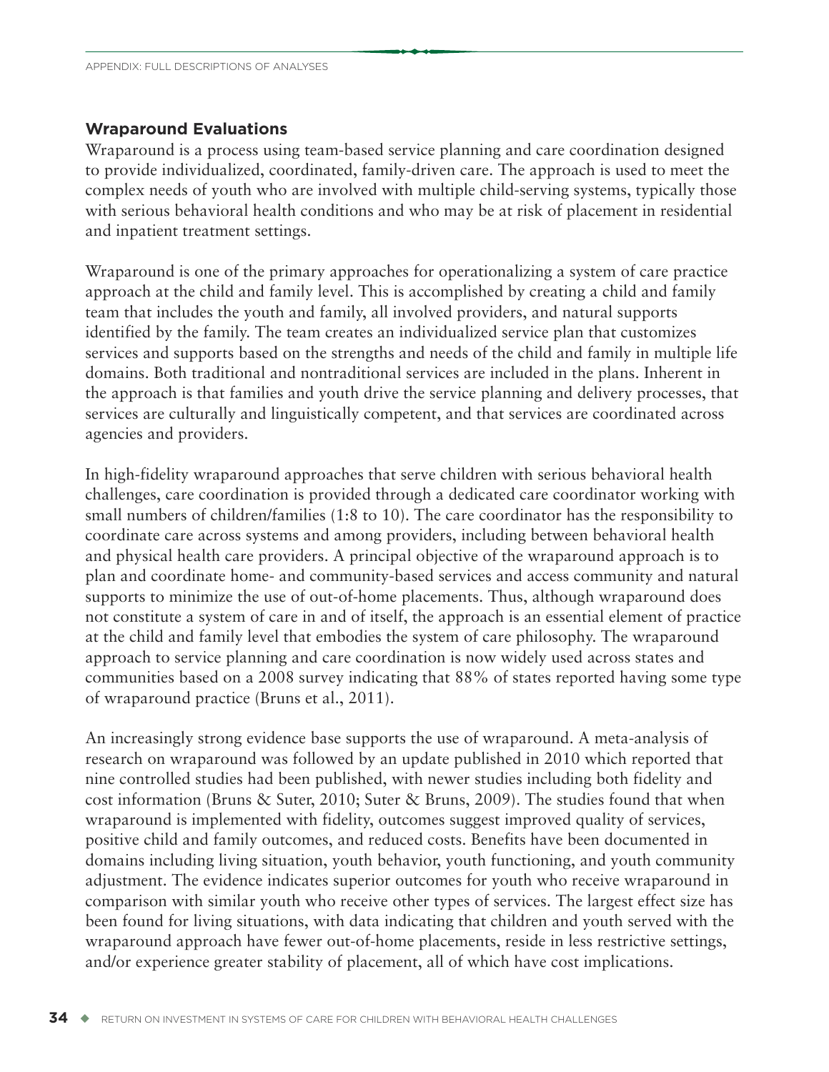## Wraparound Evaluations

Wraparound is a process using team-based service planning and care coordination designed to provide individualized, coordinated, family-driven care. The approach is used to meet the complex needs of youth who are involved with multiple child-serving systems, typically those with serious behavioral health conditions and who may be at risk of placement in residential and inpatient treatment settings.

Wraparound is one of the primary approaches for operationalizing a system of care practice approach at the child and family level. This is accomplished by creating a child and family team that includes the youth and family, all involved providers, and natural supports identified by the family. The team creates an individualized service plan that customizes services and supports based on the strengths and needs of the child and family in multiple life domains. Both traditional and nontraditional services are included in the plans. Inherent in the approach is that families and youth drive the service planning and delivery processes, that services are culturally and linguistically competent, and that services are coordinated across agencies and providers.

In high-fidelity wraparound approaches that serve children with serious behavioral health challenges, care coordination is provided through a dedicated care coordinator working with small numbers of children/families (1:8 to 10). The care coordinator has the responsibility to coordinate care across systems and among providers, including between behavioral health and physical health care providers. A principal objective of the wraparound approach is to plan and coordinate home- and community-based services and access community and natural supports to minimize the use of out-of-home placements. Thus, although wraparound does not constitute a system of care in and of itself, the approach is an essential element of practice at the child and family level that embodies the system of care philosophy. The wraparound approach to service planning and care coordination is now widely used across states and communities based on a 2008 survey indicating that 88% of states reported having some type of wraparound practice (Bruns et al., 2011).

An increasingly strong evidence base supports the use of wraparound. A meta-analysis of research on wraparound was followed by an update published in 2010 which reported that nine controlled studies had been published, with newer studies including both fidelity and cost information (Bruns & Suter, 2010; Suter & Bruns, 2009). The studies found that when wraparound is implemented with fidelity, outcomes suggest improved quality of services, positive child and family outcomes, and reduced costs. Benefits have been documented in domains including living situation, youth behavior, youth functioning, and youth community adjustment. The evidence indicates superior outcomes for youth who receive wraparound in comparison with similar youth who receive other types of services. The largest effect size has been found for living situations, with data indicating that children and youth served with the wraparound approach have fewer out-of-home placements, reside in less restrictive settings, and/or experience greater stability of placement, all of which have cost implications.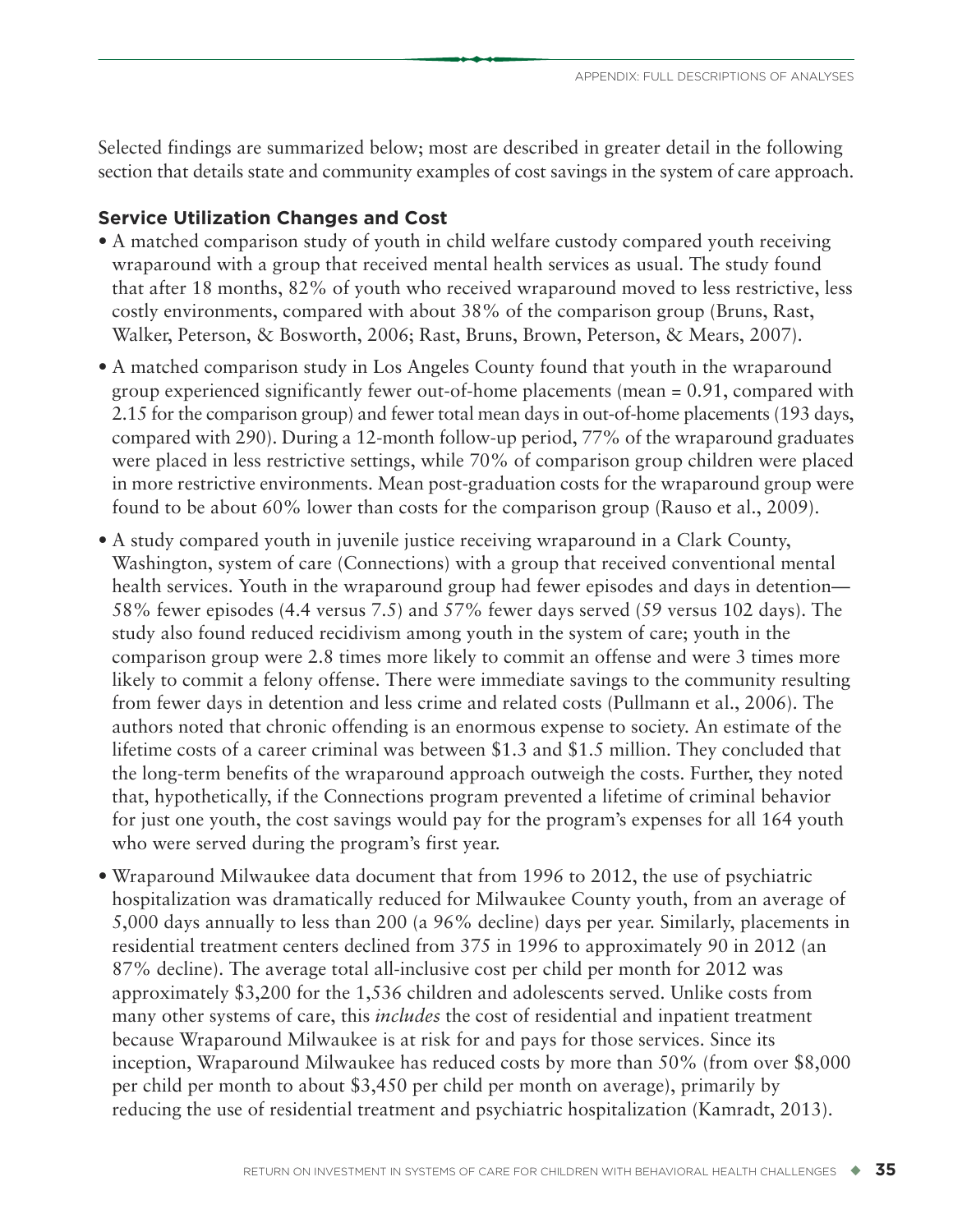Selected findings are summarized below; most are described in greater detail in the following section that details state and community examples of cost savings in the system of care approach.

### Service Utilization Changes and Cost

- A matched comparison study of youth in child welfare custody compared youth receiving wraparound with a group that received mental health services as usual. The study found that after 18 months, 82% of youth who received wraparound moved to less restrictive, less costly environments, compared with about 38% of the comparison group (Bruns, Rast, Walker, Peterson, & Bosworth, 2006; Rast, Bruns, Brown, Peterson, & Mears, 2007).
- A matched comparison study in Los Angeles County found that youth in the wraparound group experienced significantly fewer out-of-home placements (mean = 0.91, compared with 2.15 for the comparison group) and fewer total mean days in out-of-home placements (193 days, compared with 290). During a 12-month follow-up period, 77% of the wraparound graduates were placed in less restrictive settings, while 70% of comparison group children were placed in more restrictive environments. Mean post-graduation costs for the wraparound group were found to be about 60% lower than costs for the comparison group (Rauso et al., 2009).
- A study compared youth in juvenile justice receiving wraparound in a Clark County, Washington, system of care (Connections) with a group that received conventional mental health services. Youth in the wraparound group had fewer episodes and days in detention—58% fewer episodes (4.4 versus 7.5) and 57% fewer days served (59 versus 102 days). The study also found reduced recidivism among youth in the system of care; youth in the comparison group were 2.8 times more likely to commit an offense and were 3 times more likely to commit a felony offense. There were immediate savings to the community resulting from fewer days in detention and less crime and related costs (Pullmann et al., 2006). The authors noted that chronic offending is an enormous expense to society. An estimate of the lifetime costs of a career criminal was between $1.3 and $1.5 million. They concluded that the long-term benefits of the wraparound approach outweigh the costs. Further, they noted that, hypothetically, if the Connections program prevented a lifetime of criminal behavior for just one youth, the cost savings would pay for the program's expenses for all 164 youth who were served during the program's first year.
- Wraparound Milwaukee data document that from 1996 to 2012, the use of psychiatric hospitalization was dramatically reduced for Milwaukee County youth, from an average of 5,000 days annually to less than 200 (a 96% decline) days per year. Similarly, placements in residential treatment centers declined from 375 in 1996 to approximately 90 in 2012 (an 87% decline). The average total all-inclusive cost per child per month for 2012 was approximately $3,200 for the 1,536 children and adolescents served. Unlike costs from many other systems of care, this *includes* the cost of residential and inpatient treatment because Wraparound Milwaukee is at risk for and pays for those services. Since its inception, Wraparound Milwaukee has reduced costs by more than 50% (from over $8,000 per child per month to about $3,450 per child per month on average), primarily by reducing the use of residential treatment and psychiatric hospitalization (Kamradt, 2013).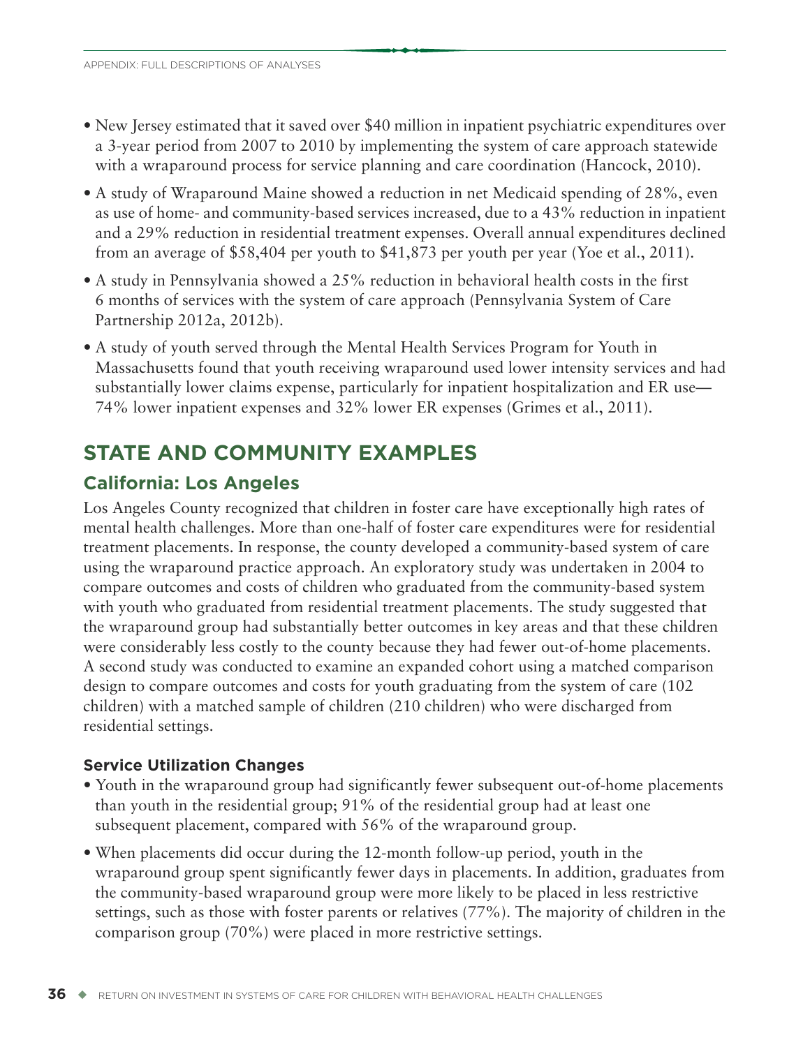- New Jersey estimated that it saved over $40 million in inpatient psychiatric expenditures over a 3-year period from 2007 to 2010 by implementing the system of care approach statewide with a wraparound process for service planning and care coordination (Hancock, 2010).
- A study of Wraparound Maine showed a reduction in net Medicaid spending of 28%, even as use of home- and community-based services increased, due to a 43% reduction in inpatient and a 29% reduction in residential treatment expenses. Overall annual expenditures declined from an average of $58,404 per youth to $41,873 per youth per year (Yoe et al., 2011).
- A study in Pennsylvania showed a 25% reduction in behavioral health costs in the first 6 months of services with the system of care approach (Pennsylvania System of Care Partnership 2012a, 2012b).
- A study of youth served through the Mental Health Services Program for Youth in Massachusetts found that youth receiving wraparound used lower intensity services and had substantially lower claims expense, particularly for inpatient hospitalization and ER use—74% lower inpatient expenses and 32% lower ER expenses (Grimes et al., 2011).

## STATE AND COMMUNITY EXAMPLES

### California: Los Angeles

Los Angeles County recognized that children in foster care have exceptionally high rates of mental health challenges. More than one-half of foster care expenditures were for residential treatment placements. In response, the county developed a community-based system of care using the wraparound practice approach. An exploratory study was undertaken in 2004 to compare outcomes and costs of children who graduated from the community-based system with youth who graduated from residential treatment placements. The study suggested that the wraparound group had substantially better outcomes in key areas and that these children were considerably less costly to the county because they had fewer out-of-home placements. A second study was conducted to examine an expanded cohort using a matched comparison design to compare outcomes and costs for youth graduating from the system of care (102 children) with a matched sample of children (210 children) who were discharged from residential settings.

#### Service Utilization Changes

- Youth in the wraparound group had significantly fewer subsequent out-of-home placements than youth in the residential group; 91% of the residential group had at least one subsequent placement, compared with 56% of the wraparound group.
- When placements did occur during the 12-month follow-up period, youth in the wraparound group spent significantly fewer days in placements. In addition, graduates from the community-based wraparound group were more likely to be placed in less restrictive settings, such as those with foster parents or relatives (77%). The majority of children in the comparison group (70%) were placed in more restrictive settings.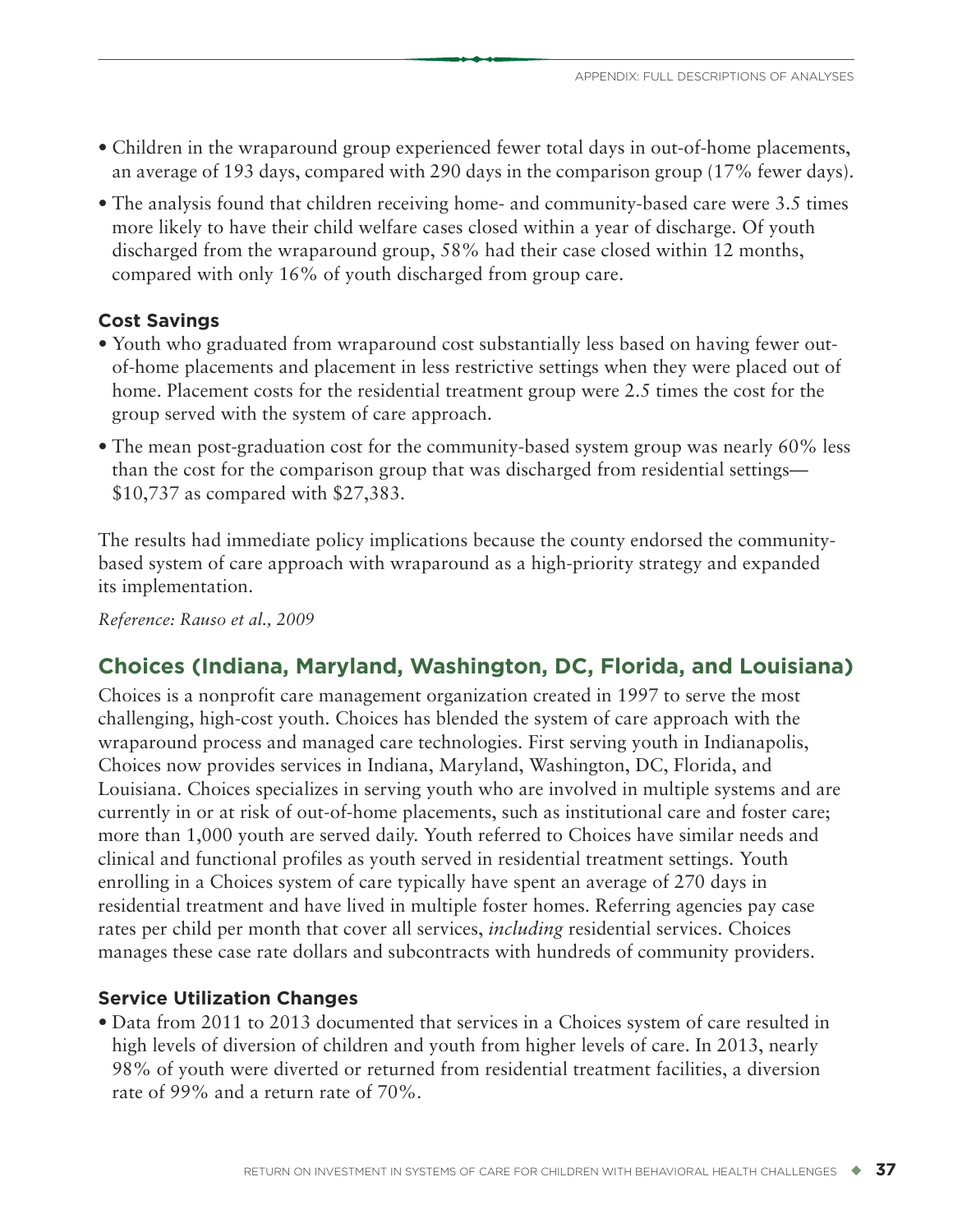- Children in the wraparound group experienced fewer total days in out-of-home placements, an average of 193 days, compared with 290 days in the comparison group (17% fewer days).
- The analysis found that children receiving home- and community-based care were 3.5 times more likely to have their child welfare cases closed within a year of discharge. Of youth discharged from the wraparound group, 58% had their case closed within 12 months, compared with only 16% of youth discharged from group care.

### Cost Savings

- Youth who graduated from wraparound cost substantially less based on having fewer out-of-home placements and placement in less restrictive settings when they were placed out of home. Placement costs for the residential treatment group were 2.5 times the cost for the group served with the system of care approach.
- The mean post-graduation cost for the community-based system group was nearly 60% less than the cost for the comparison group that was discharged from residential settings—$10,737 as compared with $27,383.

The results had immediate policy implications because the county endorsed the community-based system of care approach with wraparound as a high-priority strategy and expanded its implementation.

*Reference: Rauso et al., 2009*

## Choices (Indiana, Maryland, Washington, DC, Florida, and Louisiana)

Choices is a nonprofit care management organization created in 1997 to serve the most challenging, high-cost youth. Choices has blended the system of care approach with the wraparound process and managed care technologies. First serving youth in Indianapolis, Choices now provides services in Indiana, Maryland, Washington, DC, Florida, and Louisiana. Choices specializes in serving youth who are involved in multiple systems and are currently in or at risk of out-of-home placements, such as institutional care and foster care; more than 1,000 youth are served daily. Youth referred to Choices have similar needs and clinical and functional profiles as youth served in residential treatment settings. Youth enrolling in a Choices system of care typically have spent an average of 270 days in residential treatment and have lived in multiple foster homes. Referring agencies pay case rates per child per month that cover all services, *including* residential services. Choices manages these case rate dollars and subcontracts with hundreds of community providers.

### Service Utilization Changes

- Data from 2011 to 2013 documented that services in a Choices system of care resulted in high levels of diversion of children and youth from higher levels of care. In 2013, nearly 98% of youth were diverted or returned from residential treatment facilities, a diversion rate of 99% and a return rate of 70%.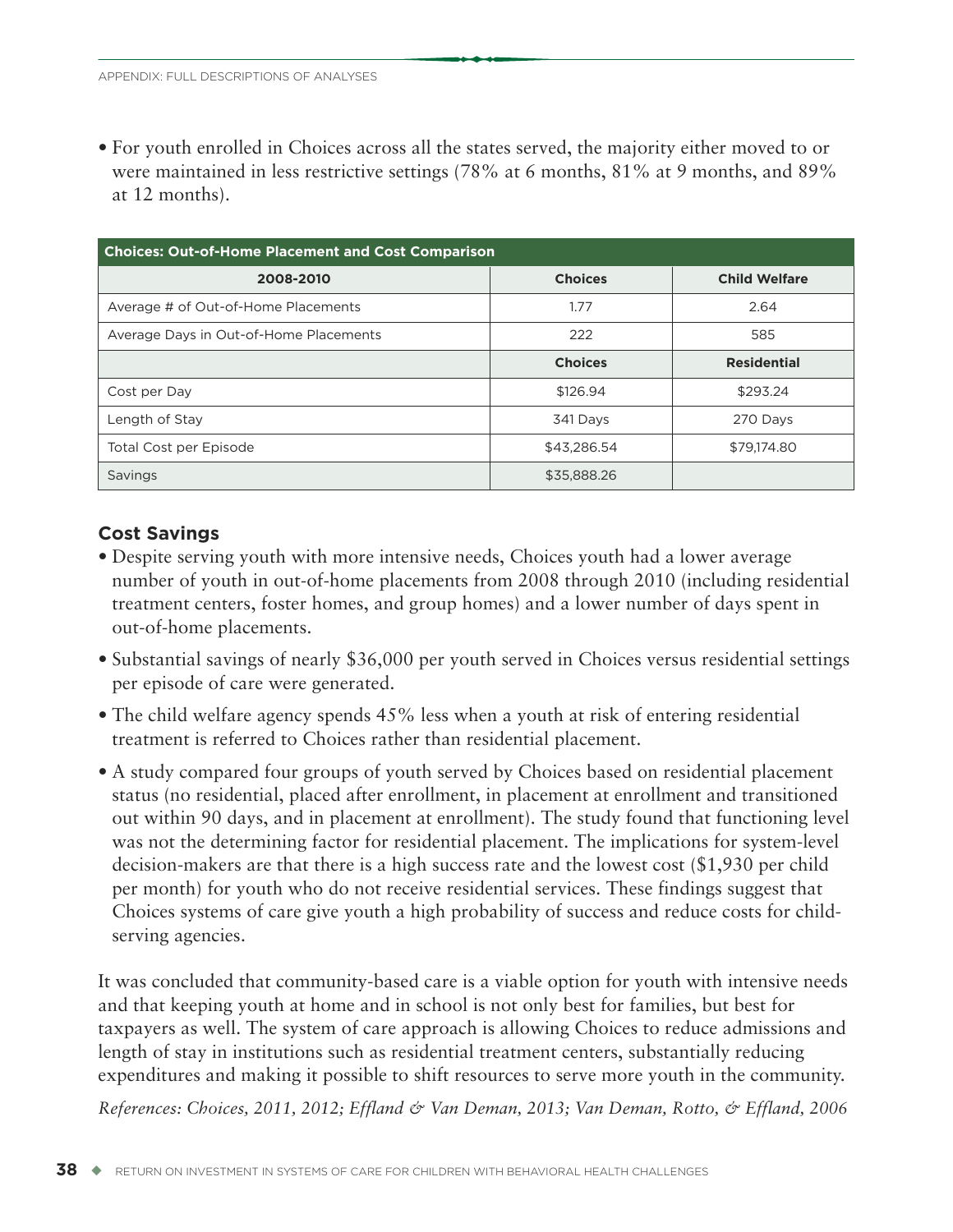- For youth enrolled in Choices across all the states served, the majority either moved to or were maintained in less restrictive settings (78% at 6 months, 81% at 9 months, and 89% at 12 months).

| Choices: Out-of-Home Placement and Cost Comparison | | |
|---|---|---|
| **2008-2010** | **Choices** | **Child Welfare** |
| Average # of Out-of-Home Placements | 1.77 | 2.64 |
| Average Days in Out-of-Home Placements | 222 | 585 |
| | **Choices** | **Residential** |
| Cost per Day | $126.94 | $293.24 |
| Length of Stay | 341 Days | 270 Days |
| Total Cost per Episode | $43,286.54 | $79,174.80 |
| Savings | $35,888.26 | |

### Cost Savings

- Despite serving youth with more intensive needs, Choices youth had a lower average number of youth in out-of-home placements from 2008 through 2010 (including residential treatment centers, foster homes, and group homes) and a lower number of days spent in out-of-home placements.
- Substantial savings of nearly $36,000 per youth served in Choices versus residential settings per episode of care were generated.
- The child welfare agency spends 45% less when a youth at risk of entering residential treatment is referred to Choices rather than residential placement.
- A study compared four groups of youth served by Choices based on residential placement status (no residential, placed after enrollment, in placement at enrollment and transitioned out within 90 days, and in placement at enrollment). The study found that functioning level was not the determining factor for residential placement. The implications for system-level decision-makers are that there is a high success rate and the lowest cost ($1,930 per child per month) for youth who do not receive residential services. These findings suggest that Choices systems of care give youth a high probability of success and reduce costs for child-serving agencies.

It was concluded that community-based care is a viable option for youth with intensive needs and that keeping youth at home and in school is not only best for families, but best for taxpayers as well. The system of care approach is allowing Choices to reduce admissions and length of stay in institutions such as residential treatment centers, substantially reducing expenditures and making it possible to shift resources to serve more youth in the community.

*References: Choices, 2011, 2012; Effland & Van Deman, 2013; Van Deman, Rotto, & Effland, 2006*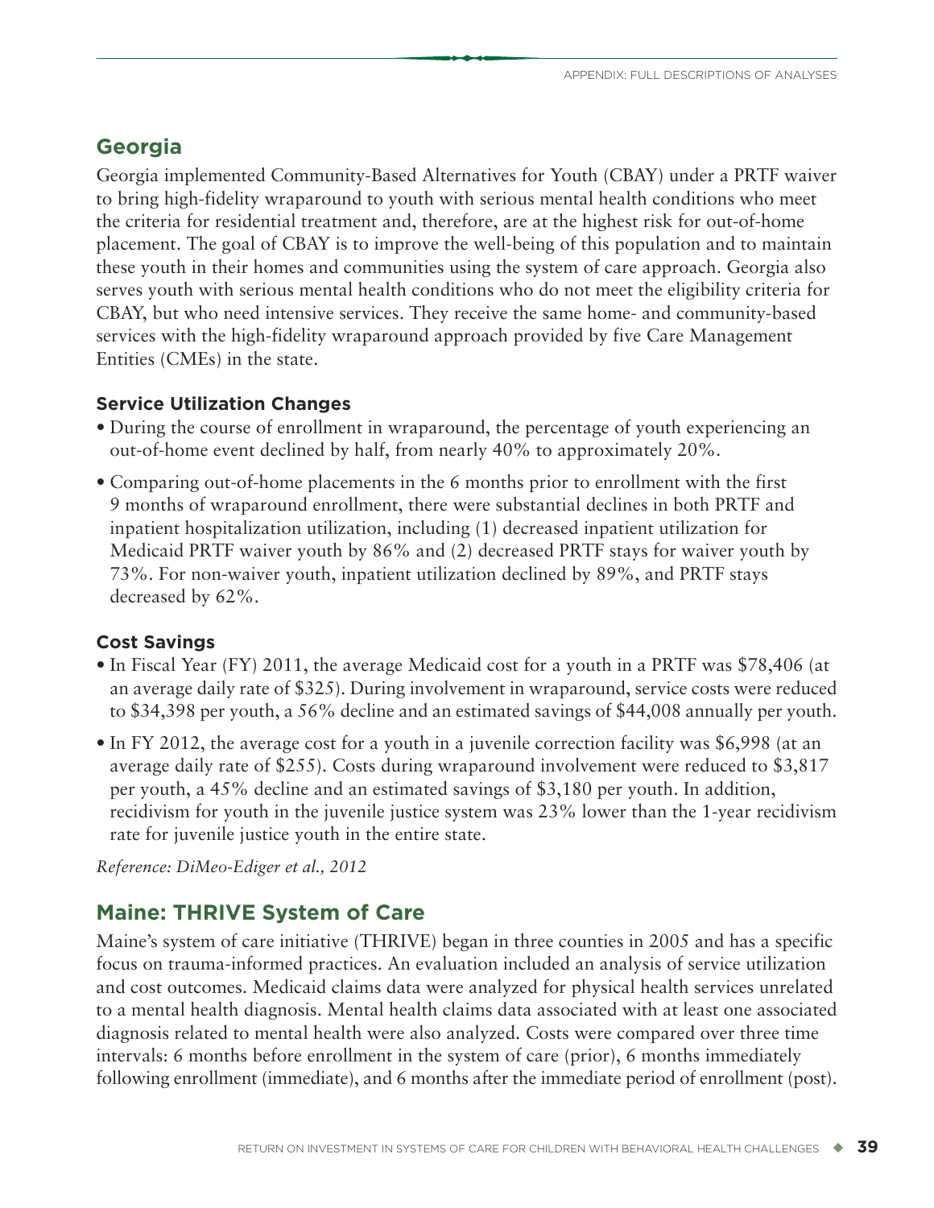## Georgia

Georgia implemented Community-Based Alternatives for Youth (CBAY) under a PRTF waiver to bring high-fidelity wraparound to youth with serious mental health conditions who meet the criteria for residential treatment and, therefore, are at the highest risk for out-of-home placement. The goal of CBAY is to improve the well-being of this population and to maintain these youth in their homes and communities using the system of care approach. Georgia also serves youth with serious mental health conditions who do not meet the eligibility criteria for CBAY, but who need intensive services. They receive the same home- and community-based services with the high-fidelity wraparound approach provided by five Care Management Entities (CMEs) in the state.

### Service Utilization Changes

- During the course of enrollment in wraparound, the percentage of youth experiencing an out-of-home event declined by half, from nearly 40% to approximately 20%.
- Comparing out-of-home placements in the 6 months prior to enrollment with the first 9 months of wraparound enrollment, there were substantial declines in both PRTF and inpatient hospitalization utilization, including (1) decreased inpatient utilization for Medicaid PRTF waiver youth by 86% and (2) decreased PRTF stays for waiver youth by 73%. For non-waiver youth, inpatient utilization declined by 89%, and PRTF stays decreased by 62%.

### Cost Savings

- In Fiscal Year (FY) 2011, the average Medicaid cost for a youth in a PRTF was $78,406 (at an average daily rate of $325). During involvement in wraparound, service costs were reduced to $34,398 per youth, a 56% decline and an estimated savings of $44,008 annually per youth.
- In FY 2012, the average cost for a youth in a juvenile correction facility was $6,998 (at an average daily rate of $255). Costs during wraparound involvement were reduced to $3,817 per youth, a 45% decline and an estimated savings of $3,180 per youth. In addition, recidivism for youth in the juvenile justice system was 23% lower than the 1-year recidivism rate for juvenile justice youth in the entire state.

*Reference: DiMeo-Ediger et al., 2012*

## Maine: THRIVE System of Care

Maine's system of care initiative (THRIVE) began in three counties in 2005 and has a specific focus on trauma-informed practices. An evaluation included an analysis of service utilization and cost outcomes. Medicaid claims data were analyzed for physical health services unrelated to a mental health diagnosis. Mental health claims data associated with at least one associated diagnosis related to mental health were also analyzed. Costs were compared over three time intervals: 6 months before enrollment in the system of care (prior), 6 months immediately following enrollment (immediate), and 6 months after the immediate period of enrollment (post).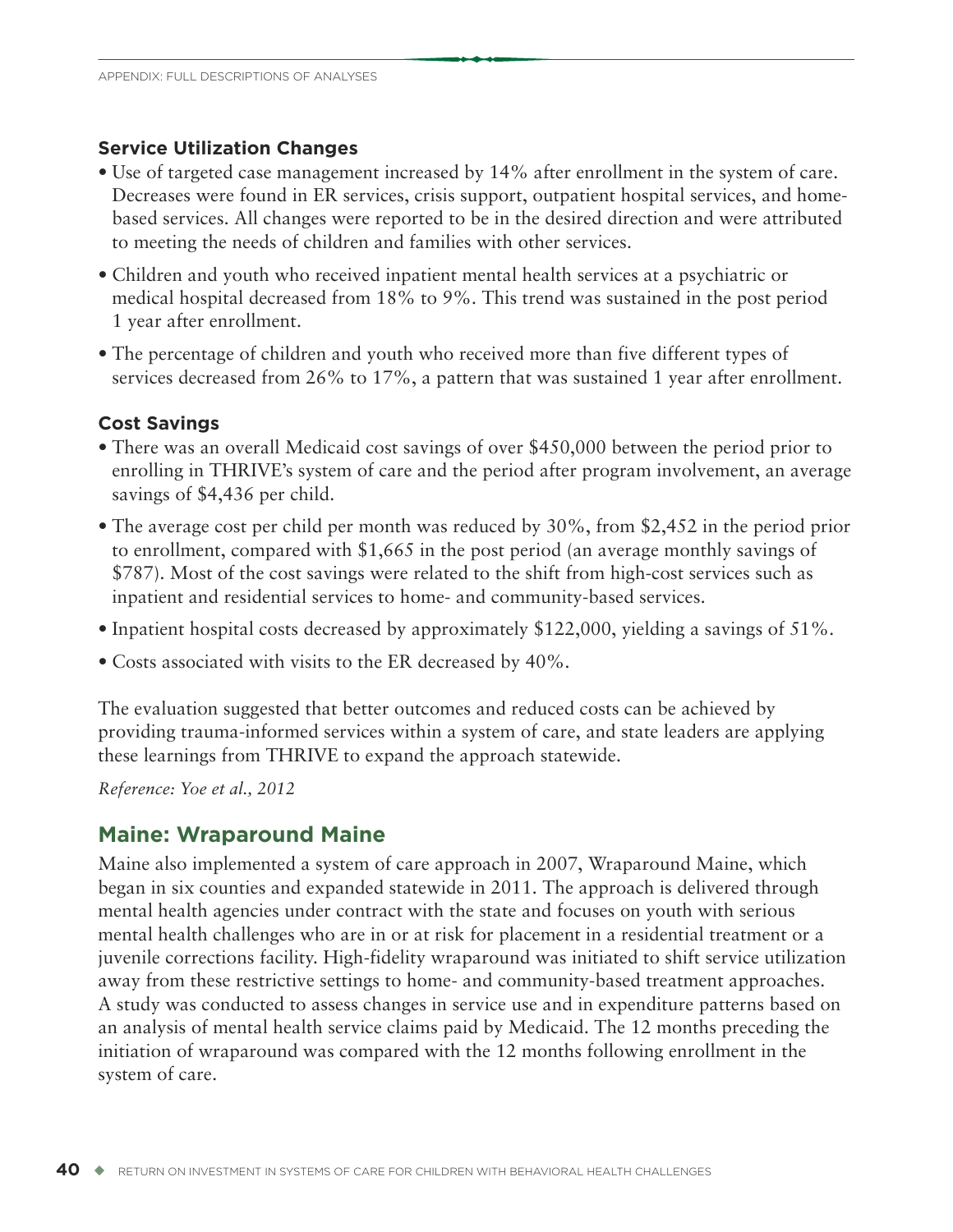### Service Utilization Changes

- Use of targeted case management increased by 14% after enrollment in the system of care. Decreases were found in ER services, crisis support, outpatient hospital services, and home-based services. All changes were reported to be in the desired direction and were attributed to meeting the needs of children and families with other services.
- Children and youth who received inpatient mental health services at a psychiatric or medical hospital decreased from 18% to 9%. This trend was sustained in the post period 1 year after enrollment.
- The percentage of children and youth who received more than five different types of services decreased from 26% to 17%, a pattern that was sustained 1 year after enrollment.

### Cost Savings

- There was an overall Medicaid cost savings of over $450,000 between the period prior to enrolling in THRIVE's system of care and the period after program involvement, an average savings of $4,436 per child.
- The average cost per child per month was reduced by 30%, from $2,452 in the period prior to enrollment, compared with $1,665 in the post period (an average monthly savings of $787). Most of the cost savings were related to the shift from high-cost services such as inpatient and residential services to home- and community-based services.
- Inpatient hospital costs decreased by approximately $122,000, yielding a savings of 51%.
- Costs associated with visits to the ER decreased by 40%.

The evaluation suggested that better outcomes and reduced costs can be achieved by providing trauma-informed services within a system of care, and state leaders are applying these learnings from THRIVE to expand the approach statewide.

*Reference: Yoe et al., 2012*

## Maine: Wraparound Maine

Maine also implemented a system of care approach in 2007, Wraparound Maine, which began in six counties and expanded statewide in 2011. The approach is delivered through mental health agencies under contract with the state and focuses on youth with serious mental health challenges who are in or at risk for placement in a residential treatment or a juvenile corrections facility. High-fidelity wraparound was initiated to shift service utilization away from these restrictive settings to home- and community-based treatment approaches. A study was conducted to assess changes in service use and in expenditure patterns based on an analysis of mental health service claims paid by Medicaid. The 12 months preceding the initiation of wraparound was compared with the 12 months following enrollment in the system of care.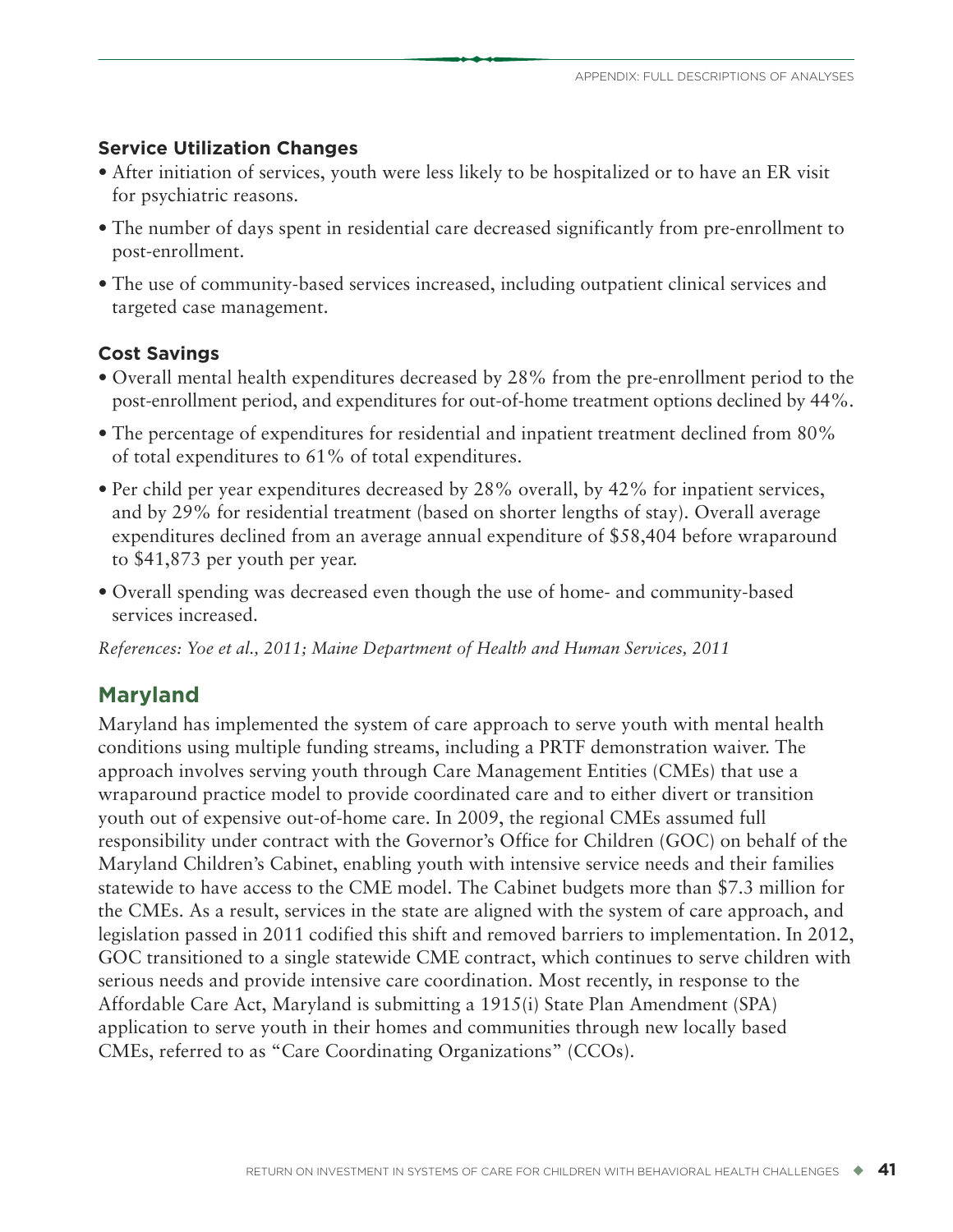### Service Utilization Changes

- After initiation of services, youth were less likely to be hospitalized or to have an ER visit for psychiatric reasons.
- The number of days spent in residential care decreased significantly from pre-enrollment to post-enrollment.
- The use of community-based services increased, including outpatient clinical services and targeted case management.

### Cost Savings

- Overall mental health expenditures decreased by 28% from the pre-enrollment period to the post-enrollment period, and expenditures for out-of-home treatment options declined by 44%.
- The percentage of expenditures for residential and inpatient treatment declined from 80% of total expenditures to 61% of total expenditures.
- Per child per year expenditures decreased by 28% overall, by 42% for inpatient services, and by 29% for residential treatment (based on shorter lengths of stay). Overall average expenditures declined from an average annual expenditure of $58,404 before wraparound to $41,873 per youth per year.
- Overall spending was decreased even though the use of home- and community-based services increased.

*References: Yoe et al., 2011; Maine Department of Health and Human Services, 2011*

## Maryland

Maryland has implemented the system of care approach to serve youth with mental health conditions using multiple funding streams, including a PRTF demonstration waiver. The approach involves serving youth through Care Management Entities (CMEs) that use a wraparound practice model to provide coordinated care and to either divert or transition youth out of expensive out-of-home care. In 2009, the regional CMEs assumed full responsibility under contract with the Governor's Office for Children (GOC) on behalf of the Maryland Children's Cabinet, enabling youth with intensive service needs and their families statewide to have access to the CME model. The Cabinet budgets more than $7.3 million for the CMEs. As a result, services in the state are aligned with the system of care approach, and legislation passed in 2011 codified this shift and removed barriers to implementation. In 2012, GOC transitioned to a single statewide CME contract, which continues to serve children with serious needs and provide intensive care coordination. Most recently, in response to the Affordable Care Act, Maryland is submitting a 1915(i) State Plan Amendment (SPA) application to serve youth in their homes and communities through new locally based CMEs, referred to as "Care Coordinating Organizations" (CCOs).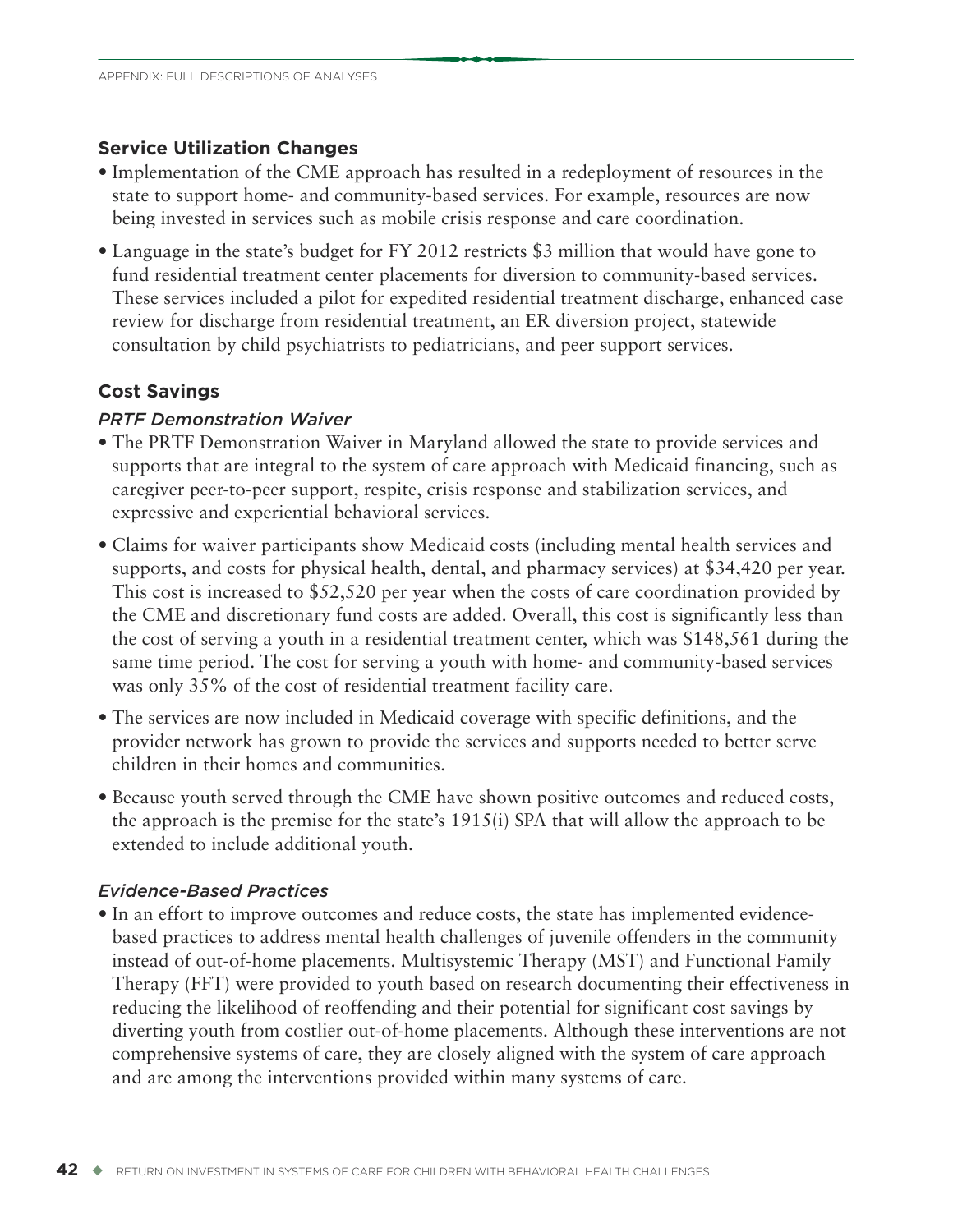## Service Utilization Changes

- Implementation of the CME approach has resulted in a redeployment of resources in the state to support home- and community-based services. For example, resources are now being invested in services such as mobile crisis response and care coordination.
- Language in the state's budget for FY 2012 restricts $3 million that would have gone to fund residential treatment center placements for diversion to community-based services. These services included a pilot for expedited residential treatment discharge, enhanced case review for discharge from residential treatment, an ER diversion project, statewide consultation by child psychiatrists to pediatricians, and peer support services.

## Cost Savings

### *PRTF Demonstration Waiver*

- The PRTF Demonstration Waiver in Maryland allowed the state to provide services and supports that are integral to the system of care approach with Medicaid financing, such as caregiver peer-to-peer support, respite, crisis response and stabilization services, and expressive and experiential behavioral services.
- Claims for waiver participants show Medicaid costs (including mental health services and supports, and costs for physical health, dental, and pharmacy services) at $34,420 per year. This cost is increased to $52,520 per year when the costs of care coordination provided by the CME and discretionary fund costs are added. Overall, this cost is significantly less than the cost of serving a youth in a residential treatment center, which was $148,561 during the same time period. The cost for serving a youth with home- and community-based services was only 35% of the cost of residential treatment facility care.
- The services are now included in Medicaid coverage with specific definitions, and the provider network has grown to provide the services and supports needed to better serve children in their homes and communities.
- Because youth served through the CME have shown positive outcomes and reduced costs, the approach is the premise for the state's 1915(i) SPA that will allow the approach to be extended to include additional youth.

### *Evidence-Based Practices*

- In an effort to improve outcomes and reduce costs, the state has implemented evidence-based practices to address mental health challenges of juvenile offenders in the community instead of out-of-home placements. Multisystemic Therapy (MST) and Functional Family Therapy (FFT) were provided to youth based on research documenting their effectiveness in reducing the likelihood of reoffending and their potential for significant cost savings by diverting youth from costlier out-of-home placements. Although these interventions are not comprehensive systems of care, they are closely aligned with the system of care approach and are among the interventions provided within many systems of care.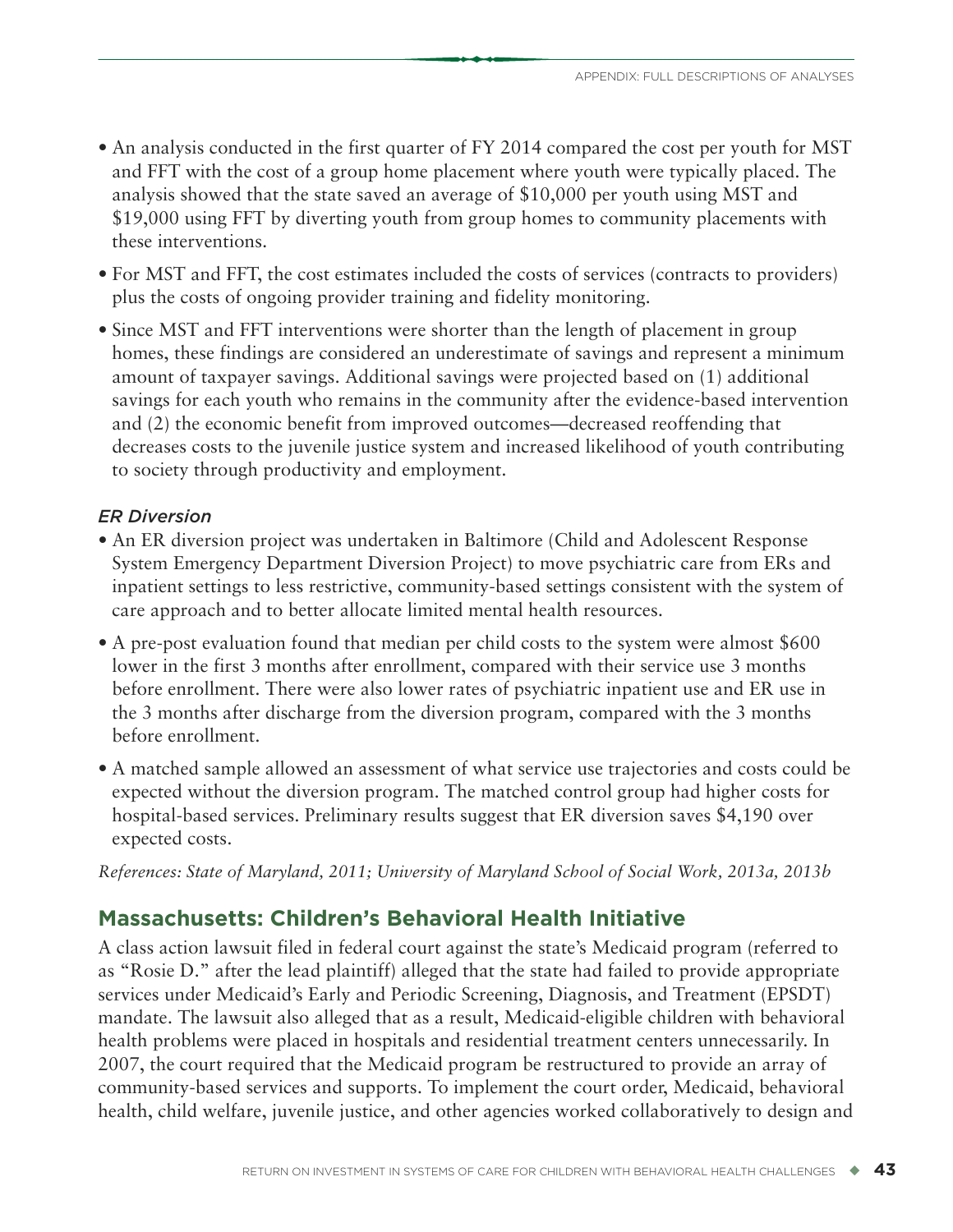- An analysis conducted in the first quarter of FY 2014 compared the cost per youth for MST and FFT with the cost of a group home placement where youth were typically placed. The analysis showed that the state saved an average of $10,000 per youth using MST and $19,000 using FFT by diverting youth from group homes to community placements with these interventions.
- For MST and FFT, the cost estimates included the costs of services (contracts to providers) plus the costs of ongoing provider training and fidelity monitoring.
- Since MST and FFT interventions were shorter than the length of placement in group homes, these findings are considered an underestimate of savings and represent a minimum amount of taxpayer savings. Additional savings were projected based on (1) additional savings for each youth who remains in the community after the evidence-based intervention and (2) the economic benefit from improved outcomes—decreased reoffending that decreases costs to the juvenile justice system and increased likelihood of youth contributing to society through productivity and employment.

*ER Diversion*

- An ER diversion project was undertaken in Baltimore (Child and Adolescent Response System Emergency Department Diversion Project) to move psychiatric care from ERs and inpatient settings to less restrictive, community-based settings consistent with the system of care approach and to better allocate limited mental health resources.
- A pre-post evaluation found that median per child costs to the system were almost $600 lower in the first 3 months after enrollment, compared with their service use 3 months before enrollment. There were also lower rates of psychiatric inpatient use and ER use in the 3 months after discharge from the diversion program, compared with the 3 months before enrollment.
- A matched sample allowed an assessment of what service use trajectories and costs could be expected without the diversion program. The matched control group had higher costs for hospital-based services. Preliminary results suggest that ER diversion saves $4,190 over expected costs.

*References: State of Maryland, 2011; University of Maryland School of Social Work, 2013a, 2013b*

## Massachusetts: Children's Behavioral Health Initiative

A class action lawsuit filed in federal court against the state's Medicaid program (referred to as "Rosie D." after the lead plaintiff) alleged that the state had failed to provide appropriate services under Medicaid's Early and Periodic Screening, Diagnosis, and Treatment (EPSDT) mandate. The lawsuit also alleged that as a result, Medicaid-eligible children with behavioral health problems were placed in hospitals and residential treatment centers unnecessarily. In 2007, the court required that the Medicaid program be restructured to provide an array of community-based services and supports. To implement the court order, Medicaid, behavioral health, child welfare, juvenile justice, and other agencies worked collaboratively to design and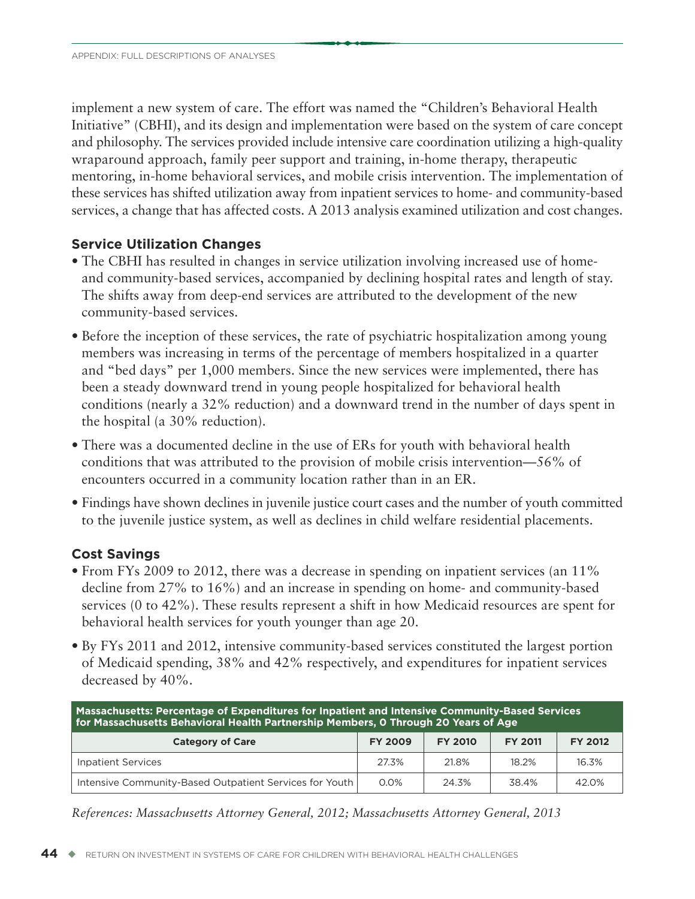implement a new system of care. The effort was named the "Children's Behavioral Health Initiative" (CBHI), and its design and implementation were based on the system of care concept and philosophy. The services provided include intensive care coordination utilizing a high-quality wraparound approach, family peer support and training, in-home therapy, therapeutic mentoring, in-home behavioral services, and mobile crisis intervention. The implementation of these services has shifted utilization away from inpatient services to home- and community-based services, a change that has affected costs. A 2013 analysis examined utilization and cost changes.

### Service Utilization Changes

- The CBHI has resulted in changes in service utilization involving increased use of home- and community-based services, accompanied by declining hospital rates and length of stay. The shifts away from deep-end services are attributed to the development of the new community-based services.
- Before the inception of these services, the rate of psychiatric hospitalization among young members was increasing in terms of the percentage of members hospitalized in a quarter and "bed days" per 1,000 members. Since the new services were implemented, there has been a steady downward trend in young people hospitalized for behavioral health conditions (nearly a 32% reduction) and a downward trend in the number of days spent in the hospital (a 30% reduction).
- There was a documented decline in the use of ERs for youth with behavioral health conditions that was attributed to the provision of mobile crisis intervention—56% of encounters occurred in a community location rather than in an ER.
- Findings have shown declines in juvenile justice court cases and the number of youth committed to the juvenile justice system, as well as declines in child welfare residential placements.

### Cost Savings

- From FYs 2009 to 2012, there was a decrease in spending on inpatient services (an 11% decline from 27% to 16%) and an increase in spending on home- and community-based services (0 to 42%). These results represent a shift in how Medicaid resources are spent for behavioral health services for youth younger than age 20.
- By FYs 2011 and 2012, intensive community-based services constituted the largest portion of Medicaid spending, 38% and 42% respectively, and expenditures for inpatient services decreased by 40%.

**Massachusetts: Percentage of Expenditures for Inpatient and Intensive Community-Based Services for Massachusetts Behavioral Health Partnership Members, 0 Through 20 Years of Age**

| Category of Care | FY 2009 | FY 2010 | FY 2011 | FY 2012 |
|---|---|---|---|---|
| Inpatient Services | 27.3% | 21.8% | 18.2% | 16.3% |
| Intensive Community-Based Outpatient Services for Youth | 0.0% | 24.3% | 38.4% | 42.0% |

*References: Massachusetts Attorney General, 2012; Massachusetts Attorney General, 2013*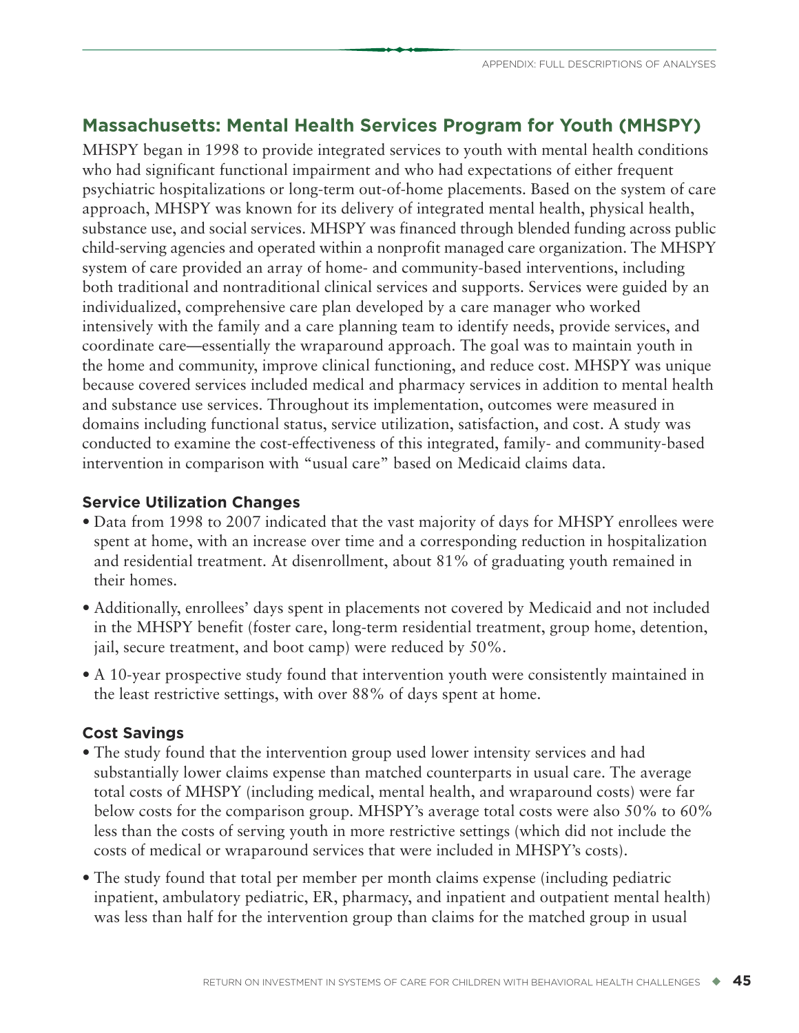## Massachusetts: Mental Health Services Program for Youth (MHSPY)

MHSPY began in 1998 to provide integrated services to youth with mental health conditions who had significant functional impairment and who had expectations of either frequent psychiatric hospitalizations or long-term out-of-home placements. Based on the system of care approach, MHSPY was known for its delivery of integrated mental health, physical health, substance use, and social services. MHSPY was financed through blended funding across public child-serving agencies and operated within a nonprofit managed care organization. The MHSPY system of care provided an array of home- and community-based interventions, including both traditional and nontraditional clinical services and supports. Services were guided by an individualized, comprehensive care plan developed by a care manager who worked intensively with the family and a care planning team to identify needs, provide services, and coordinate care—essentially the wraparound approach. The goal was to maintain youth in the home and community, improve clinical functioning, and reduce cost. MHSPY was unique because covered services included medical and pharmacy services in addition to mental health and substance use services. Throughout its implementation, outcomes were measured in domains including functional status, service utilization, satisfaction, and cost. A study was conducted to examine the cost-effectiveness of this integrated, family- and community-based intervention in comparison with "usual care" based on Medicaid claims data.

### Service Utilization Changes

- Data from 1998 to 2007 indicated that the vast majority of days for MHSPY enrollees were spent at home, with an increase over time and a corresponding reduction in hospitalization and residential treatment. At disenrollment, about 81% of graduating youth remained in their homes.
- Additionally, enrollees' days spent in placements not covered by Medicaid and not included in the MHSPY benefit (foster care, long-term residential treatment, group home, detention, jail, secure treatment, and boot camp) were reduced by 50%.
- A 10-year prospective study found that intervention youth were consistently maintained in the least restrictive settings, with over 88% of days spent at home.

### Cost Savings

- The study found that the intervention group used lower intensity services and had substantially lower claims expense than matched counterparts in usual care. The average total costs of MHSPY (including medical, mental health, and wraparound costs) were far below costs for the comparison group. MHSPY's average total costs were also 50% to 60% less than the costs of serving youth in more restrictive settings (which did not include the costs of medical or wraparound services that were included in MHSPY's costs).
- The study found that total per member per month claims expense (including pediatric inpatient, ambulatory pediatric, ER, pharmacy, and inpatient and outpatient mental health) was less than half for the intervention group than claims for the matched group in usual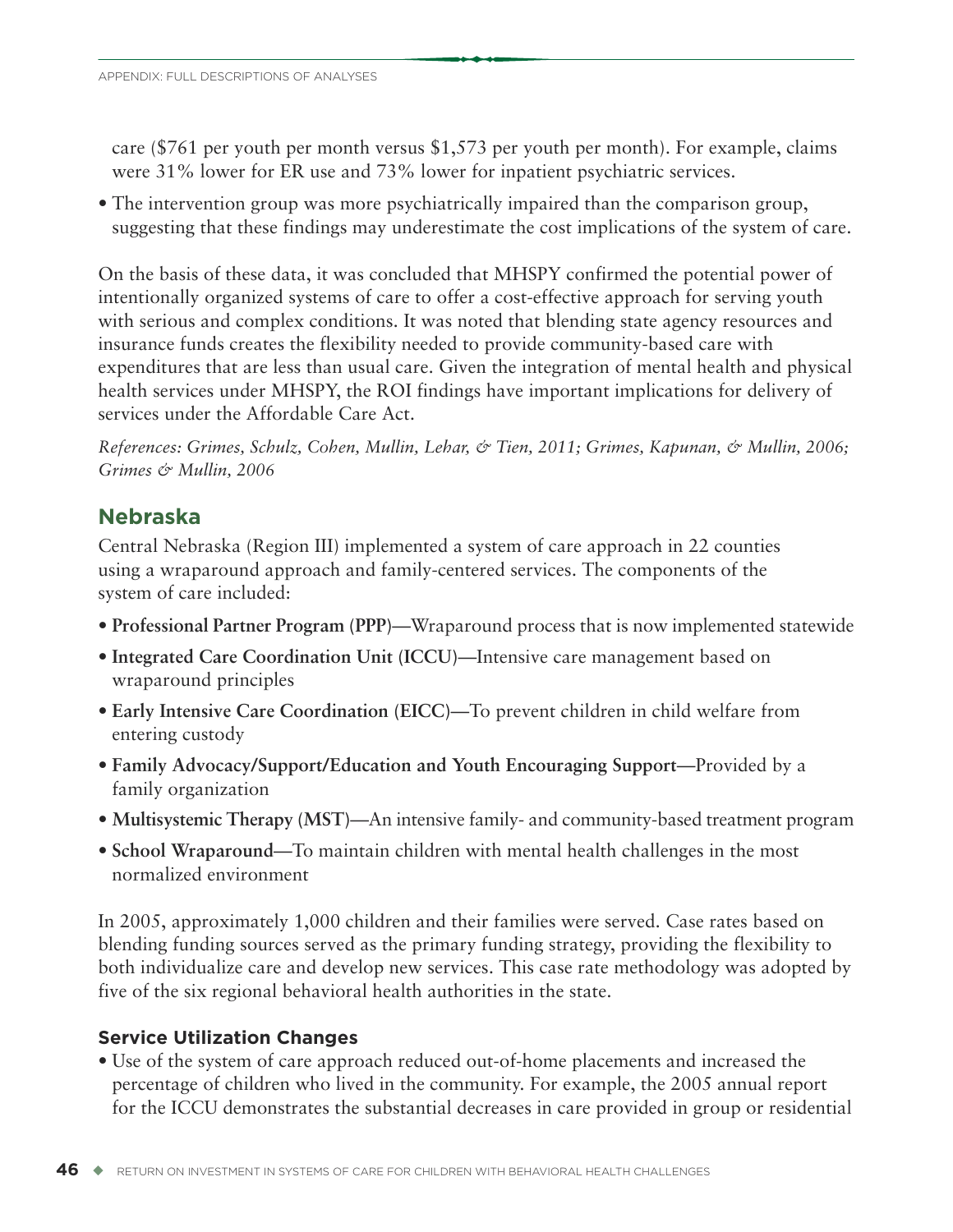care ($761 per youth per month versus $1,573 per youth per month). For example, claims were 31% lower for ER use and 73% lower for inpatient psychiatric services.

- The intervention group was more psychiatrically impaired than the comparison group, suggesting that these findings may underestimate the cost implications of the system of care.

On the basis of these data, it was concluded that MHSPY confirmed the potential power of intentionally organized systems of care to offer a cost-effective approach for serving youth with serious and complex conditions. It was noted that blending state agency resources and insurance funds creates the flexibility needed to provide community-based care with expenditures that are less than usual care. Given the integration of mental health and physical health services under MHSPY, the ROI findings have important implications for delivery of services under the Affordable Care Act.

*References: Grimes, Schulz, Cohen, Mullin, Lehar, & Tien, 2011; Grimes, Kapunan, & Mullin, 2006; Grimes & Mullin, 2006*

## Nebraska

Central Nebraska (Region III) implemented a system of care approach in 22 counties using a wraparound approach and family-centered services. The components of the system of care included:

- **Professional Partner Program (PPP)—**Wraparound process that is now implemented statewide
- **Integrated Care Coordination Unit (ICCU)—**Intensive care management based on wraparound principles
- **Early Intensive Care Coordination (EICC)—**To prevent children in child welfare from entering custody
- **Family Advocacy/Support/Education and Youth Encouraging Support—**Provided by a family organization
- **Multisystemic Therapy (MST)—**An intensive family- and community-based treatment program
- **School Wraparound—**To maintain children with mental health challenges in the most normalized environment

In 2005, approximately 1,000 children and their families were served. Case rates based on blending funding sources served as the primary funding strategy, providing the flexibility to both individualize care and develop new services. This case rate methodology was adopted by five of the six regional behavioral health authorities in the state.

### Service Utilization Changes

- Use of the system of care approach reduced out-of-home placements and increased the percentage of children who lived in the community. For example, the 2005 annual report for the ICCU demonstrates the substantial decreases in care provided in group or residential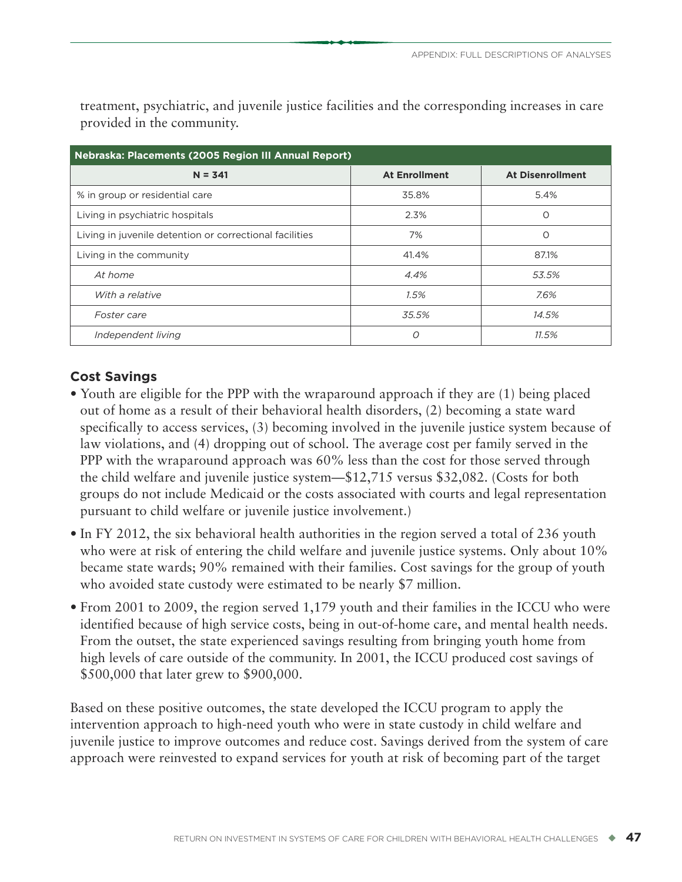treatment, psychiatric, and juvenile justice facilities and the corresponding increases in care provided in the community.

| Nebraska: Placements (2005 Region III Annual Report) | | |
|---|---|---|
| N = 341 | At Enrollment | At Disenrollment |
| % in group or residential care | 35.8% | 5.4% |
| Living in psychiatric hospitals | 2.3% | 0 |
| Living in juvenile detention or correctional facilities | 7% | 0 |
| Living in the community | 41.4% | 87.1% |
| *At home* | *4.4%* | *53.5%* |
| *With a relative* | *1.5%* | *7.6%* |
| *Foster care* | *35.5%* | *14.5%* |
| *Independent living* | *0* | *11.5%* |

### Cost Savings

- Youth are eligible for the PPP with the wraparound approach if they are (1) being placed out of home as a result of their behavioral health disorders, (2) becoming a state ward specifically to access services, (3) becoming involved in the juvenile justice system because of law violations, and (4) dropping out of school. The average cost per family served in the PPP with the wraparound approach was 60% less than the cost for those served through the child welfare and juvenile justice system—$12,715 versus $32,082. (Costs for both groups do not include Medicaid or the costs associated with courts and legal representation pursuant to child welfare or juvenile justice involvement.)
- In FY 2012, the six behavioral health authorities in the region served a total of 236 youth who were at risk of entering the child welfare and juvenile justice systems. Only about 10% became state wards; 90% remained with their families. Cost savings for the group of youth who avoided state custody were estimated to be nearly $7 million.
- From 2001 to 2009, the region served 1,179 youth and their families in the ICCU who were identified because of high service costs, being in out-of-home care, and mental health needs. From the outset, the state experienced savings resulting from bringing youth home from high levels of care outside of the community. In 2001, the ICCU produced cost savings of $500,000 that later grew to $900,000.

Based on these positive outcomes, the state developed the ICCU program to apply the intervention approach to high-need youth who were in state custody in child welfare and juvenile justice to improve outcomes and reduce cost. Savings derived from the system of care approach were reinvested to expand services for youth at risk of becoming part of the target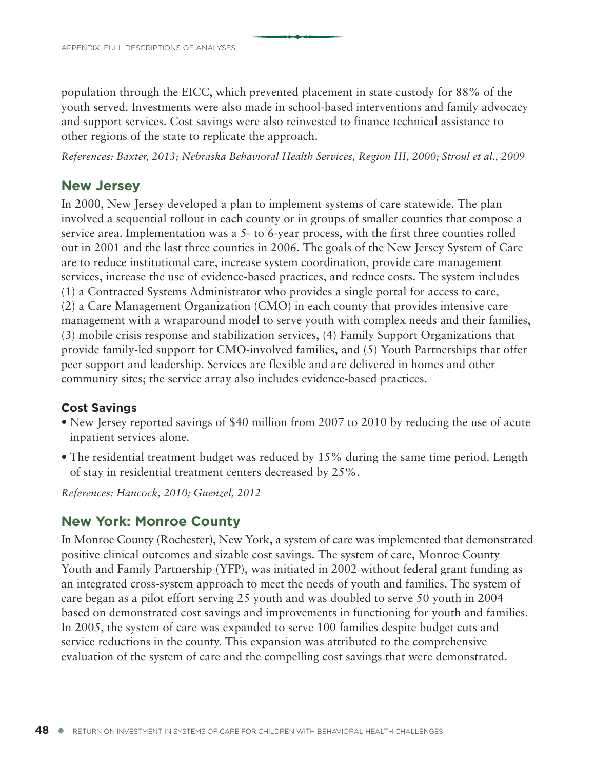population through the EICC, which prevented placement in state custody for 88% of the youth served. Investments were also made in school-based interventions and family advocacy and support services. Cost savings were also reinvested to finance technical assistance to other regions of the state to replicate the approach.

*References: Baxter, 2013; Nebraska Behavioral Health Services, Region III, 2000; Stroul et al., 2009*

## New Jersey

In 2000, New Jersey developed a plan to implement systems of care statewide. The plan involved a sequential rollout in each county or in groups of smaller counties that compose a service area. Implementation was a 5- to 6-year process, with the first three counties rolled out in 2001 and the last three counties in 2006. The goals of the New Jersey System of Care are to reduce institutional care, increase system coordination, provide care management services, increase the use of evidence-based practices, and reduce costs. The system includes (1) a Contracted Systems Administrator who provides a single portal for access to care, (2) a Care Management Organization (CMO) in each county that provides intensive care management with a wraparound model to serve youth with complex needs and their families, (3) mobile crisis response and stabilization services, (4) Family Support Organizations that provide family-led support for CMO-involved families, and (5) Youth Partnerships that offer peer support and leadership. Services are flexible and are delivered in homes and other community sites; the service array also includes evidence-based practices.

### Cost Savings

- New Jersey reported savings of $40 million from 2007 to 2010 by reducing the use of acute inpatient services alone.
- The residential treatment budget was reduced by 15% during the same time period. Length of stay in residential treatment centers decreased by 25%.

*References: Hancock, 2010; Guenzel, 2012*

## New York: Monroe County

In Monroe County (Rochester), New York, a system of care was implemented that demonstrated positive clinical outcomes and sizable cost savings. The system of care, Monroe County Youth and Family Partnership (YFP), was initiated in 2002 without federal grant funding as an integrated cross-system approach to meet the needs of youth and families. The system of care began as a pilot effort serving 25 youth and was doubled to serve 50 youth in 2004 based on demonstrated cost savings and improvements in functioning for youth and families. In 2005, the system of care was expanded to serve 100 families despite budget cuts and service reductions in the county. This expansion was attributed to the comprehensive evaluation of the system of care and the compelling cost savings that were demonstrated.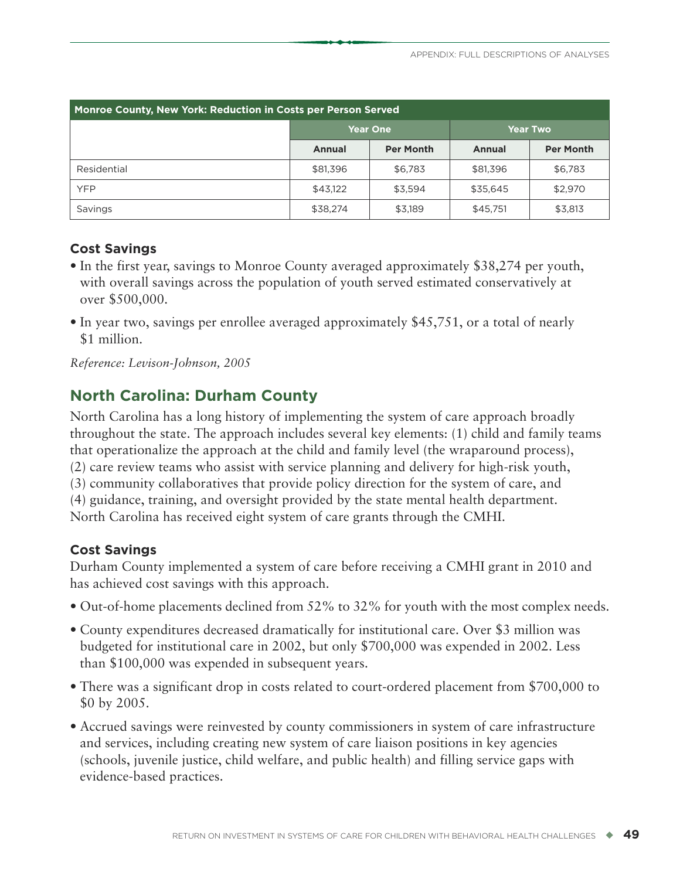| Monroe County, New York: Reduction in Costs per Person Served | | | | |
|---|---|---|---|---|
| | Year One | | Year Two | |
| | Annual | Per Month | Annual | Per Month |
| Residential | $81,396 | $6,783 | $81,396 | $6,783 |
| YFP | $43,122 | $3,594 | $35,645 | $2,970 |
| Savings | $38,274 | $3,189 | $45,751 | $3,813 |

### Cost Savings

- In the first year, savings to Monroe County averaged approximately $38,274 per youth, with overall savings across the population of youth served estimated conservatively at over $500,000.
- In year two, savings per enrollee averaged approximately $45,751, or a total of nearly $1 million.

*Reference: Levison-Johnson, 2005*

## North Carolina: Durham County

North Carolina has a long history of implementing the system of care approach broadly throughout the state. The approach includes several key elements: (1) child and family teams that operationalize the approach at the child and family level (the wraparound process), (2) care review teams who assist with service planning and delivery for high-risk youth, (3) community collaboratives that provide policy direction for the system of care, and (4) guidance, training, and oversight provided by the state mental health department. North Carolina has received eight system of care grants through the CMHI.

### Cost Savings

Durham County implemented a system of care before receiving a CMHI grant in 2010 and has achieved cost savings with this approach.

- Out-of-home placements declined from 52% to 32% for youth with the most complex needs.
- County expenditures decreased dramatically for institutional care. Over $3 million was budgeted for institutional care in 2002, but only $700,000 was expended in 2002. Less than $100,000 was expended in subsequent years.
- There was a significant drop in costs related to court-ordered placement from $700,000 to $0 by 2005.
- Accrued savings were reinvested by county commissioners in system of care infrastructure and services, including creating new system of care liaison positions in key agencies (schools, juvenile justice, child welfare, and public health) and filling service gaps with evidence-based practices.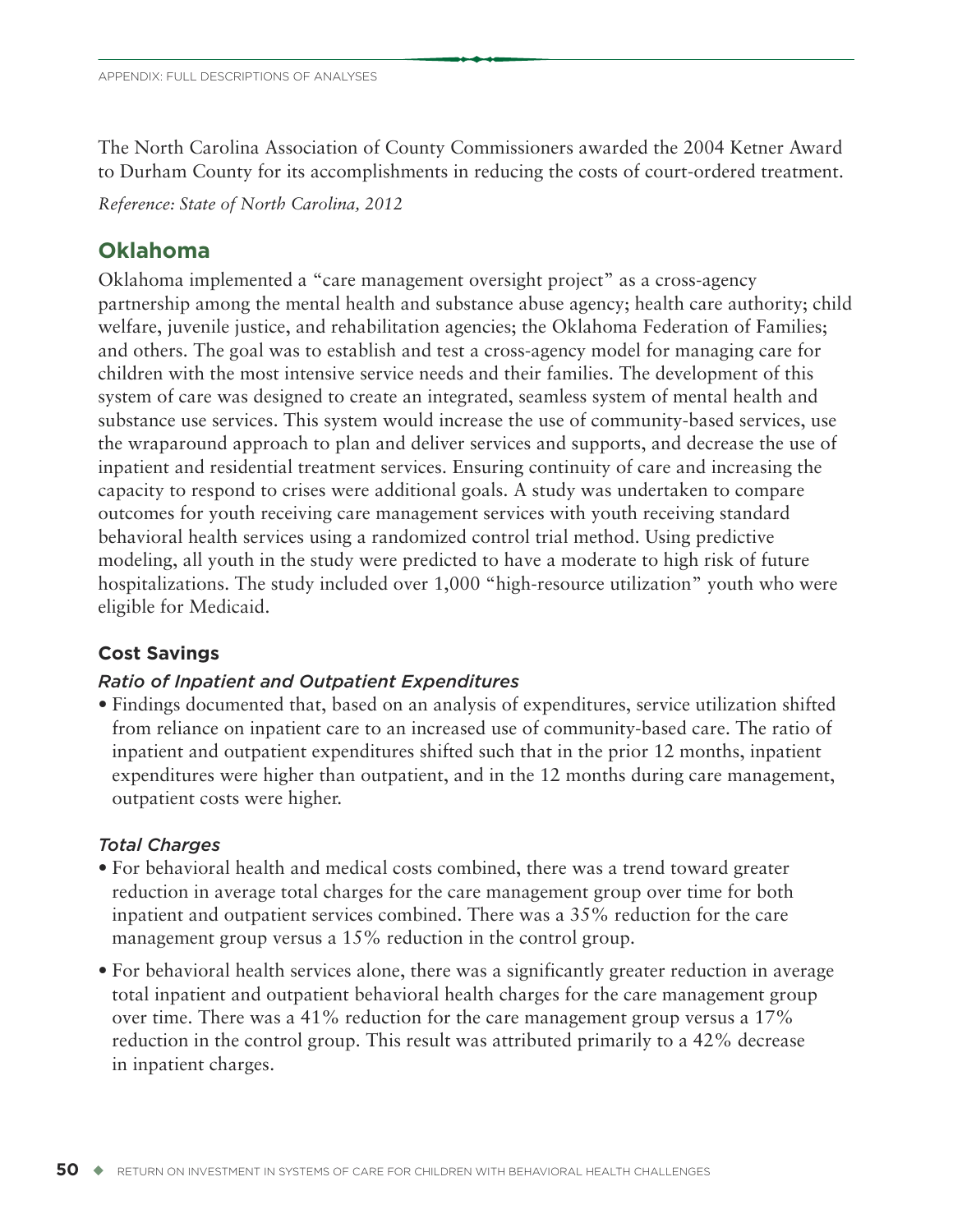The North Carolina Association of County Commissioners awarded the 2004 Ketner Award to Durham County for its accomplishments in reducing the costs of court-ordered treatment.

*Reference: State of North Carolina, 2012*

## Oklahoma

Oklahoma implemented a "care management oversight project" as a cross-agency partnership among the mental health and substance abuse agency; health care authority; child welfare, juvenile justice, and rehabilitation agencies; the Oklahoma Federation of Families; and others. The goal was to establish and test a cross-agency model for managing care for children with the most intensive service needs and their families. The development of this system of care was designed to create an integrated, seamless system of mental health and substance use services. This system would increase the use of community-based services, use the wraparound approach to plan and deliver services and supports, and decrease the use of inpatient and residential treatment services. Ensuring continuity of care and increasing the capacity to respond to crises were additional goals. A study was undertaken to compare outcomes for youth receiving care management services with youth receiving standard behavioral health services using a randomized control trial method. Using predictive modeling, all youth in the study were predicted to have a moderate to high risk of future hospitalizations. The study included over 1,000 "high-resource utilization" youth who were eligible for Medicaid.

### Cost Savings

#### *Ratio of Inpatient and Outpatient Expenditures*

- Findings documented that, based on an analysis of expenditures, service utilization shifted from reliance on inpatient care to an increased use of community-based care. The ratio of inpatient and outpatient expenditures shifted such that in the prior 12 months, inpatient expenditures were higher than outpatient, and in the 12 months during care management, outpatient costs were higher.

#### *Total Charges*

- For behavioral health and medical costs combined, there was a trend toward greater reduction in average total charges for the care management group over time for both inpatient and outpatient services combined. There was a 35% reduction for the care management group versus a 15% reduction in the control group.
- For behavioral health services alone, there was a significantly greater reduction in average total inpatient and outpatient behavioral health charges for the care management group over time. There was a 41% reduction for the care management group versus a 17% reduction in the control group. This result was attributed primarily to a 42% decrease in inpatient charges.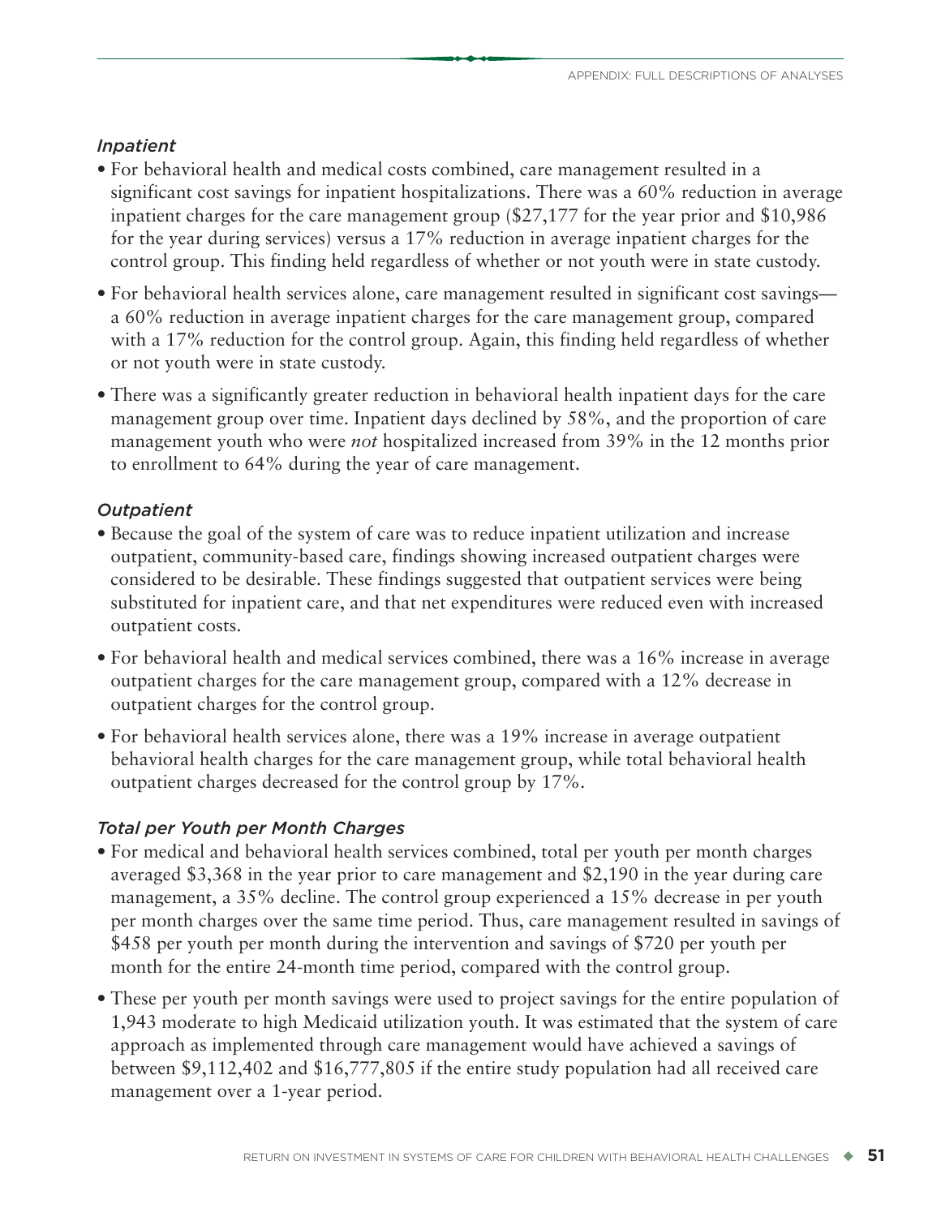### *Inpatient*

- For behavioral health and medical costs combined, care management resulted in a significant cost savings for inpatient hospitalizations. There was a 60% reduction in average inpatient charges for the care management group ($27,177 for the year prior and $10,986 for the year during services) versus a 17% reduction in average inpatient charges for the control group. This finding held regardless of whether or not youth were in state custody.
- For behavioral health services alone, care management resulted in significant cost savings—a 60% reduction in average inpatient charges for the care management group, compared with a 17% reduction for the control group. Again, this finding held regardless of whether or not youth were in state custody.
- There was a significantly greater reduction in behavioral health inpatient days for the care management group over time. Inpatient days declined by 58%, and the proportion of care management youth who were *not* hospitalized increased from 39% in the 12 months prior to enrollment to 64% during the year of care management.

### *Outpatient*

- Because the goal of the system of care was to reduce inpatient utilization and increase outpatient, community-based care, findings showing increased outpatient charges were considered to be desirable. These findings suggested that outpatient services were being substituted for inpatient care, and that net expenditures were reduced even with increased outpatient costs.
- For behavioral health and medical services combined, there was a 16% increase in average outpatient charges for the care management group, compared with a 12% decrease in outpatient charges for the control group.
- For behavioral health services alone, there was a 19% increase in average outpatient behavioral health charges for the care management group, while total behavioral health outpatient charges decreased for the control group by 17%.

### *Total per Youth per Month Charges*

- For medical and behavioral health services combined, total per youth per month charges averaged $3,368 in the year prior to care management and $2,190 in the year during care management, a 35% decline. The control group experienced a 15% decrease in per youth per month charges over the same time period. Thus, care management resulted in savings of $458 per youth per month during the intervention and savings of $720 per youth per month for the entire 24-month time period, compared with the control group.
- These per youth per month savings were used to project savings for the entire population of 1,943 moderate to high Medicaid utilization youth. It was estimated that the system of care approach as implemented through care management would have achieved a savings of between $9,112,402 and $16,777,805 if the entire study population had all received care management over a 1-year period.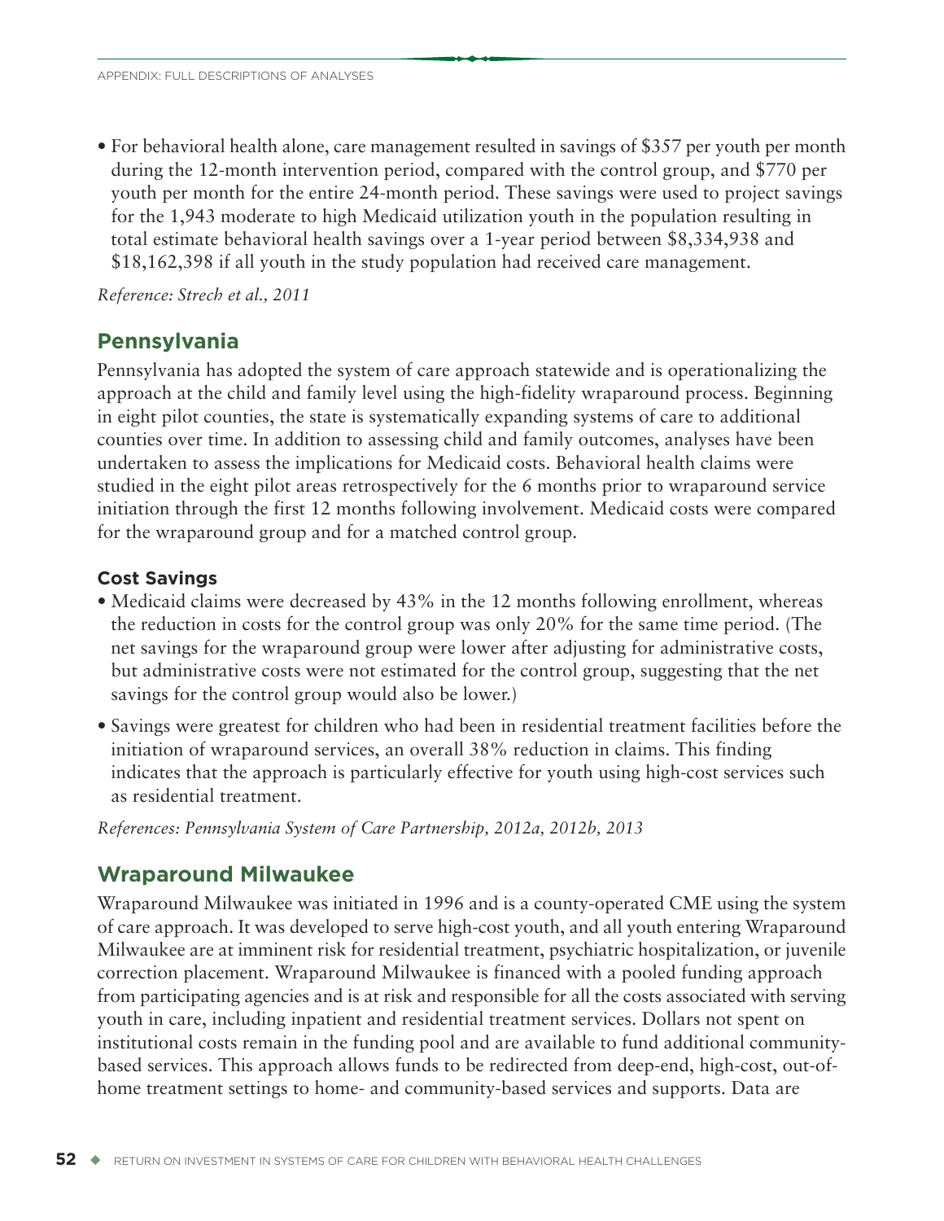- For behavioral health alone, care management resulted in savings of $357 per youth per month during the 12-month intervention period, compared with the control group, and $770 per youth per month for the entire 24-month period. These savings were used to project savings for the 1,943 moderate to high Medicaid utilization youth in the population resulting in total estimate behavioral health savings over a 1-year period between $8,334,938 and $18,162,398 if all youth in the study population had received care management.

*Reference: Strech et al., 2011*

## Pennsylvania

Pennsylvania has adopted the system of care approach statewide and is operationalizing the approach at the child and family level using the high-fidelity wraparound process. Beginning in eight pilot counties, the state is systematically expanding systems of care to additional counties over time. In addition to assessing child and family outcomes, analyses have been undertaken to assess the implications for Medicaid costs. Behavioral health claims were studied in the eight pilot areas retrospectively for the 6 months prior to wraparound service initiation through the first 12 months following involvement. Medicaid costs were compared for the wraparound group and for a matched control group.

### Cost Savings

- Medicaid claims were decreased by 43% in the 12 months following enrollment, whereas the reduction in costs for the control group was only 20% for the same time period. (The net savings for the wraparound group were lower after adjusting for administrative costs, but administrative costs were not estimated for the control group, suggesting that the net savings for the control group would also be lower.)
- Savings were greatest for children who had been in residential treatment facilities before the initiation of wraparound services, an overall 38% reduction in claims. This finding indicates that the approach is particularly effective for youth using high-cost services such as residential treatment.

*References: Pennsylvania System of Care Partnership, 2012a, 2012b, 2013*

## Wraparound Milwaukee

Wraparound Milwaukee was initiated in 1996 and is a county-operated CME using the system of care approach. It was developed to serve high-cost youth, and all youth entering Wraparound Milwaukee are at imminent risk for residential treatment, psychiatric hospitalization, or juvenile correction placement. Wraparound Milwaukee is financed with a pooled funding approach from participating agencies and is at risk and responsible for all the costs associated with serving youth in care, including inpatient and residential treatment services. Dollars not spent on institutional costs remain in the funding pool and are available to fund additional community-based services. This approach allows funds to be redirected from deep-end, high-cost, out-of-home treatment settings to home- and community-based services and supports. Data are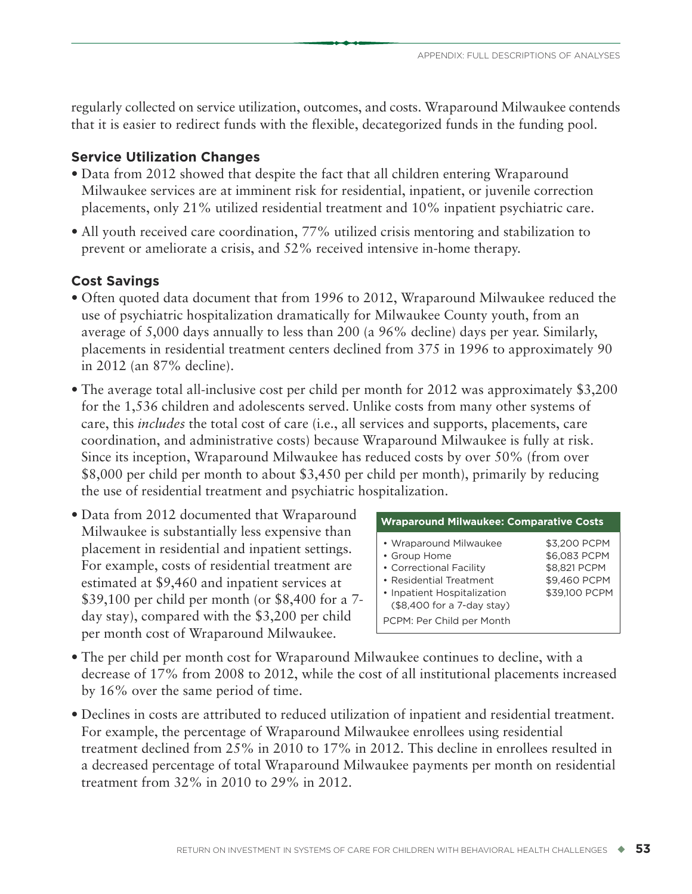regularly collected on service utilization, outcomes, and costs. Wraparound Milwaukee contends that it is easier to redirect funds with the flexible, decategorized funds in the funding pool.

### Service Utilization Changes

- Data from 2012 showed that despite the fact that all children entering Wraparound Milwaukee services are at imminent risk for residential, inpatient, or juvenile correction placements, only 21% utilized residential treatment and 10% inpatient psychiatric care.
- All youth received care coordination, 77% utilized crisis mentoring and stabilization to prevent or ameliorate a crisis, and 52% received intensive in-home therapy.

### Cost Savings

- Often quoted data document that from 1996 to 2012, Wraparound Milwaukee reduced the use of psychiatric hospitalization dramatically for Milwaukee County youth, from an average of 5,000 days annually to less than 200 (a 96% decline) days per year. Similarly, placements in residential treatment centers declined from 375 in 1996 to approximately 90 in 2012 (an 87% decline).
- The average total all-inclusive cost per child per month for 2012 was approximately $3,200 for the 1,536 children and adolescents served. Unlike costs from many other systems of care, this *includes* the total cost of care (i.e., all services and supports, placements, care coordination, and administrative costs) because Wraparound Milwaukee is fully at risk. Since its inception, Wraparound Milwaukee has reduced costs by over 50% (from over $8,000 per child per month to about $3,450 per child per month), primarily by reducing the use of residential treatment and psychiatric hospitalization.
- Data from 2012 documented that Wraparound Milwaukee is substantially less expensive than placement in residential and inpatient settings. For example, costs of residential treatment are estimated at $9,460 and inpatient services at $39,100 per child per month (or $8,400 for a 7-day stay), compared with the $3,200 per child per month cost of Wraparound Milwaukee.

| Wraparound Milwaukee: Comparative Costs | |
|---|---|
| • Wraparound Milwaukee | $3,200 PCPM |
| • Group Home | $6,083 PCPM |
| • Correctional Facility | $8,821 PCPM |
| • Residential Treatment | $9,460 PCPM |
| • Inpatient Hospitalization ($8,400 for a 7-day stay) | $39,100 PCPM |
| PCPM: Per Child per Month | |

- The per child per month cost for Wraparound Milwaukee continues to decline, with a decrease of 17% from 2008 to 2012, while the cost of all institutional placements increased by 16% over the same period of time.
- Declines in costs are attributed to reduced utilization of inpatient and residential treatment. For example, the percentage of Wraparound Milwaukee enrollees using residential treatment declined from 25% in 2010 to 17% in 2012. This decline in enrollees resulted in a decreased percentage of total Wraparound Milwaukee payments per month on residential treatment from 32% in 2010 to 29% in 2012.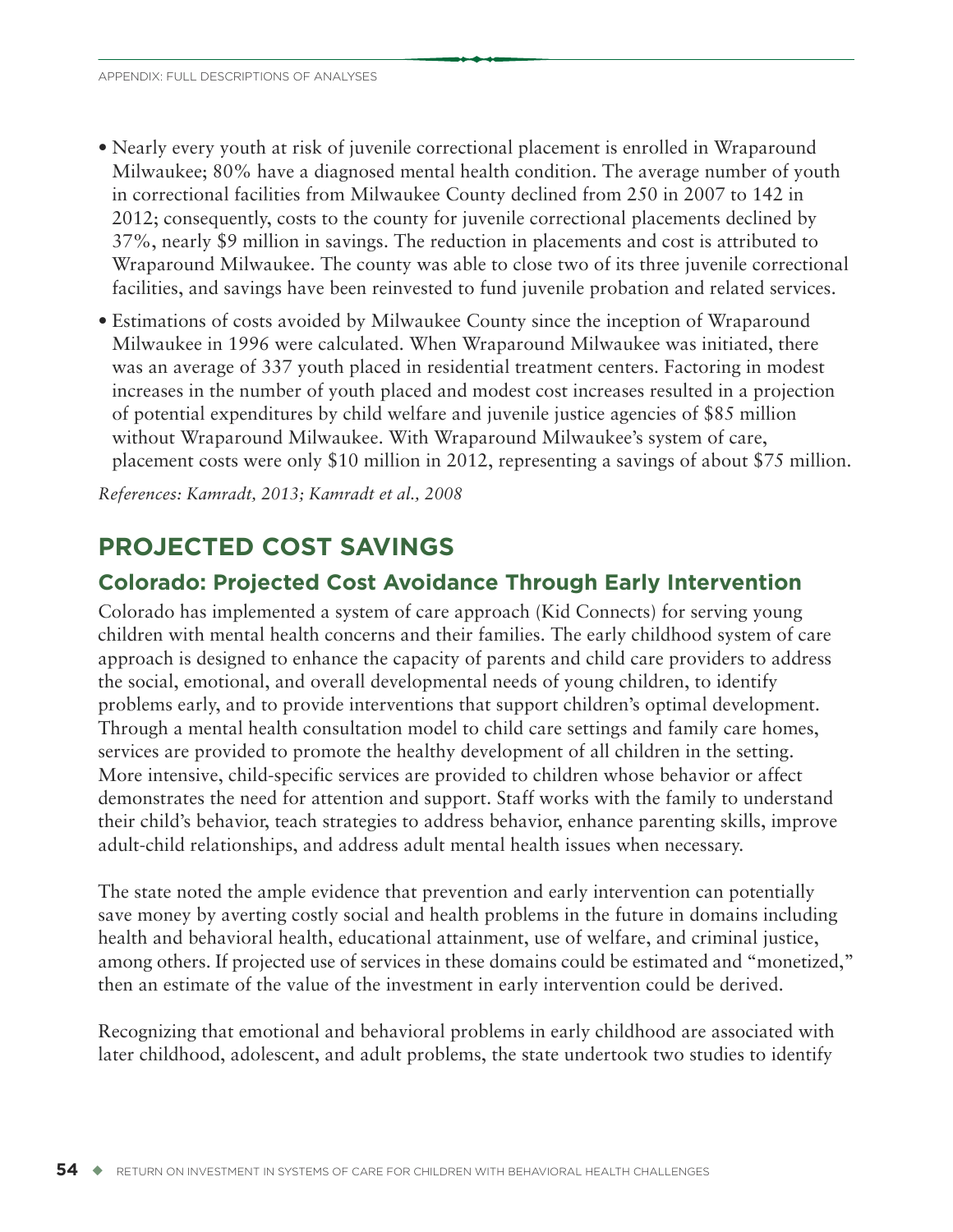- Nearly every youth at risk of juvenile correctional placement is enrolled in Wraparound Milwaukee; 80% have a diagnosed mental health condition. The average number of youth in correctional facilities from Milwaukee County declined from 250 in 2007 to 142 in 2012; consequently, costs to the county for juvenile correctional placements declined by 37%, nearly $9 million in savings. The reduction in placements and cost is attributed to Wraparound Milwaukee. The county was able to close two of its three juvenile correctional facilities, and savings have been reinvested to fund juvenile probation and related services.
- Estimations of costs avoided by Milwaukee County since the inception of Wraparound Milwaukee in 1996 were calculated. When Wraparound Milwaukee was initiated, there was an average of 337 youth placed in residential treatment centers. Factoring in modest increases in the number of youth placed and modest cost increases resulted in a projection of potential expenditures by child welfare and juvenile justice agencies of $85 million without Wraparound Milwaukee. With Wraparound Milwaukee's system of care, placement costs were only $10 million in 2012, representing a savings of about $75 million.

*References: Kamradt, 2013; Kamradt et al., 2008*

## PROJECTED COST SAVINGS

### Colorado: Projected Cost Avoidance Through Early Intervention

Colorado has implemented a system of care approach (Kid Connects) for serving young children with mental health concerns and their families. The early childhood system of care approach is designed to enhance the capacity of parents and child care providers to address the social, emotional, and overall developmental needs of young children, to identify problems early, and to provide interventions that support children's optimal development. Through a mental health consultation model to child care settings and family care homes, services are provided to promote the healthy development of all children in the setting. More intensive, child-specific services are provided to children whose behavior or affect demonstrates the need for attention and support. Staff works with the family to understand their child's behavior, teach strategies to address behavior, enhance parenting skills, improve adult-child relationships, and address adult mental health issues when necessary.

The state noted the ample evidence that prevention and early intervention can potentially save money by averting costly social and health problems in the future in domains including health and behavioral health, educational attainment, use of welfare, and criminal justice, among others. If projected use of services in these domains could be estimated and "monetized," then an estimate of the value of the investment in early intervention could be derived.

Recognizing that emotional and behavioral problems in early childhood are associated with later childhood, adolescent, and adult problems, the state undertook two studies to identify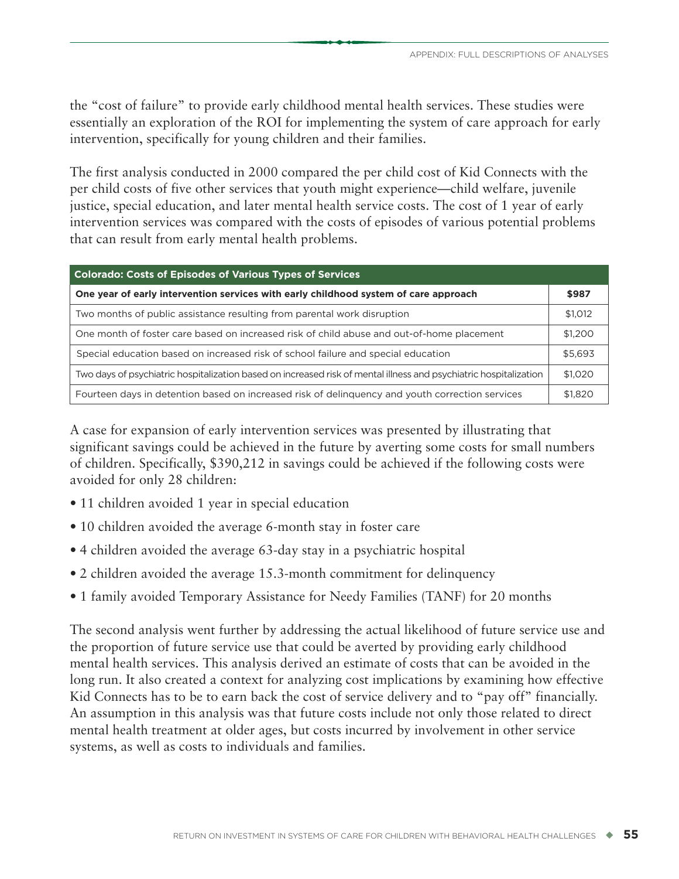the "cost of failure" to provide early childhood mental health services. These studies were essentially an exploration of the ROI for implementing the system of care approach for early intervention, specifically for young children and their families.

The first analysis conducted in 2000 compared the per child cost of Kid Connects with the per child costs of five other services that youth might experience—child welfare, juvenile justice, special education, and later mental health service costs. The cost of 1 year of early intervention services was compared with the costs of episodes of various potential problems that can result from early mental health problems.

| Colorado: Costs of Episodes of Various Types of Services | |
|---|---|
| **One year of early intervention services with early childhood system of care approach** | **$987** |
| Two months of public assistance resulting from parental work disruption | $1,012 |
| One month of foster care based on increased risk of child abuse and out-of-home placement | $1,200 |
| Special education based on increased risk of school failure and special education | $5,693 |
| Two days of psychiatric hospitalization based on increased risk of mental illness and psychiatric hospitalization | $1,020 |
| Fourteen days in detention based on increased risk of delinquency and youth correction services | $1,820 |

A case for expansion of early intervention services was presented by illustrating that significant savings could be achieved in the future by averting some costs for small numbers of children. Specifically, $390,212 in savings could be achieved if the following costs were avoided for only 28 children:

- 11 children avoided 1 year in special education
- 10 children avoided the average 6-month stay in foster care
- 4 children avoided the average 63-day stay in a psychiatric hospital
- 2 children avoided the average 15.3-month commitment for delinquency
- 1 family avoided Temporary Assistance for Needy Families (TANF) for 20 months

The second analysis went further by addressing the actual likelihood of future service use and the proportion of future service use that could be averted by providing early childhood mental health services. This analysis derived an estimate of costs that can be avoided in the long run. It also created a context for analyzing cost implications by examining how effective Kid Connects has to be to earn back the cost of service delivery and to "pay off" financially. An assumption in this analysis was that future costs include not only those related to direct mental health treatment at older ages, but costs incurred by involvement in other service systems, as well as costs to individuals and families.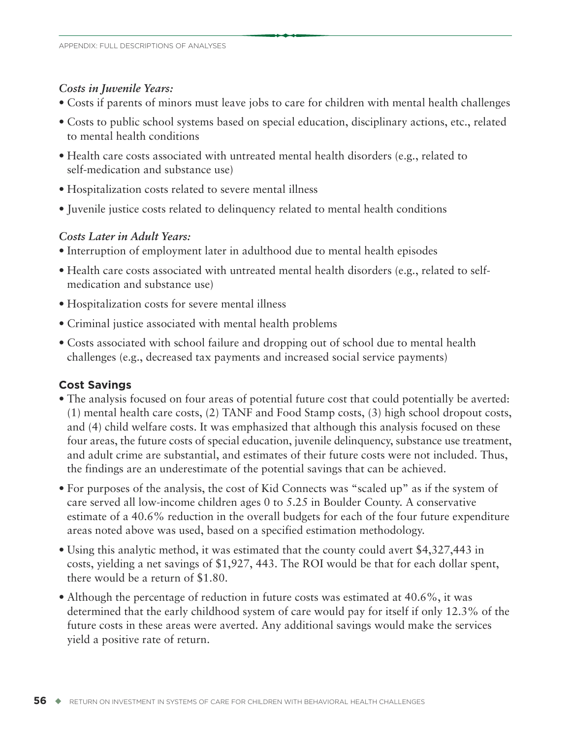*Costs in Juvenile Years:*

- Costs if parents of minors must leave jobs to care for children with mental health challenges
- Costs to public school systems based on special education, disciplinary actions, etc., related to mental health conditions
- Health care costs associated with untreated mental health disorders (e.g., related to self-medication and substance use)
- Hospitalization costs related to severe mental illness
- Juvenile justice costs related to delinquency related to mental health conditions

*Costs Later in Adult Years:*

- Interruption of employment later in adulthood due to mental health episodes
- Health care costs associated with untreated mental health disorders (e.g., related to self-medication and substance use)
- Hospitalization costs for severe mental illness
- Criminal justice associated with mental health problems
- Costs associated with school failure and dropping out of school due to mental health challenges (e.g., decreased tax payments and increased social service payments)

## Cost Savings

- The analysis focused on four areas of potential future cost that could potentially be averted: (1) mental health care costs, (2) TANF and Food Stamp costs, (3) high school dropout costs, and (4) child welfare costs. It was emphasized that although this analysis focused on these four areas, the future costs of special education, juvenile delinquency, substance use treatment, and adult crime are substantial, and estimates of their future costs were not included. Thus, the findings are an underestimate of the potential savings that can be achieved.
- For purposes of the analysis, the cost of Kid Connects was "scaled up" as if the system of care served all low-income children ages 0 to 5.25 in Boulder County. A conservative estimate of a 40.6% reduction in the overall budgets for each of the four future expenditure areas noted above was used, based on a specified estimation methodology.
- Using this analytic method, it was estimated that the county could avert $4,327,443 in costs, yielding a net savings of $1,927, 443. The ROI would be that for each dollar spent, there would be a return of $1.80.
- Although the percentage of reduction in future costs was estimated at 40.6%, it was determined that the early childhood system of care would pay for itself if only 12.3% of the future costs in these areas were averted. Any additional savings would make the services yield a positive rate of return.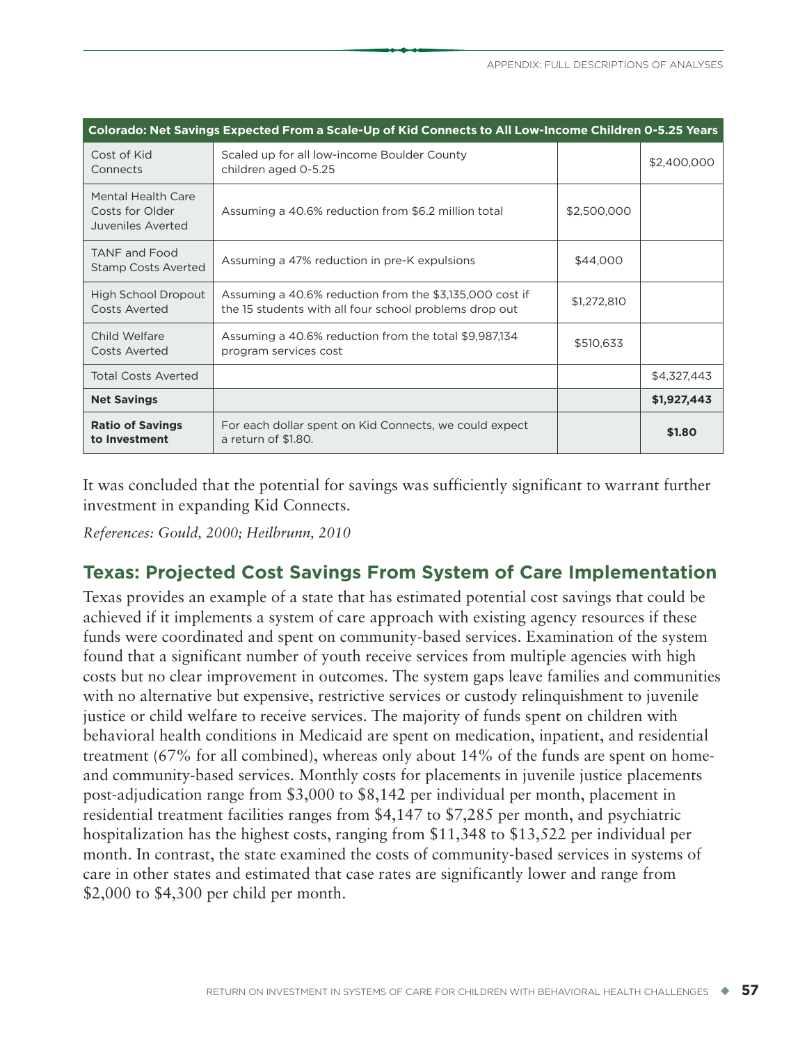| Colorado: Net Savings Expected From a Scale-Up of Kid Connects to All Low-Income Children 0-5.25 Years | | | |
|---|---|---|---|
| Cost of Kid Connects | Scaled up for all low-income Boulder County children aged 0-5.25 | | $2,400,000 |
| Mental Health Care Costs for Older Juveniles Averted | Assuming a 40.6% reduction from $6.2 million total | $2,500,000 | |
| TANF and Food Stamp Costs Averted | Assuming a 47% reduction in pre-K expulsions | $44,000 | |
| High School Dropout Costs Averted | Assuming a 40.6% reduction from the $3,135,000 cost if the 15 students with all four school problems drop out | $1,272,810 | |
| Child Welfare Costs Averted | Assuming a 40.6% reduction from the total $9,987,134 program services cost | $510,633 | |
| Total Costs Averted | | | $4,327,443 |
| **Net Savings** | | | **$1,927,443** |
| **Ratio of Savings to Investment** | For each dollar spent on Kid Connects, we could expect a return of $1.80. | | **$1.80** |

It was concluded that the potential for savings was sufficiently significant to warrant further investment in expanding Kid Connects.

*References: Gould, 2000; Heilbrunn, 2010*

## Texas: Projected Cost Savings From System of Care Implementation

Texas provides an example of a state that has estimated potential cost savings that could be achieved if it implements a system of care approach with existing agency resources if these funds were coordinated and spent on community-based services. Examination of the system found that a significant number of youth receive services from multiple agencies with high costs but no clear improvement in outcomes. The system gaps leave families and communities with no alternative but expensive, restrictive services or custody relinquishment to juvenile justice or child welfare to receive services. The majority of funds spent on children with behavioral health conditions in Medicaid are spent on medication, inpatient, and residential treatment (67% for all combined), whereas only about 14% of the funds are spent on home- and community-based services. Monthly costs for placements in juvenile justice placements post-adjudication range from $3,000 to $8,142 per individual per month, placement in residential treatment facilities ranges from $4,147 to $7,285 per month, and psychiatric hospitalization has the highest costs, ranging from $11,348 to $13,522 per individual per month. In contrast, the state examined the costs of community-based services in systems of care in other states and estimated that case rates are significantly lower and range from $2,000 to $4,300 per child per month.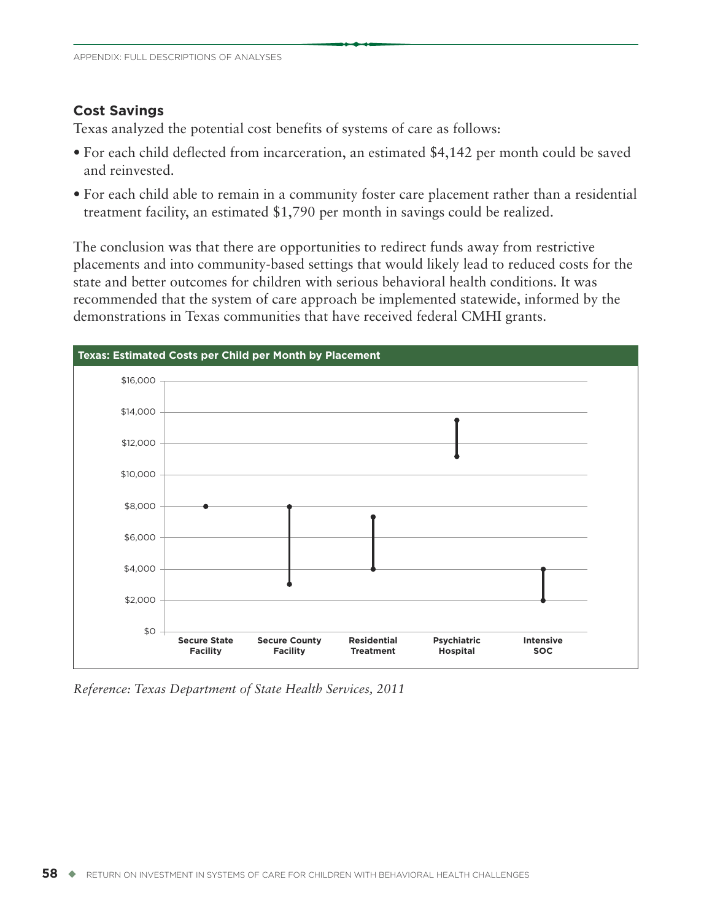## Cost Savings

Texas analyzed the potential cost benefits of systems of care as follows:

- For each child deflected from incarceration, an estimated $4,142 per month could be saved and reinvested.
- For each child able to remain in a community foster care placement rather than a residential treatment facility, an estimated $1,790 per month in savings could be realized.

The conclusion was that there are opportunities to redirect funds away from restrictive placements and into community-based settings that would likely lead to reduced costs for the state and better outcomes for children with serious behavioral health conditions. It was recommended that the system of care approach be implemented statewide, informed by the demonstrations in Texas communities that have received federal CMHI grants.

**Texas: Estimated Costs per Child per Month by Placement**

| Placement | Estimated Cost per Child per Month (approx.) |
| --- | --- |
| Secure State Facility | $8,000 |
| Secure County Facility | $3,000 – $8,000 |
| Residential Treatment | $4,000 – $7,300 |
| Psychiatric Hospital | $11,200 – $13,500 |
| Intensive SOC | $2,000 – $4,000 |

*Reference: Texas Department of State Health Services, 2011*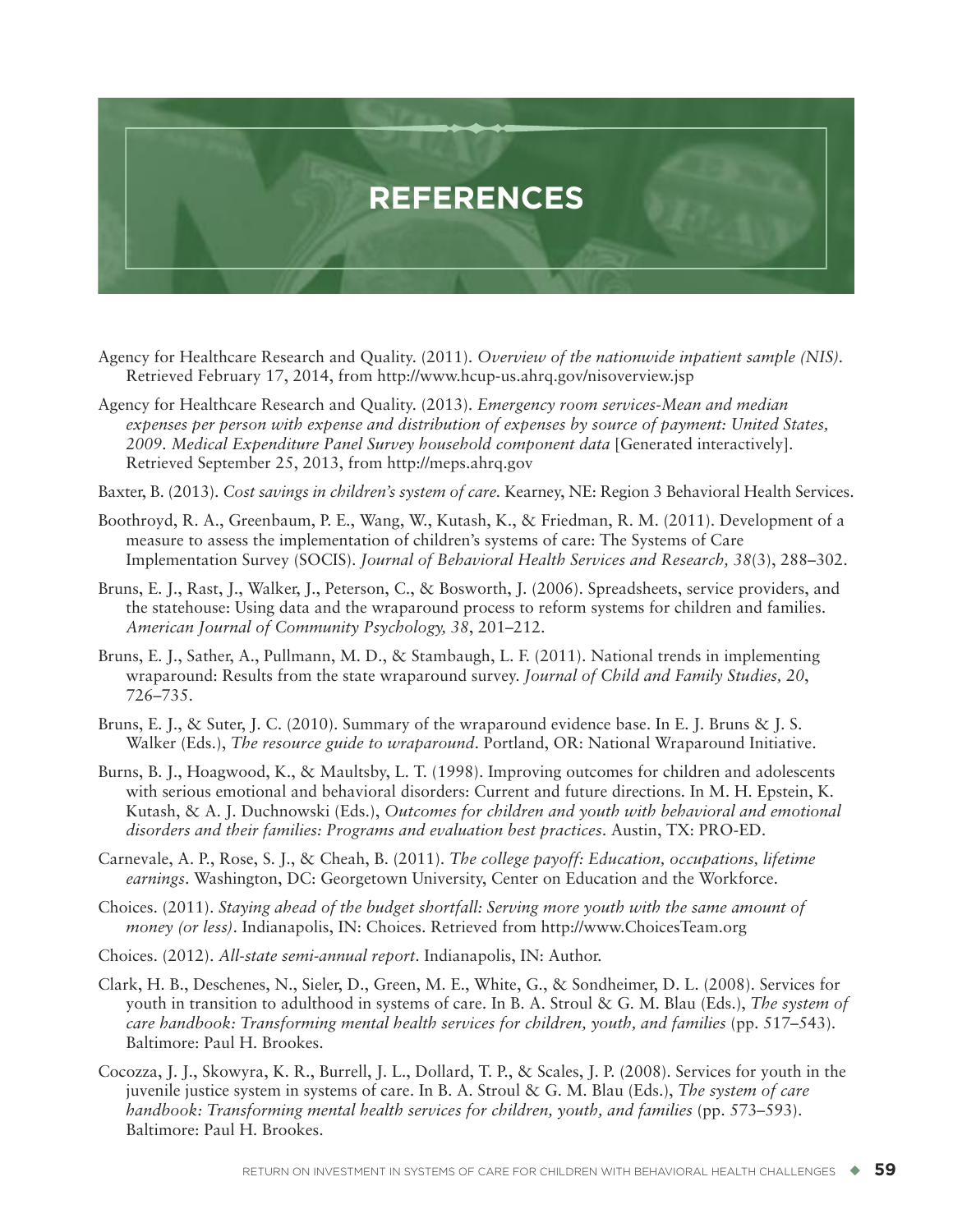# REFERENCES

Agency for Healthcare Research and Quality. (2011). *Overview of the nationwide inpatient sample (NIS).* Retrieved February 17, 2014, from http://www.hcup-us.ahrq.gov/nisoverview.jsp

Agency for Healthcare Research and Quality. (2013). *Emergency room services-Mean and median expenses per person with expense and distribution of expenses by source of payment: United States, 2009. Medical Expenditure Panel Survey household component data* [Generated interactively]. Retrieved September 25, 2013, from http://meps.ahrq.gov

Baxter, B. (2013). *Cost savings in children's system of care.* Kearney, NE: Region 3 Behavioral Health Services.

Boothroyd, R. A., Greenbaum, P. E., Wang, W., Kutash, K., & Friedman, R. M. (2011). Development of a measure to assess the implementation of children's systems of care: The Systems of Care Implementation Survey (SOCIS). *Journal of Behavioral Health Services and Research, 38*(3), 288–302.

Bruns, E. J., Rast, J., Walker, J., Peterson, C., & Bosworth, J. (2006). Spreadsheets, service providers, and the statehouse: Using data and the wraparound process to reform systems for children and families. *American Journal of Community Psychology, 38*, 201–212.

Bruns, E. J., Sather, A., Pullmann, M. D., & Stambaugh, L. F. (2011). National trends in implementing wraparound: Results from the state wraparound survey. *Journal of Child and Family Studies, 20*, 726–735.

Bruns, E. J., & Suter, J. C. (2010). Summary of the wraparound evidence base. In E. J. Bruns & J. S. Walker (Eds.), *The resource guide to wraparound*. Portland, OR: National Wraparound Initiative.

Burns, B. J., Hoagwood, K., & Maultsby, L. T. (1998). Improving outcomes for children and adolescents with serious emotional and behavioral disorders: Current and future directions. In M. H. Epstein, K. Kutash, & A. J. Duchnowski (Eds.), *Outcomes for children and youth with behavioral and emotional disorders and their families: Programs and evaluation best practices*. Austin, TX: PRO-ED.

Carnevale, A. P., Rose, S. J., & Cheah, B. (2011). *The college payoff: Education, occupations, lifetime earnings*. Washington, DC: Georgetown University, Center on Education and the Workforce.

Choices. (2011). *Staying ahead of the budget shortfall: Serving more youth with the same amount of money (or less)*. Indianapolis, IN: Choices. Retrieved from http://www.ChoicesTeam.org

Choices. (2012). *All-state semi-annual report*. Indianapolis, IN: Author.

Clark, H. B., Deschenes, N., Sieler, D., Green, M. E., White, G., & Sondheimer, D. L. (2008). Services for youth in transition to adulthood in systems of care. In B. A. Stroul & G. M. Blau (Eds.), *The system of care handbook: Transforming mental health services for children, youth, and families* (pp. 517–543). Baltimore: Paul H. Brookes.

Cocozza, J. J., Skowyra, K. R., Burrell, J. L., Dollard, T. P., & Scales, J. P. (2008). Services for youth in the juvenile justice system in systems of care. In B. A. Stroul & G. M. Blau (Eds.), *The system of care handbook: Transforming mental health services for children, youth, and families* (pp. 573–593). Baltimore: Paul H. Brookes.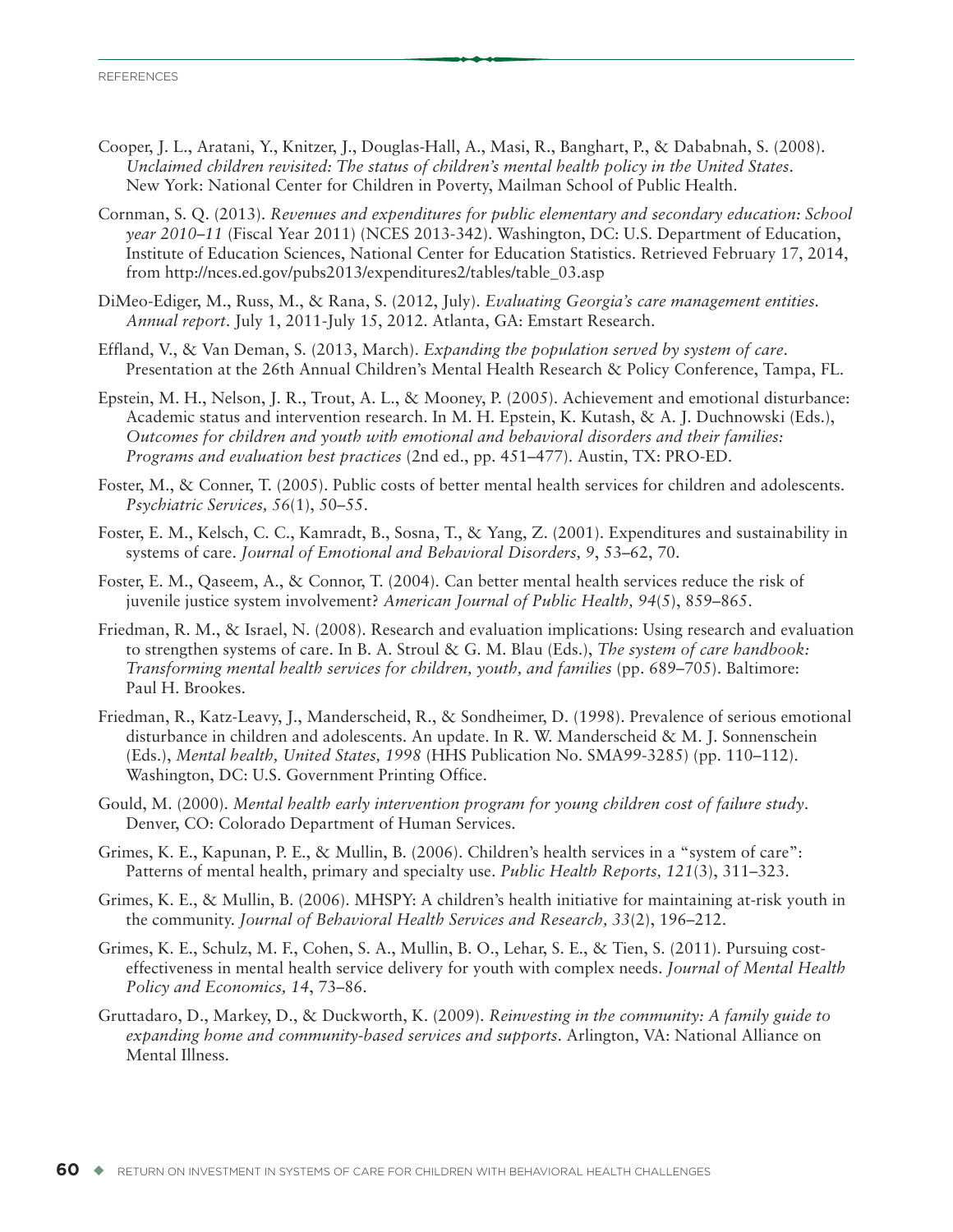Cooper, J. L., Aratani, Y., Knitzer, J., Douglas-Hall, A., Masi, R., Banghart, P., & Dababnah, S. (2008). *Unclaimed children revisited: The status of children's mental health policy in the United States*. New York: National Center for Children in Poverty, Mailman School of Public Health.

Cornman, S. Q. (2013). *Revenues and expenditures for public elementary and secondary education: School year 2010–11* (Fiscal Year 2011) (NCES 2013-342). Washington, DC: U.S. Department of Education, Institute of Education Sciences, National Center for Education Statistics. Retrieved February 17, 2014, from http://nces.ed.gov/pubs2013/expenditures2/tables/table_03.asp

DiMeo-Ediger, M., Russ, M., & Rana, S. (2012, July). *Evaluating Georgia's care management entities. Annual report*. July 1, 2011-July 15, 2012. Atlanta, GA: Emstart Research.

Effland, V., & Van Deman, S. (2013, March). *Expanding the population served by system of care*. Presentation at the 26th Annual Children's Mental Health Research & Policy Conference, Tampa, FL.

Epstein, M. H., Nelson, J. R., Trout, A. L., & Mooney, P. (2005). Achievement and emotional disturbance: Academic status and intervention research. In M. H. Epstein, K. Kutash, & A. J. Duchnowski (Eds.), *Outcomes for children and youth with emotional and behavioral disorders and their families: Programs and evaluation best practices* (2nd ed., pp. 451–477). Austin, TX: PRO-ED.

Foster, M., & Conner, T. (2005). Public costs of better mental health services for children and adolescents. *Psychiatric Services, 56*(1), 50–55.

Foster, E. M., Kelsch, C. C., Kamradt, B., Sosna, T., & Yang, Z. (2001). Expenditures and sustainability in systems of care. *Journal of Emotional and Behavioral Disorders, 9*, 53–62, 70.

Foster, E. M., Qaseem, A., & Connor, T. (2004). Can better mental health services reduce the risk of juvenile justice system involvement? *American Journal of Public Health, 94*(5), 859–865.

Friedman, R. M., & Israel, N. (2008). Research and evaluation implications: Using research and evaluation to strengthen systems of care. In B. A. Stroul & G. M. Blau (Eds.), *The system of care handbook: Transforming mental health services for children, youth, and families* (pp. 689–705). Baltimore: Paul H. Brookes.

Friedman, R., Katz-Leavy, J., Manderscheid, R., & Sondheimer, D. (1998). Prevalence of serious emotional disturbance in children and adolescents. An update. In R. W. Manderscheid & M. J. Sonnenschein (Eds.), *Mental health, United States, 1998* (HHS Publication No. SMA99-3285) (pp. 110–112). Washington, DC: U.S. Government Printing Office.

Gould, M. (2000). *Mental health early intervention program for young children cost of failure study*. Denver, CO: Colorado Department of Human Services.

Grimes, K. E., Kapunan, P. E., & Mullin, B. (2006). Children's health services in a "system of care": Patterns of mental health, primary and specialty use. *Public Health Reports, 121*(3), 311–323.

Grimes, K. E., & Mullin, B. (2006). MHSPY: A children's health initiative for maintaining at-risk youth in the community. *Journal of Behavioral Health Services and Research, 33*(2), 196–212.

Grimes, K. E., Schulz, M. F., Cohen, S. A., Mullin, B. O., Lehar, S. E., & Tien, S. (2011). Pursuing cost-effectiveness in mental health service delivery for youth with complex needs. *Journal of Mental Health Policy and Economics, 14*, 73–86.

Gruttadaro, D., Markey, D., & Duckworth, K. (2009). *Reinvesting in the community: A family guide to expanding home and community-based services and supports*. Arlington, VA: National Alliance on Mental Illness.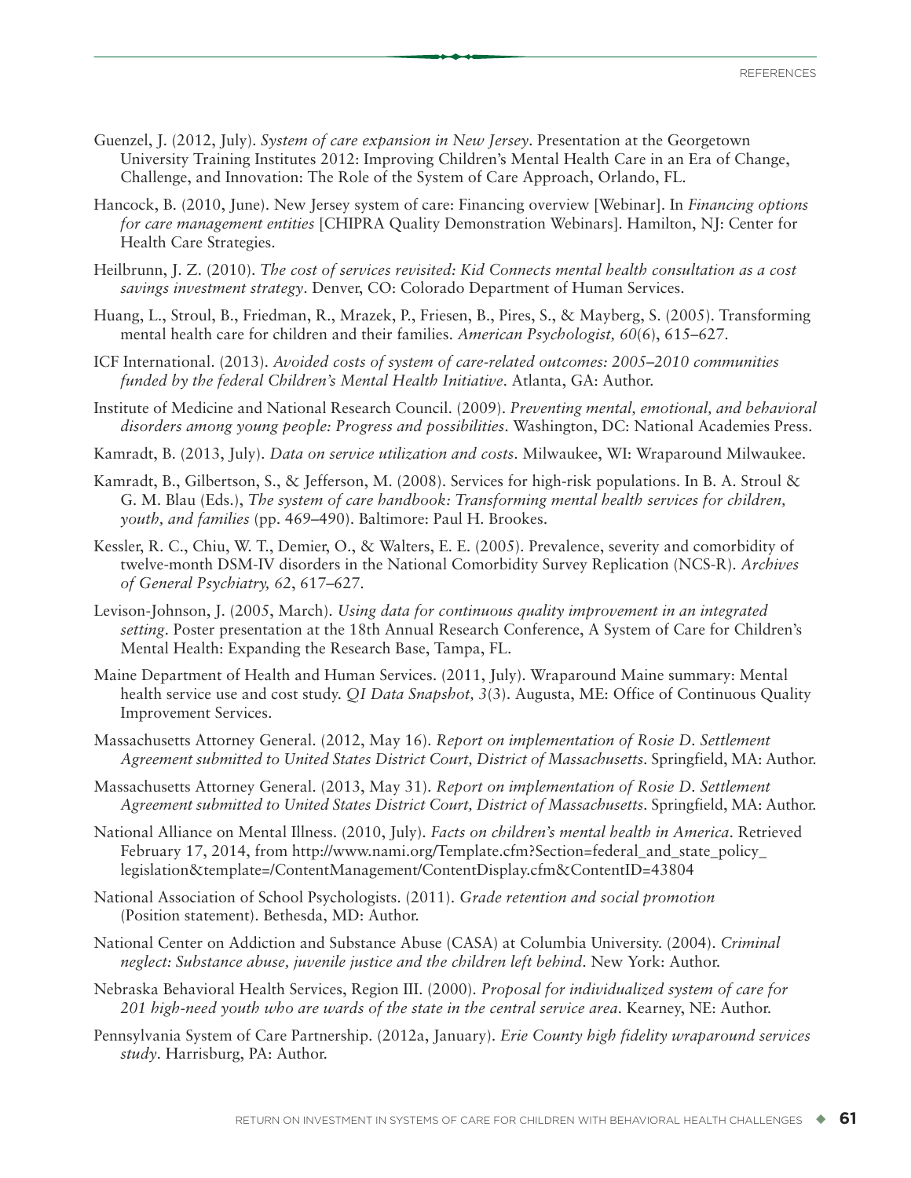Guenzel, J. (2012, July). *System of care expansion in New Jersey*. Presentation at the Georgetown University Training Institutes 2012: Improving Children's Mental Health Care in an Era of Change, Challenge, and Innovation: The Role of the System of Care Approach, Orlando, FL.

Hancock, B. (2010, June). New Jersey system of care: Financing overview [Webinar]. In *Financing options for care management entities* [CHIPRA Quality Demonstration Webinars]. Hamilton, NJ: Center for Health Care Strategies.

Heilbrunn, J. Z. (2010). *The cost of services revisited: Kid Connects mental health consultation as a cost savings investment strategy*. Denver, CO: Colorado Department of Human Services.

Huang, L., Stroul, B., Friedman, R., Mrazek, P., Friesen, B., Pires, S., & Mayberg, S. (2005). Transforming mental health care for children and their families. *American Psychologist, 60*(6), 615–627.

ICF International. (2013). *Avoided costs of system of care-related outcomes: 2005–2010 communities funded by the federal Children's Mental Health Initiative*. Atlanta, GA: Author.

Institute of Medicine and National Research Council. (2009). *Preventing mental, emotional, and behavioral disorders among young people: Progress and possibilities*. Washington, DC: National Academies Press.

Kamradt, B. (2013, July). *Data on service utilization and costs*. Milwaukee, WI: Wraparound Milwaukee.

Kamradt, B., Gilbertson, S., & Jefferson, M. (2008). Services for high-risk populations. In B. A. Stroul & G. M. Blau (Eds.), *The system of care handbook: Transforming mental health services for children, youth, and families* (pp. 469–490). Baltimore: Paul H. Brookes.

Kessler, R. C., Chiu, W. T., Demier, O., & Walters, E. E. (2005). Prevalence, severity and comorbidity of twelve-month DSM-IV disorders in the National Comorbidity Survey Replication (NCS-R). *Archives of General Psychiatry, 62*, 617–627.

Levison-Johnson, J. (2005, March). *Using data for continuous quality improvement in an integrated setting*. Poster presentation at the 18th Annual Research Conference, A System of Care for Children's Mental Health: Expanding the Research Base, Tampa, FL.

Maine Department of Health and Human Services. (2011, July). Wraparound Maine summary: Mental health service use and cost study. *QI Data Snapshot, 3*(3). Augusta, ME: Office of Continuous Quality Improvement Services.

Massachusetts Attorney General. (2012, May 16). *Report on implementation of Rosie D. Settlement Agreement submitted to United States District Court, District of Massachusetts*. Springfield, MA: Author.

Massachusetts Attorney General. (2013, May 31). *Report on implementation of Rosie D. Settlement Agreement submitted to United States District Court, District of Massachusetts*. Springfield, MA: Author.

National Alliance on Mental Illness. (2010, July). *Facts on children's mental health in America*. Retrieved February 17, 2014, from http://www.nami.org/Template.cfm?Section=federal_and_state_policy_legislation&template=/ContentManagement/ContentDisplay.cfm&ContentID=43804

National Association of School Psychologists. (2011). *Grade retention and social promotion* (Position statement). Bethesda, MD: Author.

National Center on Addiction and Substance Abuse (CASA) at Columbia University. (2004). *Criminal neglect: Substance abuse, juvenile justice and the children left behind*. New York: Author.

Nebraska Behavioral Health Services, Region III. (2000). *Proposal for individualized system of care for 201 high-need youth who are wards of the state in the central service area*. Kearney, NE: Author.

Pennsylvania System of Care Partnership. (2012a, January). *Erie County high fidelity wraparound services study*. Harrisburg, PA: Author.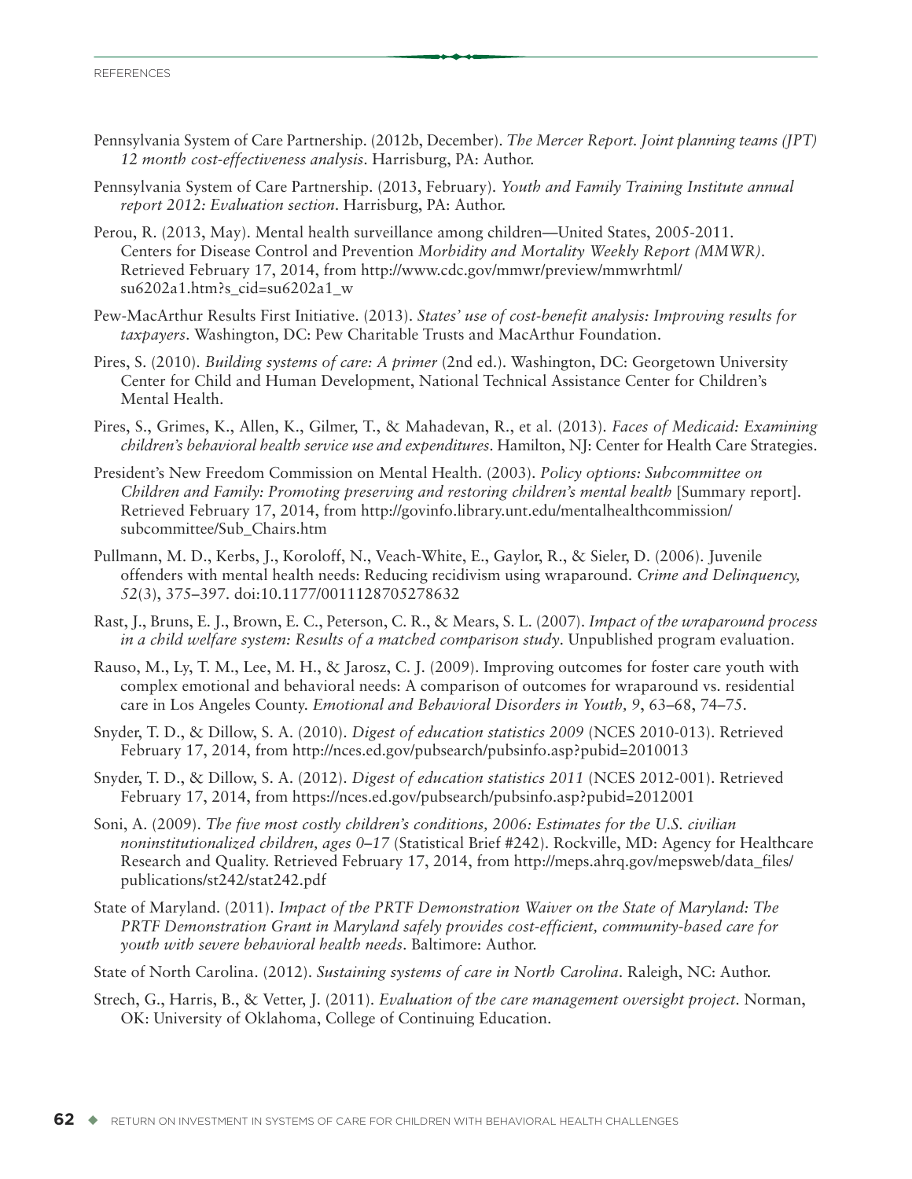Pennsylvania System of Care Partnership. (2012b, December). *The Mercer Report. Joint planning teams (JPT) 12 month cost-effectiveness analysis*. Harrisburg, PA: Author.

Pennsylvania System of Care Partnership. (2013, February). *Youth and Family Training Institute annual report 2012: Evaluation section*. Harrisburg, PA: Author.

Perou, R. (2013, May). Mental health surveillance among children—United States, 2005-2011. Centers for Disease Control and Prevention *Morbidity and Mortality Weekly Report (MMWR)*. Retrieved February 17, 2014, from http://www.cdc.gov/mmwr/preview/mmwrhtml/su6202a1.htm?s_cid=su6202a1_w

Pew-MacArthur Results First Initiative. (2013). *States' use of cost-benefit analysis: Improving results for taxpayers*. Washington, DC: Pew Charitable Trusts and MacArthur Foundation.

Pires, S. (2010). *Building systems of care: A primer* (2nd ed.). Washington, DC: Georgetown University Center for Child and Human Development, National Technical Assistance Center for Children's Mental Health.

Pires, S., Grimes, K., Allen, K., Gilmer, T., & Mahadevan, R., et al. (2013). *Faces of Medicaid: Examining children's behavioral health service use and expenditures*. Hamilton, NJ: Center for Health Care Strategies.

President's New Freedom Commission on Mental Health. (2003). *Policy options: Subcommittee on Children and Family: Promoting preserving and restoring children's mental health* [Summary report]. Retrieved February 17, 2014, from http://govinfo.library.unt.edu/mentalhealthcommission/subcommittee/Sub_Chairs.htm

Pullmann, M. D., Kerbs, J., Koroloff, N., Veach-White, E., Gaylor, R., & Sieler, D. (2006). Juvenile offenders with mental health needs: Reducing recidivism using wraparound. *Crime and Delinquency, 52*(3), 375–397. doi:10.1177/0011128705278632

Rast, J., Bruns, E. J., Brown, E. C., Peterson, C. R., & Mears, S. L. (2007). *Impact of the wraparound process in a child welfare system: Results of a matched comparison study*. Unpublished program evaluation.

Rauso, M., Ly, T. M., Lee, M. H., & Jarosz, C. J. (2009). Improving outcomes for foster care youth with complex emotional and behavioral needs: A comparison of outcomes for wraparound vs. residential care in Los Angeles County. *Emotional and Behavioral Disorders in Youth, 9*, 63–68, 74–75.

Snyder, T. D., & Dillow, S. A. (2010). *Digest of education statistics 2009* (NCES 2010-013). Retrieved February 17, 2014, from http://nces.ed.gov/pubsearch/pubsinfo.asp?pubid=2010013

Snyder, T. D., & Dillow, S. A. (2012). *Digest of education statistics 2011* (NCES 2012-001). Retrieved February 17, 2014, from https://nces.ed.gov/pubsearch/pubsinfo.asp?pubid=2012001

Soni, A. (2009). *The five most costly children's conditions, 2006: Estimates for the U.S. civilian noninstitutionalized children, ages 0–17* (Statistical Brief #242). Rockville, MD: Agency for Healthcare Research and Quality. Retrieved February 17, 2014, from http://meps.ahrq.gov/mepsweb/data_files/publications/st242/stat242.pdf

State of Maryland. (2011). *Impact of the PRTF Demonstration Waiver on the State of Maryland: The PRTF Demonstration Grant in Maryland safely provides cost-efficient, community-based care for youth with severe behavioral health needs*. Baltimore: Author.

State of North Carolina. (2012). *Sustaining systems of care in North Carolina*. Raleigh, NC: Author.

Strech, G., Harris, B., & Vetter, J. (2011). *Evaluation of the care management oversight project*. Norman, OK: University of Oklahoma, College of Continuing Education.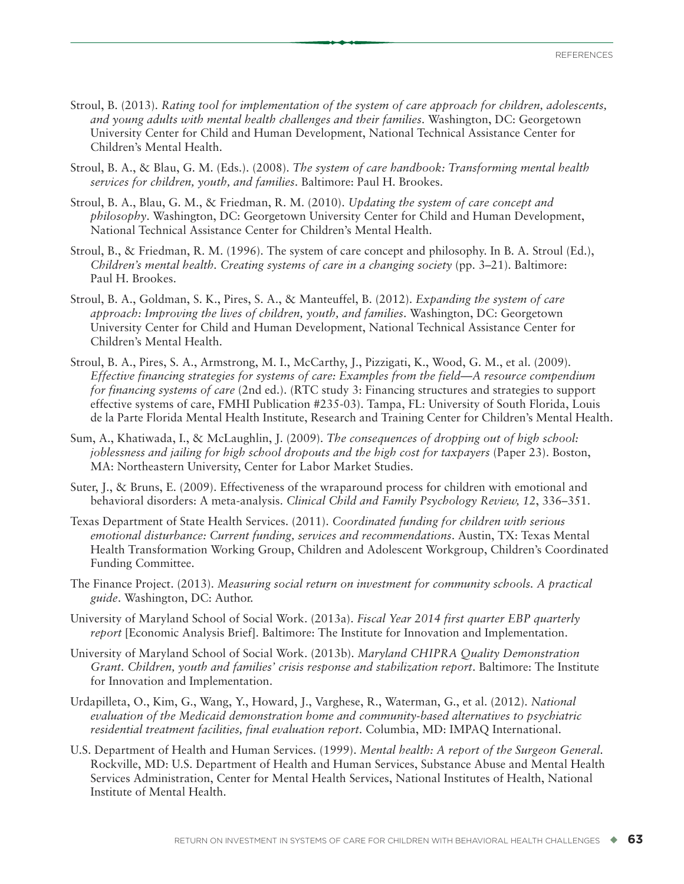Stroul, B. (2013). *Rating tool for implementation of the system of care approach for children, adolescents, and young adults with mental health challenges and their families.* Washington, DC: Georgetown University Center for Child and Human Development, National Technical Assistance Center for Children's Mental Health.

Stroul, B. A., & Blau, G. M. (Eds.). (2008). *The system of care handbook: Transforming mental health services for children, youth, and families*. Baltimore: Paul H. Brookes.

Stroul, B. A., Blau, G. M., & Friedman, R. M. (2010). *Updating the system of care concept and philosophy*. Washington, DC: Georgetown University Center for Child and Human Development, National Technical Assistance Center for Children's Mental Health.

Stroul, B., & Friedman, R. M. (1996). The system of care concept and philosophy. In B. A. Stroul (Ed.), *Children's mental health. Creating systems of care in a changing society* (pp. 3–21). Baltimore: Paul H. Brookes.

Stroul, B. A., Goldman, S. K., Pires, S. A., & Manteuffel, B. (2012). *Expanding the system of care approach: Improving the lives of children, youth, and families.* Washington, DC: Georgetown University Center for Child and Human Development, National Technical Assistance Center for Children's Mental Health.

Stroul, B. A., Pires, S. A., Armstrong, M. I., McCarthy, J., Pizzigati, K., Wood, G. M., et al. (2009). *Effective financing strategies for systems of care: Examples from the field—A resource compendium for financing systems of care* (2nd ed.). (RTC study 3: Financing structures and strategies to support effective systems of care, FMHI Publication #235-03). Tampa, FL: University of South Florida, Louis de la Parte Florida Mental Health Institute, Research and Training Center for Children's Mental Health.

Sum, A., Khatiwada, I., & McLaughlin, J. (2009). *The consequences of dropping out of high school: joblessness and jailing for high school dropouts and the high cost for taxpayers* (Paper 23). Boston, MA: Northeastern University, Center for Labor Market Studies.

Suter, J., & Bruns, E. (2009). Effectiveness of the wraparound process for children with emotional and behavioral disorders: A meta-analysis. *Clinical Child and Family Psychology Review, 12*, 336–351.

Texas Department of State Health Services. (2011). *Coordinated funding for children with serious emotional disturbance: Current funding, services and recommendations*. Austin, TX: Texas Mental Health Transformation Working Group, Children and Adolescent Workgroup, Children's Coordinated Funding Committee.

The Finance Project. (2013). *Measuring social return on investment for community schools. A practical guide*. Washington, DC: Author.

University of Maryland School of Social Work. (2013a). *Fiscal Year 2014 first quarter EBP quarterly report* [Economic Analysis Brief]. Baltimore: The Institute for Innovation and Implementation.

University of Maryland School of Social Work. (2013b). *Maryland CHIPRA Quality Demonstration Grant. Children, youth and families' crisis response and stabilization report*. Baltimore: The Institute for Innovation and Implementation.

Urdapilleta, O., Kim, G., Wang, Y., Howard, J., Varghese, R., Waterman, G., et al. (2012). *National evaluation of the Medicaid demonstration home and community-based alternatives to psychiatric residential treatment facilities, final evaluation report.* Columbia, MD: IMPAQ International.

U.S. Department of Health and Human Services. (1999). *Mental health: A report of the Surgeon General.* Rockville, MD: U.S. Department of Health and Human Services, Substance Abuse and Mental Health Services Administration, Center for Mental Health Services, National Institutes of Health, National Institute of Mental Health.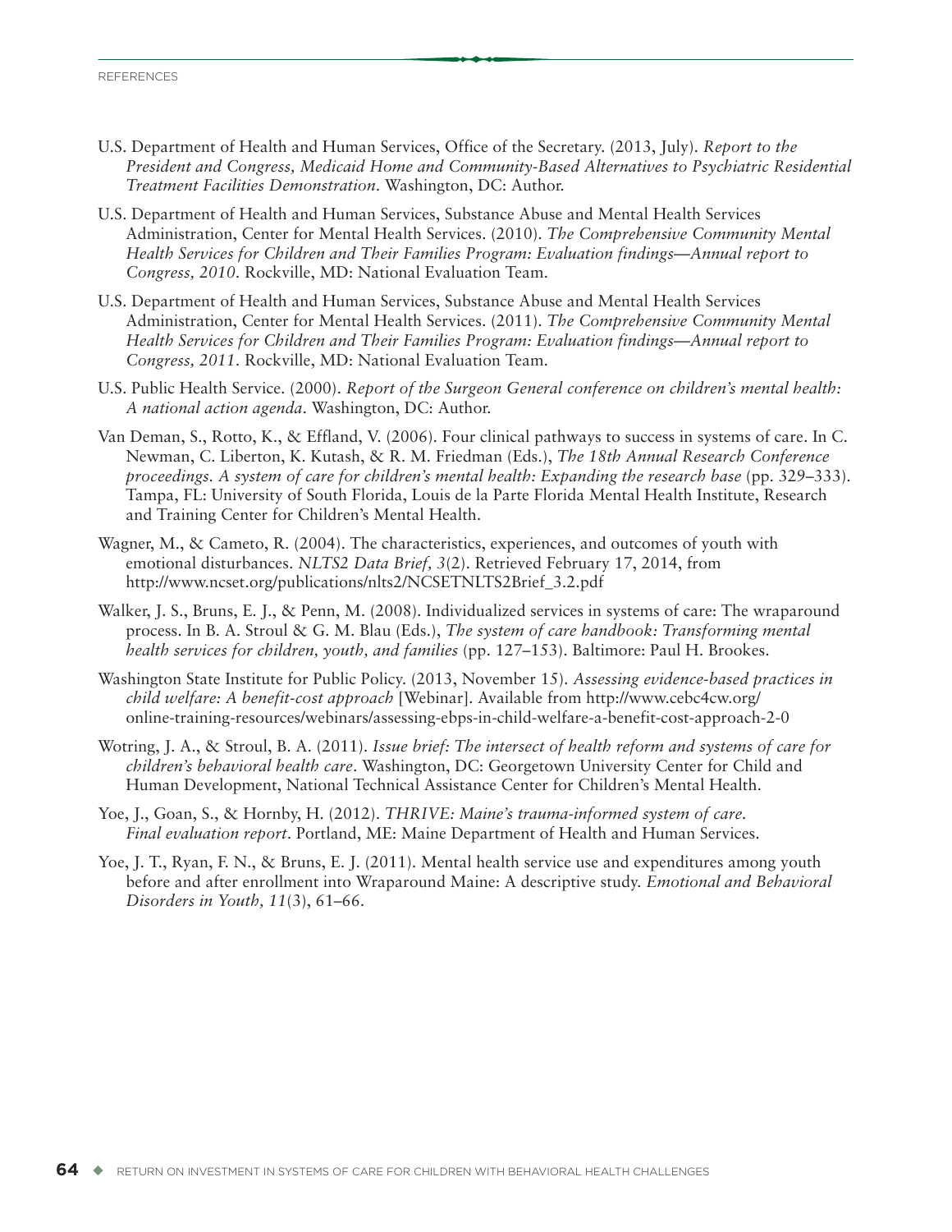U.S. Department of Health and Human Services, Office of the Secretary. (2013, July). *Report to the President and Congress, Medicaid Home and Community-Based Alternatives to Psychiatric Residential Treatment Facilities Demonstration*. Washington, DC: Author.

U.S. Department of Health and Human Services, Substance Abuse and Mental Health Services Administration, Center for Mental Health Services. (2010). *The Comprehensive Community Mental Health Services for Children and Their Families Program: Evaluation findings—Annual report to Congress, 2010*. Rockville, MD: National Evaluation Team.

U.S. Department of Health and Human Services, Substance Abuse and Mental Health Services Administration, Center for Mental Health Services. (2011). *The Comprehensive Community Mental Health Services for Children and Their Families Program: Evaluation findings—Annual report to Congress, 2011*. Rockville, MD: National Evaluation Team.

U.S. Public Health Service. (2000). *Report of the Surgeon General conference on children's mental health: A national action agenda*. Washington, DC: Author.

Van Deman, S., Rotto, K., & Effland, V. (2006). Four clinical pathways to success in systems of care. In C. Newman, C. Liberton, K. Kutash, & R. M. Friedman (Eds.), *The 18th Annual Research Conference proceedings. A system of care for children's mental health: Expanding the research base* (pp. 329–333). Tampa, FL: University of South Florida, Louis de la Parte Florida Mental Health Institute, Research and Training Center for Children's Mental Health.

Wagner, M., & Cameto, R. (2004). The characteristics, experiences, and outcomes of youth with emotional disturbances. *NLTS2 Data Brief, 3*(2). Retrieved February 17, 2014, from http://www.ncset.org/publications/nlts2/NCSETNLTS2Brief_3.2.pdf

Walker, J. S., Bruns, E. J., & Penn, M. (2008). Individualized services in systems of care: The wraparound process. In B. A. Stroul & G. M. Blau (Eds.), *The system of care handbook: Transforming mental health services for children, youth, and families* (pp. 127–153). Baltimore: Paul H. Brookes.

Washington State Institute for Public Policy. (2013, November 15). *Assessing evidence-based practices in child welfare: A benefit-cost approach* [Webinar]. Available from http://www.cebc4cw.org/online-training-resources/webinars/assessing-ebps-in-child-welfare-a-benefit-cost-approach-2-0

Wotring, J. A., & Stroul, B. A. (2011). *Issue brief: The intersect of health reform and systems of care for children's behavioral health care*. Washington, DC: Georgetown University Center for Child and Human Development, National Technical Assistance Center for Children's Mental Health.

Yoe, J., Goan, S., & Hornby, H. (2012). *THRIVE: Maine's trauma-informed system of care. Final evaluation report*. Portland, ME: Maine Department of Health and Human Services.

Yoe, J. T., Ryan, F. N., & Bruns, E. J. (2011). Mental health service use and expenditures among youth before and after enrollment into Wraparound Maine: A descriptive study. *Emotional and Behavioral Disorders in Youth, 11*(3), 61–66.